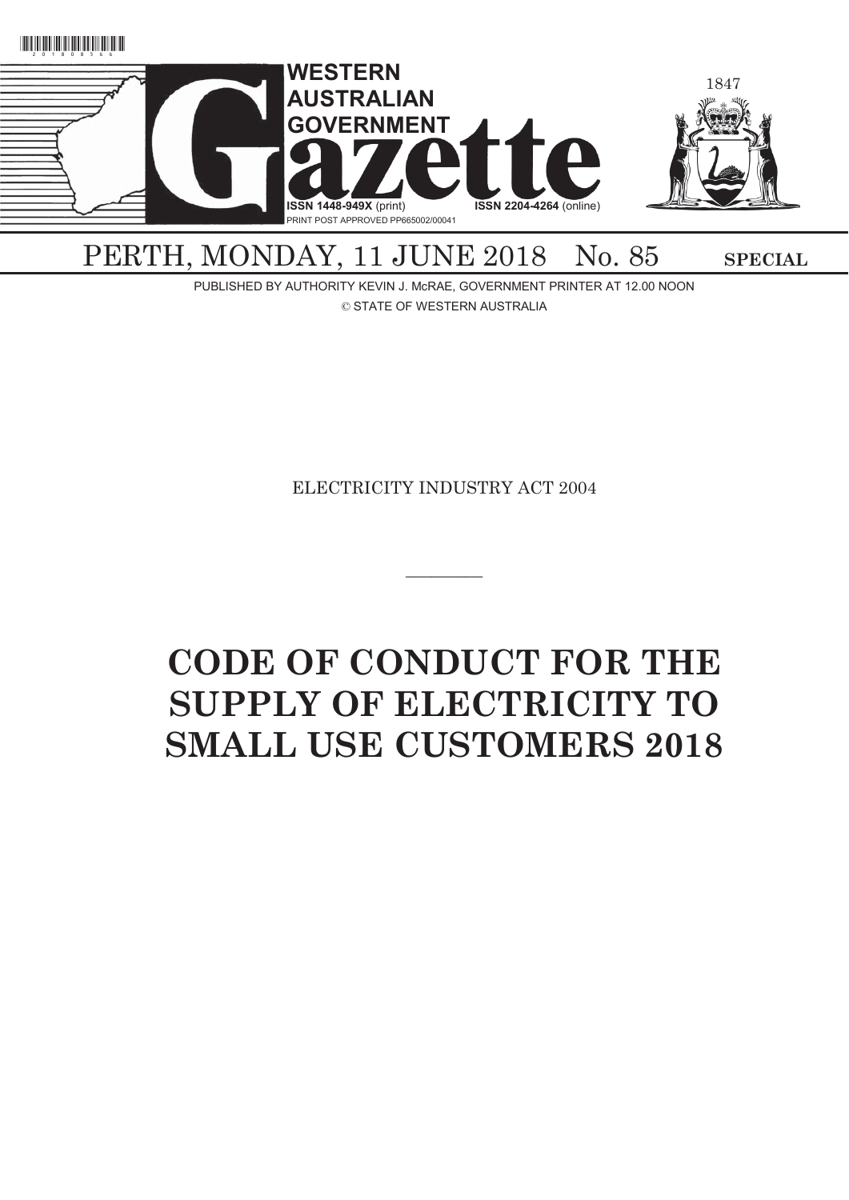# WESTERN AUSTRALIAN GOVERNMENT Gazette

ISSN 1448-949X (print) ISSN 2204-4264 (online)

PRINT POST APPROVED PP665002/00041

1847

PERTH, MONDAY, 11 JUNE 2018 No. 85 **SPECIAL**

PUBLISHED BY AUTHORITY KEVIN J. McRAE, GOVERNMENT PRINTER AT 12.00 NOON

© STATE OF WESTERN AUSTRALIA

ELECTRICITY INDUSTRY ACT 2004

---

# CODE OF CONDUCT FOR THE SUPPLY OF ELECTRICITY TO SMALL USE CUSTOMERS 2018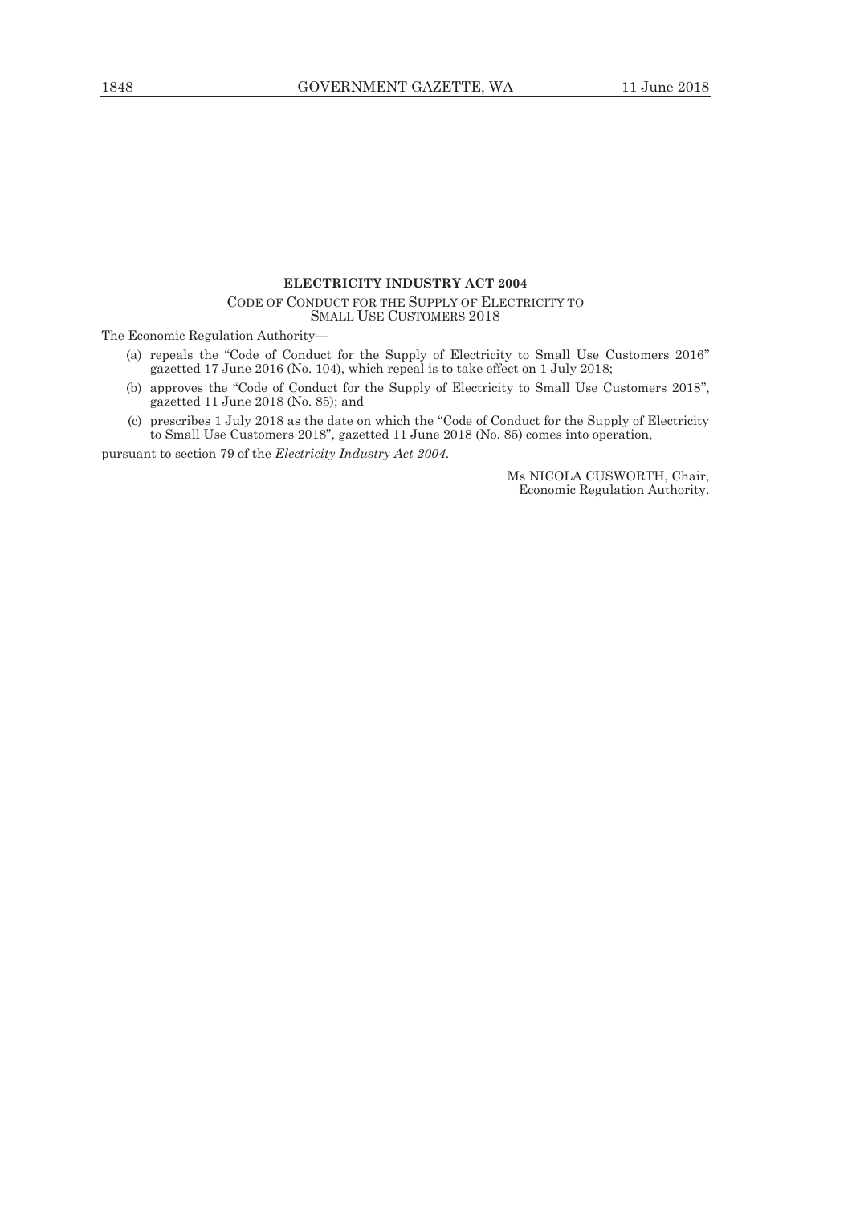**ELECTRICITY INDUSTRY ACT 2004**

CODE OF CONDUCT FOR THE SUPPLY OF ELECTRICITY TO SMALL USE CUSTOMERS 2018

The Economic Regulation Authority—

(a) repeals the "Code of Conduct for the Supply of Electricity to Small Use Customers 2016" gazetted 17 June 2016 (No. 104), which repeal is to take effect on 1 July 2018;

(b) approves the "Code of Conduct for the Supply of Electricity to Small Use Customers 2018", gazetted 11 June 2018 (No. 85); and

(c) prescribes 1 July 2018 as the date on which the "Code of Conduct for the Supply of Electricity to Small Use Customers 2018", gazetted 11 June 2018 (No. 85) comes into operation,

pursuant to section 79 of the *Electricity Industry Act 2004*.

Ms NICOLA CUSWORTH, Chair,
Economic Regulation Authority.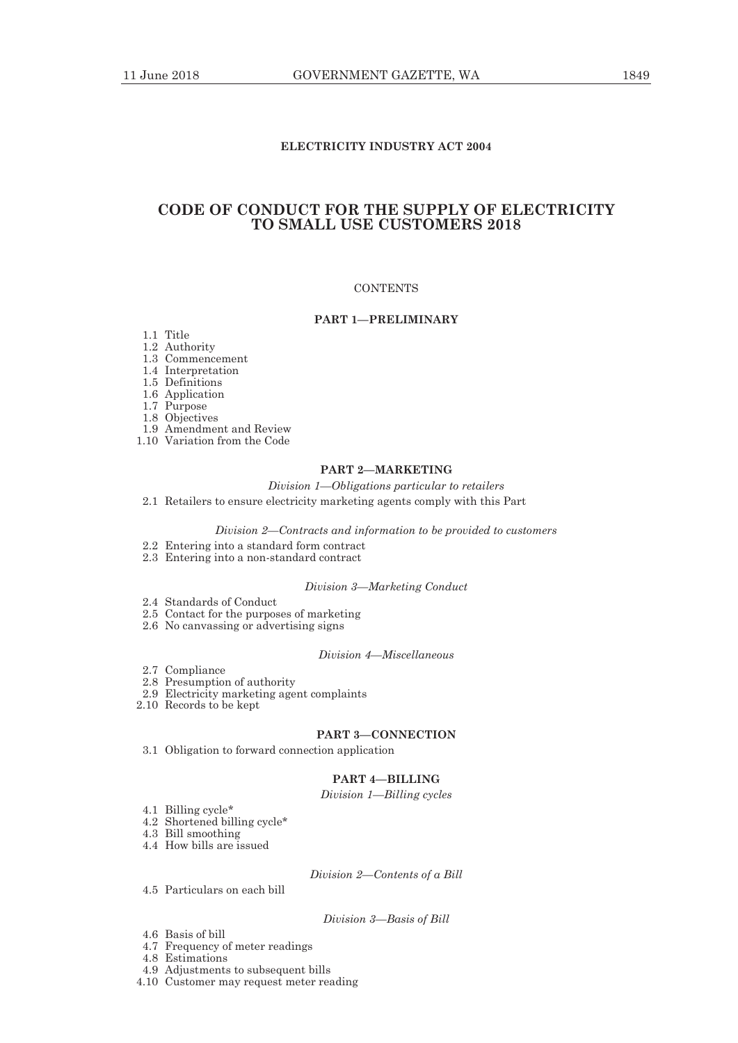**ELECTRICITY INDUSTRY ACT 2004**

# CODE OF CONDUCT FOR THE SUPPLY OF ELECTRICITY TO SMALL USE CUSTOMERS 2018

CONTENTS

## PART 1—PRELIMINARY

1.1 Title
1.2 Authority
1.3 Commencement
1.4 Interpretation
1.5 Definitions
1.6 Application
1.7 Purpose
1.8 Objectives
1.9 Amendment and Review
1.10 Variation from the Code

## PART 2—MARKETING

*Division 1—Obligations particular to retailers*

2.1 Retailers to ensure electricity marketing agents comply with this Part

*Division 2—Contracts and information to be provided to customers*

2.2 Entering into a standard form contract
2.3 Entering into a non-standard contract

*Division 3—Marketing Conduct*

2.4 Standards of Conduct
2.5 Contact for the purposes of marketing
2.6 No canvassing or advertising signs

*Division 4—Miscellaneous*

2.7 Compliance
2.8 Presumption of authority
2.9 Electricity marketing agent complaints
2.10 Records to be kept

## PART 3—CONNECTION

3.1 Obligation to forward connection application

## PART 4—BILLING

*Division 1—Billing cycles*

4.1 Billing cycle*
4.2 Shortened billing cycle*
4.3 Bill smoothing
4.4 How bills are issued

*Division 2—Contents of a Bill*

4.5 Particulars on each bill

*Division 3—Basis of Bill*

4.6 Basis of bill
4.7 Frequency of meter readings
4.8 Estimations
4.9 Adjustments to subsequent bills
4.10 Customer may request meter reading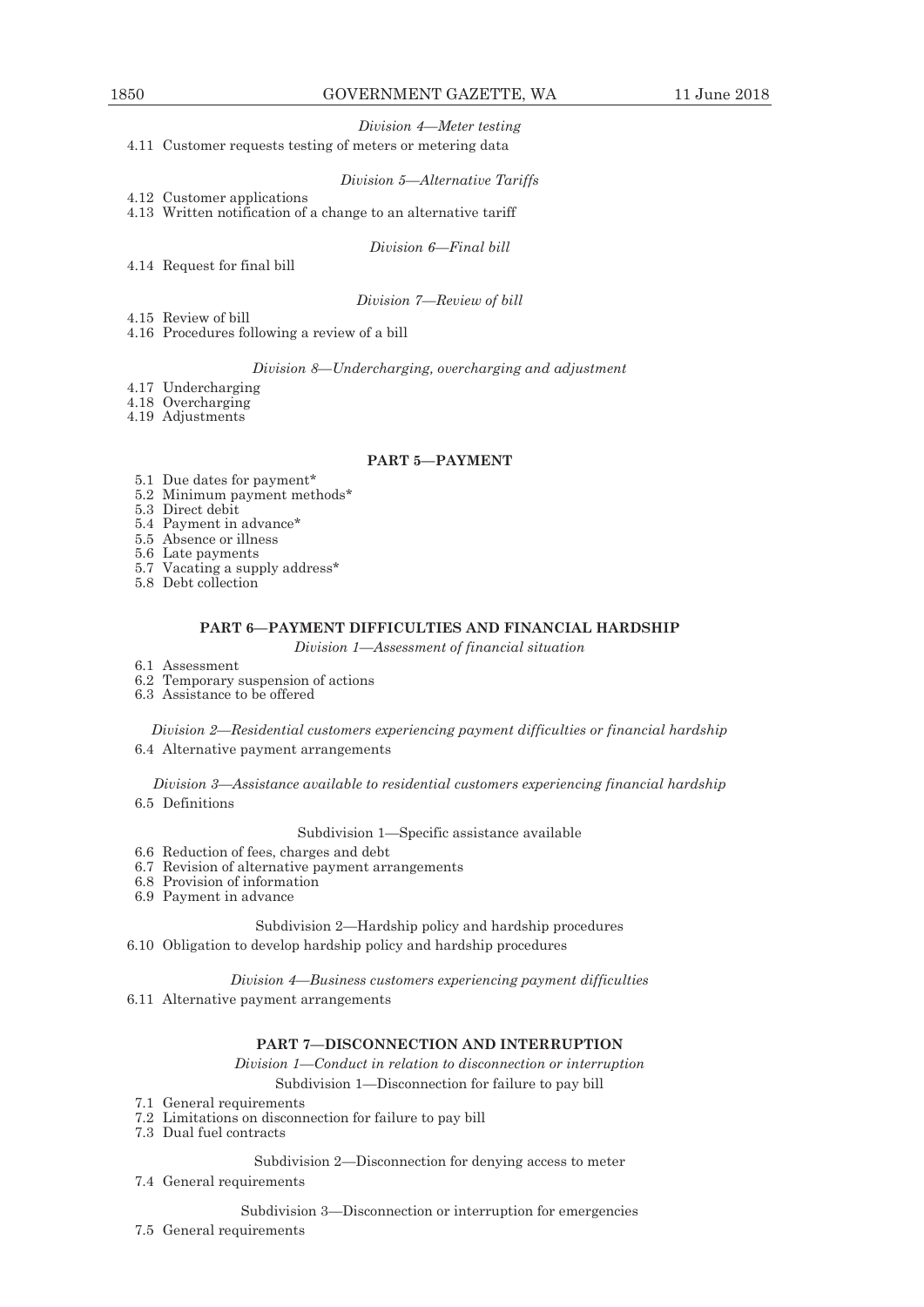*Division 4—Meter testing*

4.11 Customer requests testing of meters or metering data

*Division 5—Alternative Tariffs*

4.12 Customer applications
4.13 Written notification of a change to an alternative tariff

*Division 6—Final bill*

4.14 Request for final bill

*Division 7—Review of bill*

4.15 Review of bill
4.16 Procedures following a review of a bill

*Division 8—Undercharging, overcharging and adjustment*

4.17 Undercharging
4.18 Overcharging
4.19 Adjustments

**PART 5—PAYMENT**

5.1 Due dates for payment*
5.2 Minimum payment methods*
5.3 Direct debit
5.4 Payment in advance*
5.5 Absence or illness
5.6 Late payments
5.7 Vacating a supply address*
5.8 Debt collection

**PART 6—PAYMENT DIFFICULTIES AND FINANCIAL HARDSHIP**

*Division 1—Assessment of financial situation*

6.1 Assessment
6.2 Temporary suspension of actions
6.3 Assistance to be offered

*Division 2—Residential customers experiencing payment difficulties or financial hardship*

6.4 Alternative payment arrangements

*Division 3—Assistance available to residential customers experiencing financial hardship*

6.5 Definitions

Subdivision 1—Specific assistance available

6.6 Reduction of fees, charges and debt
6.7 Revision of alternative payment arrangements
6.8 Provision of information
6.9 Payment in advance

Subdivision 2—Hardship policy and hardship procedures

6.10 Obligation to develop hardship policy and hardship procedures

*Division 4—Business customers experiencing payment difficulties*

6.11 Alternative payment arrangements

**PART 7—DISCONNECTION AND INTERRUPTION**

*Division 1—Conduct in relation to disconnection or interruption*

Subdivision 1—Disconnection for failure to pay bill

7.1 General requirements
7.2 Limitations on disconnection for failure to pay bill
7.3 Dual fuel contracts

Subdivision 2—Disconnection for denying access to meter

7.4 General requirements

Subdivision 3—Disconnection or interruption for emergencies

7.5 General requirements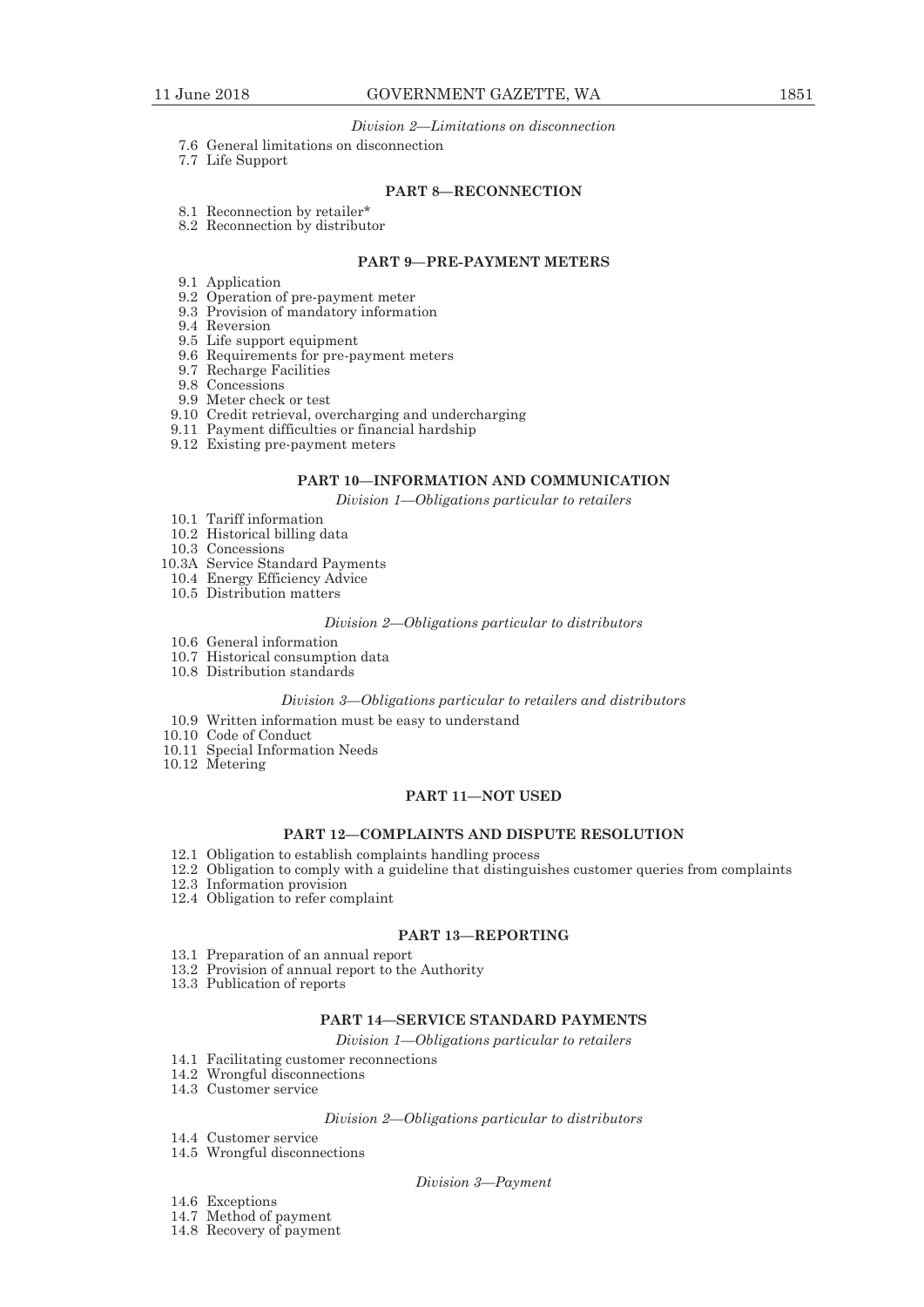*Division 2—Limitations on disconnection*

7.6 General limitations on disconnection
7.7 Life Support

**PART 8—RECONNECTION**

8.1 Reconnection by retailer*
8.2 Reconnection by distributor

**PART 9—PRE-PAYMENT METERS**

9.1 Application
9.2 Operation of pre-payment meter
9.3 Provision of mandatory information
9.4 Reversion
9.5 Life support equipment
9.6 Requirements for pre-payment meters
9.7 Recharge Facilities
9.8 Concessions
9.9 Meter check or test
9.10 Credit retrieval, overcharging and undercharging
9.11 Payment difficulties or financial hardship
9.12 Existing pre-payment meters

**PART 10—INFORMATION AND COMMUNICATION**

*Division 1—Obligations particular to retailers*

10.1 Tariff information
10.2 Historical billing data
10.3 Concessions
10.3A Service Standard Payments
10.4 Energy Efficiency Advice
10.5 Distribution matters

*Division 2—Obligations particular to distributors*

10.6 General information
10.7 Historical consumption data
10.8 Distribution standards

*Division 3—Obligations particular to retailers and distributors*

10.9 Written information must be easy to understand
10.10 Code of Conduct
10.11 Special Information Needs
10.12 Metering

**PART 11—NOT USED**

**PART 12—COMPLAINTS AND DISPUTE RESOLUTION**

12.1 Obligation to establish complaints handling process
12.2 Obligation to comply with a guideline that distinguishes customer queries from complaints
12.3 Information provision
12.4 Obligation to refer complaint

**PART 13—REPORTING**

13.1 Preparation of an annual report
13.2 Provision of annual report to the Authority
13.3 Publication of reports

**PART 14—SERVICE STANDARD PAYMENTS**

*Division 1—Obligations particular to retailers*

14.1 Facilitating customer reconnections
14.2 Wrongful disconnections
14.3 Customer service

*Division 2—Obligations particular to distributors*

14.4 Customer service
14.5 Wrongful disconnections

*Division 3—Payment*

14.6 Exceptions
14.7 Method of payment
14.8 Recovery of payment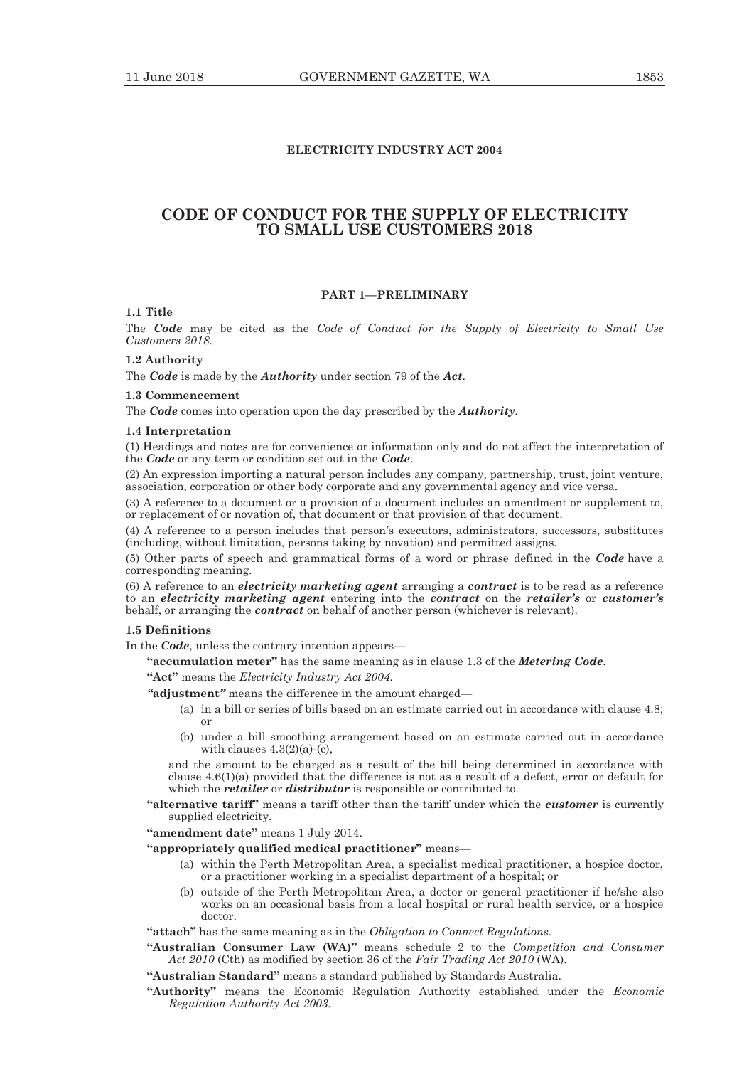## ELECTRICITY INDUSTRY ACT 2004

# CODE OF CONDUCT FOR THE SUPPLY OF ELECTRICITY TO SMALL USE CUSTOMERS 2018

## PART 1—PRELIMINARY

### 1.1 Title

The ***Code*** may be cited as the *Code of Conduct for the Supply of Electricity to Small Use Customers 2018*.

### 1.2 Authority

The ***Code*** is made by the ***Authority*** under section 79 of the ***Act***.

### 1.3 Commencement

The ***Code*** comes into operation upon the day prescribed by the ***Authority***.

### 1.4 Interpretation

(1) Headings and notes are for convenience or information only and do not affect the interpretation of the ***Code*** or any term or condition set out in the ***Code***.

(2) An expression importing a natural person includes any company, partnership, trust, joint venture, association, corporation or other body corporate and any governmental agency and vice versa.

(3) A reference to a document or a provision of a document includes an amendment or supplement to, or replacement of or novation of, that document or that provision of that document.

(4) A reference to a person includes that person's executors, administrators, successors, substitutes (including, without limitation, persons taking by novation) and permitted assigns.

(5) Other parts of speech and grammatical forms of a word or phrase defined in the ***Code*** have a corresponding meaning.

(6) A reference to an ***electricity marketing agent*** arranging a ***contract*** is to be read as a reference to an ***electricity marketing agent*** entering into the ***contract*** on the ***retailer's*** or ***customer's*** behalf, or arranging the ***contract*** on behalf of another person (whichever is relevant).

### 1.5 Definitions

In the ***Code***, unless the contrary intention appears—

**"accumulation meter"** has the same meaning as in clause 1.3 of the ***Metering Code***.

**"Act"** means the *Electricity Industry Act 2004.*

**"adjustment"** means the difference in the amount charged—

(a) in a bill or series of bills based on an estimate carried out in accordance with clause 4.8; or

(b) under a bill smoothing arrangement based on an estimate carried out in accordance with clauses 4.3(2)(a)-(c),

and the amount to be charged as a result of the bill being determined in accordance with clause 4.6(1)(a) provided that the difference is not as a result of a defect, error or default for which the ***retailer*** or ***distributor*** is responsible or contributed to.

**"alternative tariff"** means a tariff other than the tariff under which the ***customer*** is currently supplied electricity.

**"amendment date"** means 1 July 2014.

**"appropriately qualified medical practitioner"** means—

(a) within the Perth Metropolitan Area, a specialist medical practitioner, a hospice doctor, or a practitioner working in a specialist department of a hospital; or

(b) outside of the Perth Metropolitan Area, a doctor or general practitioner if he/she also works on an occasional basis from a local hospital or rural health service, or a hospice doctor.

**"attach"** has the same meaning as in the *Obligation to Connect Regulations.*

**"Australian Consumer Law (WA)"** means schedule 2 to the *Competition and Consumer Act 2010* (Cth) as modified by section 36 of the *Fair Trading Act 2010* (WA).

**"Australian Standard"** means a standard published by Standards Australia.

**"Authority"** means the Economic Regulation Authority established under the *Economic Regulation Authority Act 2003.*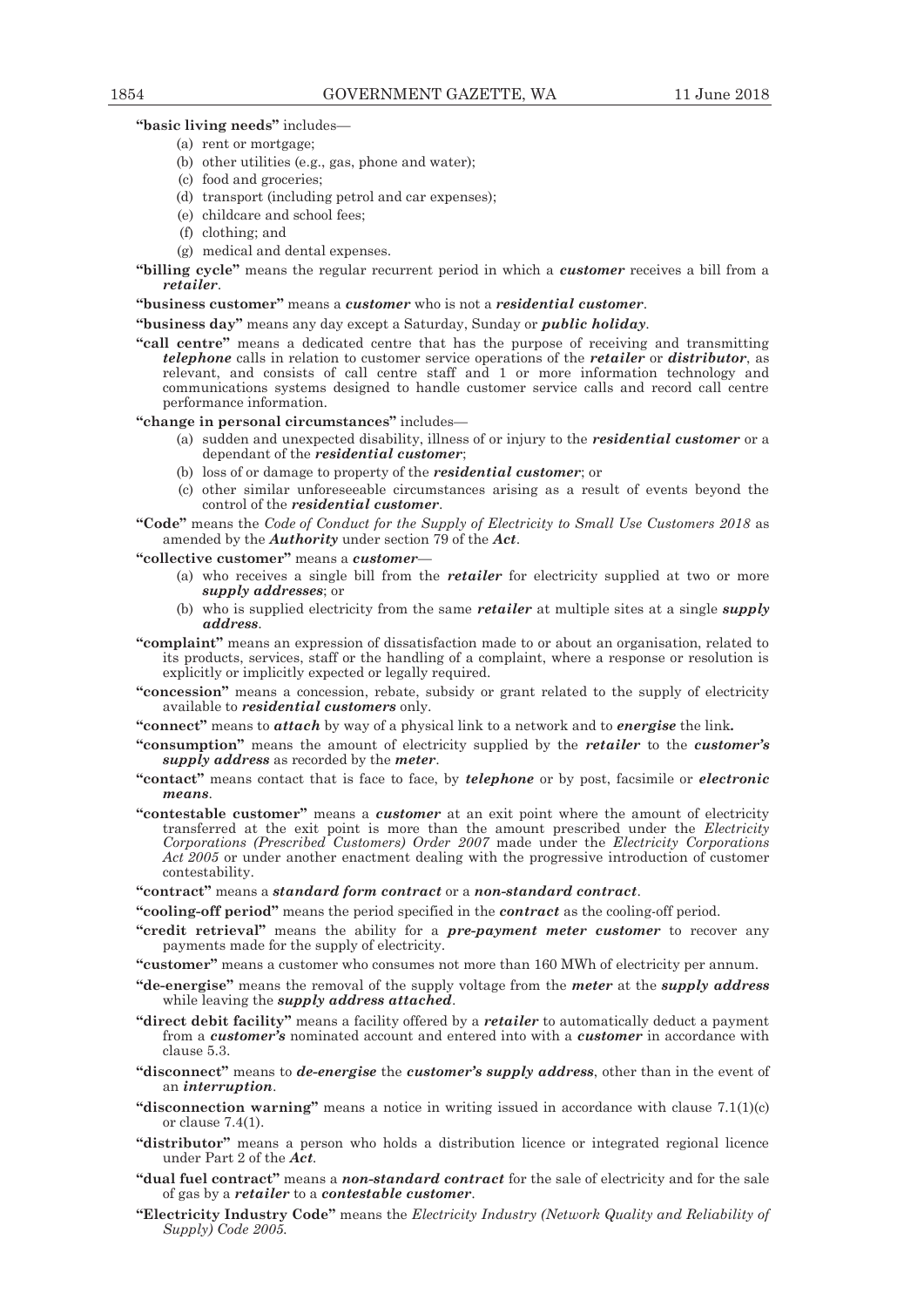**"basic living needs"** includes—

- (a) rent or mortgage;
- (b) other utilities (e.g., gas, phone and water);
- (c) food and groceries;
- (d) transport (including petrol and car expenses);
- (e) childcare and school fees;
- (f) clothing; and
- (g) medical and dental expenses.

**"billing cycle"** means the regular recurrent period in which a ***customer*** receives a bill from a ***retailer***.

**"business customer"** means a ***customer*** who is not a ***residential customer***.

**"business day"** means any day except a Saturday, Sunday or ***public holiday***.

**"call centre"** means a dedicated centre that has the purpose of receiving and transmitting ***telephone*** calls in relation to customer service operations of the ***retailer*** or ***distributor***, as relevant, and consists of call centre staff and 1 or more information technology and communications systems designed to handle customer service calls and record call centre performance information.

**"change in personal circumstances"** includes—

- (a) sudden and unexpected disability, illness of or injury to the ***residential customer*** or a dependant of the ***residential customer***;
- (b) loss of or damage to property of the ***residential customer***; or
- (c) other similar unforeseeable circumstances arising as a result of events beyond the control of the ***residential customer***.

**"Code"** means the *Code of Conduct for the Supply of Electricity to Small Use Customers 2018* as amended by the ***Authority*** under section 79 of the ***Act***.

**"collective customer"** means a ***customer***—

- (a) who receives a single bill from the ***retailer*** for electricity supplied at two or more ***supply addresses***; or
- (b) who is supplied electricity from the same ***retailer*** at multiple sites at a single ***supply address***.

**"complaint"** means an expression of dissatisfaction made to or about an organisation, related to its products, services, staff or the handling of a complaint, where a response or resolution is explicitly or implicitly expected or legally required.

**"concession"** means a concession, rebate, subsidy or grant related to the supply of electricity available to ***residential customers*** only.

**"connect"** means to ***attach*** by way of a physical link to a network and to ***energise*** the link**.**

**"consumption"** means the amount of electricity supplied by the ***retailer*** to the ***customer's supply address*** as recorded by the ***meter***.

**"contact"** means contact that is face to face, by ***telephone*** or by post, facsimile or ***electronic means***.

**"contestable customer"** means a ***customer*** at an exit point where the amount of electricity transferred at the exit point is more than the amount prescribed under the *Electricity Corporations (Prescribed Customers) Order 2007* made under the *Electricity Corporations Act 2005* or under another enactment dealing with the progressive introduction of customer contestability.

**"contract"** means a ***standard form contract*** or a ***non-standard contract***.

**"cooling-off period"** means the period specified in the ***contract*** as the cooling-off period.

**"credit retrieval"** means the ability for a ***pre-payment meter customer*** to recover any payments made for the supply of electricity.

**"customer"** means a customer who consumes not more than 160 MWh of electricity per annum.

**"de-energise"** means the removal of the supply voltage from the ***meter*** at the ***supply address*** while leaving the ***supply address attached***.

**"direct debit facility"** means a facility offered by a ***retailer*** to automatically deduct a payment from a ***customer's*** nominated account and entered into with a ***customer*** in accordance with clause 5.3.

**"disconnect"** means to ***de-energise*** the ***customer's supply address***, other than in the event of an ***interruption***.

**"disconnection warning"** means a notice in writing issued in accordance with clause 7.1(1)(c) or clause 7.4(1).

**"distributor"** means a person who holds a distribution licence or integrated regional licence under Part 2 of the ***Act***.

**"dual fuel contract"** means a ***non-standard contract*** for the sale of electricity and for the sale of gas by a ***retailer*** to a ***contestable customer***.

**"Electricity Industry Code"** means the *Electricity Industry (Network Quality and Reliability of Supply) Code 2005*.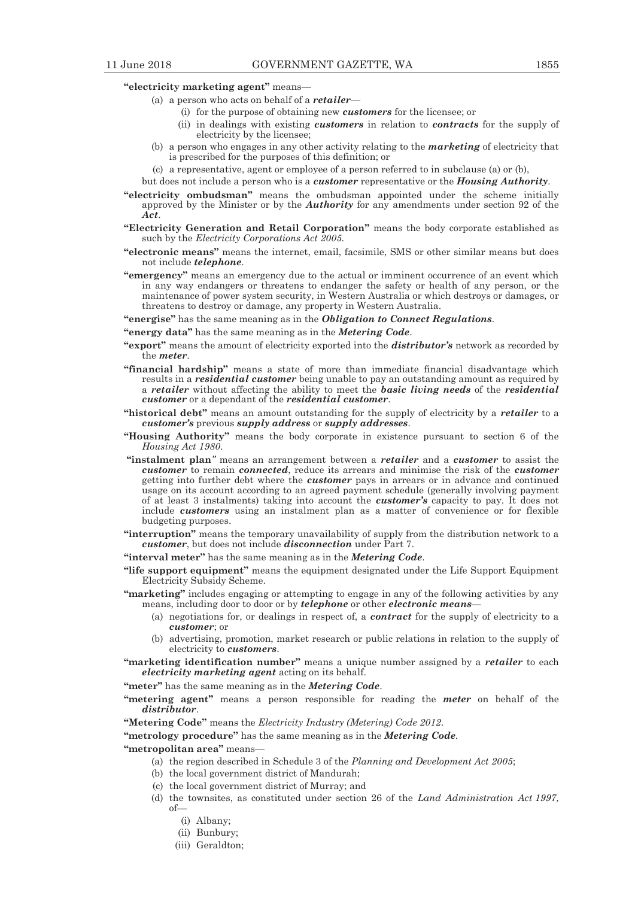**"electricity marketing agent"** means—

- (a) a person who acts on behalf of a ***retailer***—
  - (i) for the purpose of obtaining new ***customers*** for the licensee; or
  - (ii) in dealings with existing ***customers*** in relation to ***contracts*** for the supply of electricity by the licensee;
- (b) a person who engages in any other activity relating to the ***marketing*** of electricity that is prescribed for the purposes of this definition; or
- (c) a representative, agent or employee of a person referred to in subclause (a) or (b),

but does not include a person who is a ***customer*** representative or the ***Housing Authority***.

**"electricity ombudsman"** means the ombudsman appointed under the scheme initially approved by the Minister or by the ***Authority*** for any amendments under section 92 of the ***Act***.

**"Electricity Generation and Retail Corporation"** means the body corporate established as such by the *Electricity Corporations Act 2005*.

**"electronic means"** means the internet, email, facsimile, SMS or other similar means but does not include ***telephone***.

**"emergency"** means an emergency due to the actual or imminent occurrence of an event which in any way endangers or threatens to endanger the safety or health of any person, or the maintenance of power system security, in Western Australia or which destroys or damages, or threatens to destroy or damage, any property in Western Australia.

**"energise"** has the same meaning as in the ***Obligation to Connect Regulations***.

**"energy data"** has the same meaning as in the ***Metering Code***.

**"export"** means the amount of electricity exported into the ***distributor's*** network as recorded by the ***meter***.

**"financial hardship"** means a state of more than immediate financial disadvantage which results in a ***residential customer*** being unable to pay an outstanding amount as required by a ***retailer*** without affecting the ability to meet the ***basic living needs*** of the ***residential customer*** or a dependant of the ***residential customer***.

**"historical debt"** means an amount outstanding for the supply of electricity by a ***retailer*** to a ***customer's*** previous ***supply address*** or ***supply addresses***.

**"Housing Authority"** means the body corporate in existence pursuant to section 6 of the *Housing Act 1980*.

**"instalment plan"** means an arrangement between a ***retailer*** and a ***customer*** to assist the ***customer*** to remain ***connected***, reduce its arrears and minimise the risk of the ***customer*** getting into further debt where the ***customer*** pays in arrears or in advance and continued usage on its account according to an agreed payment schedule (generally involving payment of at least 3 instalments) taking into account the ***customer's*** capacity to pay. It does not include ***customers*** using an instalment plan as a matter of convenience or for flexible budgeting purposes.

**"interruption"** means the temporary unavailability of supply from the distribution network to a ***customer***, but does not include ***disconnection*** under Part 7.

**"interval meter"** has the same meaning as in the ***Metering Code***.

**"life support equipment"** means the equipment designated under the Life Support Equipment Electricity Subsidy Scheme.

**"marketing"** includes engaging or attempting to engage in any of the following activities by any means, including door to door or by ***telephone*** or other ***electronic means***—

- (a) negotiations for, or dealings in respect of, a ***contract*** for the supply of electricity to a ***customer***; or
- (b) advertising, promotion, market research or public relations in relation to the supply of electricity to ***customers***.

**"marketing identification number"** means a unique number assigned by a ***retailer*** to each ***electricity marketing agent*** acting on its behalf.

**"meter"** has the same meaning as in the ***Metering Code***.

**"metering agent"** means a person responsible for reading the ***meter*** on behalf of the ***distributor***.

**"Metering Code"** means the *Electricity Industry (Metering) Code 2012*.

**"metrology procedure"** has the same meaning as in the ***Metering Code***.

**"metropolitan area"** means—

- (a) the region described in Schedule 3 of the *Planning and Development Act 2005*;
- (b) the local government district of Mandurah;
- (c) the local government district of Murray; and
- (d) the townsites, as constituted under section 26 of the *Land Administration Act 1997*, of—
  - (i) Albany;
  - (ii) Bunbury;
  - (iii) Geraldton;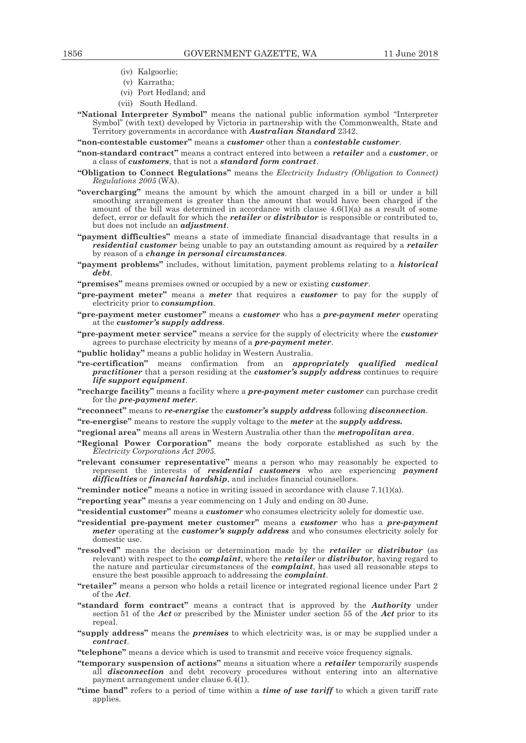(iv) Kalgoorlie;

(v) Karratha;

(vi) Port Hedland; and

(vii) South Hedland.

**"National Interpreter Symbol"** means the national public information symbol "Interpreter Symbol" (with text) developed by Victoria in partnership with the Commonwealth, State and Territory governments in accordance with ***Australian Standard*** 2342.

**"non-contestable customer"** means a ***customer*** other than a ***contestable customer***.

**"non-standard contract"** means a contract entered into between a ***retailer*** and a ***customer***, or a class of ***customers***, that is not a ***standard form contract***.

**"Obligation to Connect Regulations"** means the *Electricity Industry (Obligation to Connect) Regulations 2005* (WA).

**"overcharging"** means the amount by which the amount charged in a bill or under a bill smoothing arrangement is greater than the amount that would have been charged if the amount of the bill was determined in accordance with clause 4.6(1)(a) as a result of some defect, error or default for which the ***retailer*** or ***distributor*** is responsible or contributed to, but does not include an ***adjustment***.

**"payment difficulties"** means a state of immediate financial disadvantage that results in a ***residential customer*** being unable to pay an outstanding amount as required by a ***retailer*** by reason of a ***change in personal circumstances***.

**"payment problems"** includes, without limitation, payment problems relating to a ***historical debt***.

**"premises"** means premises owned or occupied by a new or existing ***customer***.

**"pre-payment meter"** means a ***meter*** that requires a ***customer*** to pay for the supply of electricity prior to ***consumption***.

**"pre-payment meter customer"** means a ***customer*** who has a ***pre-payment meter*** operating at the ***customer's supply address***.

**"pre-payment meter service"** means a service for the supply of electricity where the ***customer*** agrees to purchase electricity by means of a ***pre-payment meter***.

**"public holiday"** means a public holiday in Western Australia.

**"re-certification"** means confirmation from an ***appropriately qualified medical practitioner*** that a person residing at the ***customer's supply address*** continues to require ***life support equipment***.

**"recharge facility"** means a facility where a ***pre-payment meter customer*** can purchase credit for the ***pre-payment meter***.

**"reconnect"** means to ***re-energise*** the ***customer's supply address*** following ***disconnection***.

**"re-energise"** means to restore the supply voltage to the ***meter*** at the ***supply address.***

**"regional area"** means all areas in Western Australia other than the ***metropolitan area***.

**"Regional Power Corporation"** means the body corporate established as such by the *Electricity Corporations Act 2005.*

**"relevant consumer representative"** means a person who may reasonably be expected to represent the interests of ***residential customers*** who are experiencing ***payment difficulties*** or ***financial hardship***, and includes financial counsellors.

**"reminder notice"** means a notice in writing issued in accordance with clause 7.1(1)(a).

**"reporting year"** means a year commencing on 1 July and ending on 30 June.

**"residential customer"** means a ***customer*** who consumes electricity solely for domestic use.

**"residential pre-payment meter customer"** means a ***customer*** who has a ***pre-payment meter*** operating at the ***customer's supply address*** and who consumes electricity solely for domestic use.

**"resolved"** means the decision or determination made by the ***retailer*** or ***distributor*** (as relevant) with respect to the ***complaint***, where the ***retailer*** or ***distributor***, having regard to the nature and particular circumstances of the ***complaint***, has used all reasonable steps to ensure the best possible approach to addressing the ***complaint***.

**"retailer"** means a person who holds a retail licence or integrated regional licence under Part 2 of the ***Act***.

**"standard form contract"** means a contract that is approved by the ***Authority*** under section 51 of the ***Act*** or prescribed by the Minister under section 55 of the ***Act*** prior to its repeal.

**"supply address"** means the ***premises*** to which electricity was, is or may be supplied under a ***contract***.

**"telephone"** means a device which is used to transmit and receive voice frequency signals.

**"temporary suspension of actions"** means a situation where a ***retailer*** temporarily suspends all ***disconnection*** and debt recovery procedures without entering into an alternative payment arrangement under clause 6.4(1).

**"time band"** refers to a period of time within a ***time of use tariff*** to which a given tariff rate applies.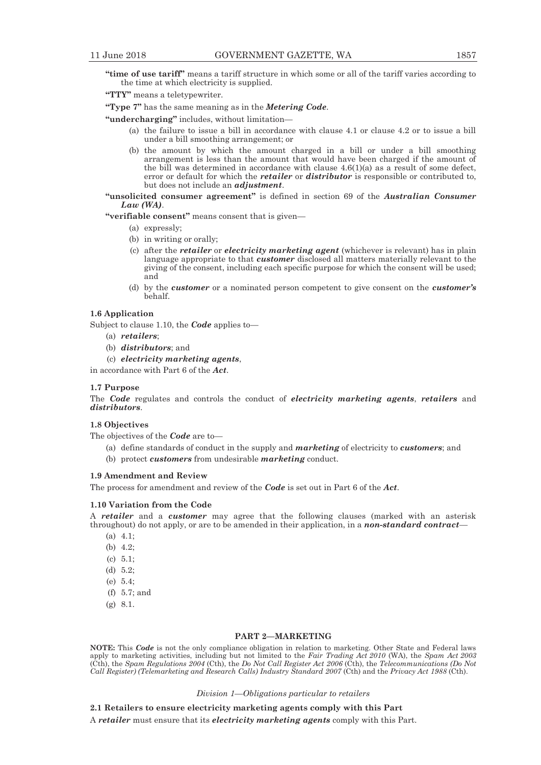**"time of use tariff"** means a tariff structure in which some or all of the tariff varies according to the time at which electricity is supplied.

**"TTY"** means a teletypewriter.

**"Type 7"** has the same meaning as in the ***Metering Code***.

**"undercharging"** includes, without limitation—

(a) the failure to issue a bill in accordance with clause 4.1 or clause 4.2 or to issue a bill under a bill smoothing arrangement; or

(b) the amount by which the amount charged in a bill or under a bill smoothing arrangement is less than the amount that would have been charged if the amount of the bill was determined in accordance with clause 4.6(1)(a) as a result of some defect, error or default for which the ***retailer*** or ***distributor*** is responsible or contributed to, but does not include an ***adjustment***.

**"unsolicited consumer agreement"** is defined in section 69 of the ***Australian Consumer Law (WA)***.

**"verifiable consent"** means consent that is given—

(a) expressly;

(b) in writing or orally;

(c) after the ***retailer*** or ***electricity marketing agent*** (whichever is relevant) has in plain language appropriate to that ***customer*** disclosed all matters materially relevant to the giving of the consent, including each specific purpose for which the consent will be used; and

(d) by the ***customer*** or a nominated person competent to give consent on the ***customer's*** behalf.

### 1.6 Application

Subject to clause 1.10, the ***Code*** applies to—

(a) ***retailers***;

(b) ***distributors***; and

(c) ***electricity marketing agents***,

in accordance with Part 6 of the ***Act***.

### 1.7 Purpose

The ***Code*** regulates and controls the conduct of ***electricity marketing agents***, ***retailers*** and ***distributors***.

### 1.8 Objectives

The objectives of the ***Code*** are to—

(a) define standards of conduct in the supply and ***marketing*** of electricity to ***customers***; and

(b) protect ***customers*** from undesirable ***marketing*** conduct.

### 1.9 Amendment and Review

The process for amendment and review of the ***Code*** is set out in Part 6 of the ***Act***.

### 1.10 Variation from the Code

A ***retailer*** and a ***customer*** may agree that the following clauses (marked with an asterisk throughout) do not apply, or are to be amended in their application, in a ***non-standard contract***—

(a) 4.1;

(b) 4.2;

(c) 5.1;

(d) 5.2;

(e) 5.4;

(f) 5.7; and

(g) 8.1.

## PART 2—MARKETING

**NOTE:** This ***Code*** is not the only compliance obligation in relation to marketing. Other State and Federal laws apply to marketing activities, including but not limited to the *Fair Trading Act 2010* (WA), the *Spam Act 2003* (Cth), the *Spam Regulations 2004* (Cth), the *Do Not Call Register Act 2006* (Cth), the *Telecommunications (Do Not Call Register) (Telemarketing and Research Calls) Industry Standard 2007* (Cth) and the *Privacy Act 1988* (Cth).

*Division 1—Obligations particular to retailers*

### 2.1 Retailers to ensure electricity marketing agents comply with this Part

A ***retailer*** must ensure that its ***electricity marketing agents*** comply with this Part.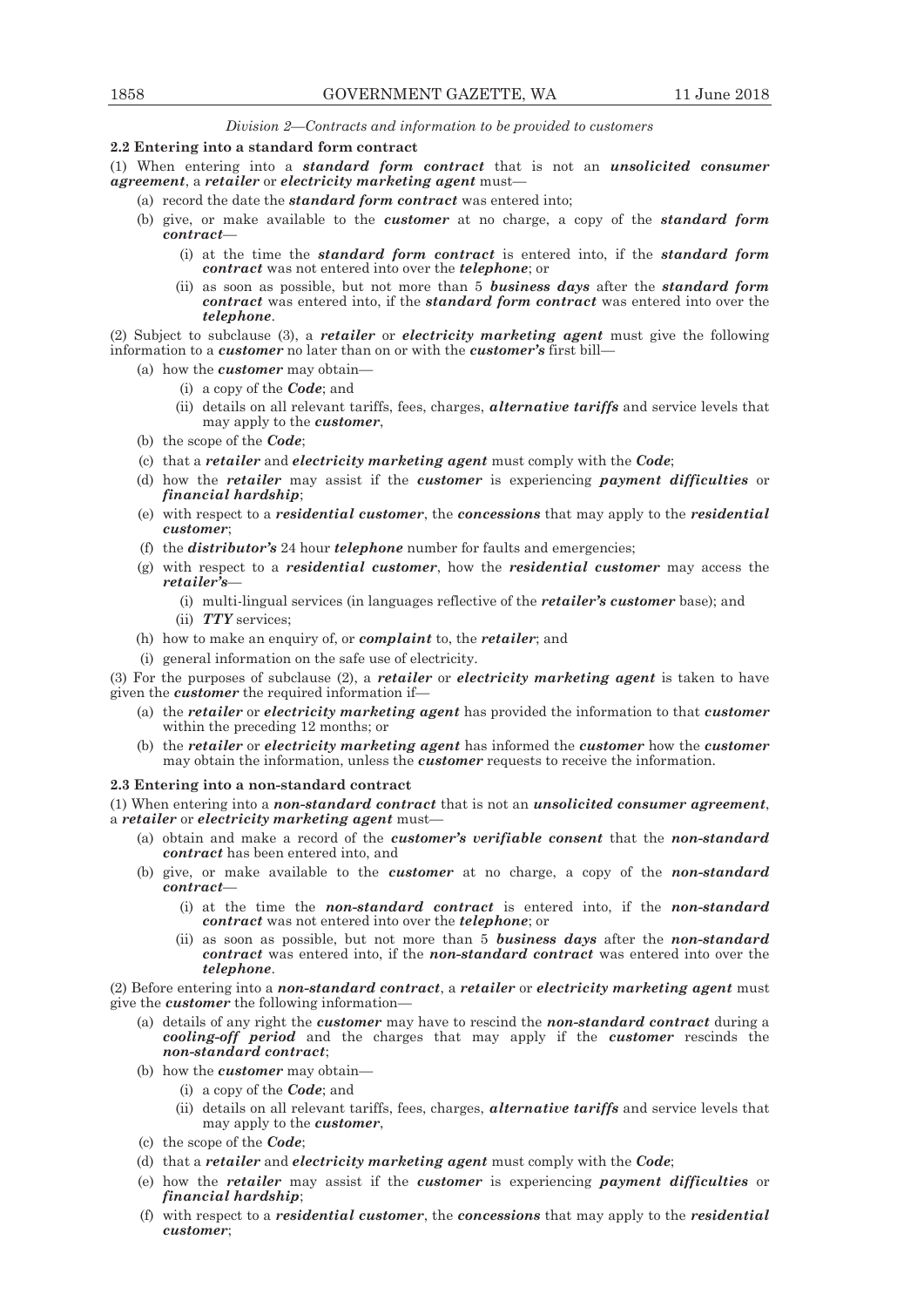*Division 2—Contracts and information to be provided to customers*

**2.2 Entering into a standard form contract**

(1) When entering into a ***standard form contract*** that is not an ***unsolicited consumer agreement***, a ***retailer*** or ***electricity marketing agent*** must—

- (a) record the date the ***standard form contract*** was entered into;
- (b) give, or make available to the ***customer*** at no charge, a copy of the ***standard form contract***—
  - (i) at the time the ***standard form contract*** is entered into, if the ***standard form contract*** was not entered into over the ***telephone***; or
  - (ii) as soon as possible, but not more than 5 ***business days*** after the ***standard form contract*** was entered into, if the ***standard form contract*** was entered into over the ***telephone***.

(2) Subject to subclause (3), a ***retailer*** or ***electricity marketing agent*** must give the following information to a ***customer*** no later than on or with the ***customer's*** first bill—

- (a) how the ***customer*** may obtain—
  - (i) a copy of the ***Code***; and
  - (ii) details on all relevant tariffs, fees, charges, ***alternative tariffs*** and service levels that may apply to the ***customer***,
- (b) the scope of the ***Code***;
- (c) that a ***retailer*** and ***electricity marketing agent*** must comply with the ***Code***;
- (d) how the ***retailer*** may assist if the ***customer*** is experiencing ***payment difficulties*** or ***financial hardship***;
- (e) with respect to a ***residential customer***, the ***concessions*** that may apply to the ***residential customer***;
- (f) the ***distributor's*** 24 hour ***telephone*** number for faults and emergencies;
- (g) with respect to a ***residential customer***, how the ***residential customer*** may access the ***retailer's***—
  - (i) multi-lingual services (in languages reflective of the ***retailer's customer*** base); and
  - (ii) ***TTY*** services;
- (h) how to make an enquiry of, or ***complaint*** to, the ***retailer***; and
- (i) general information on the safe use of electricity.

(3) For the purposes of subclause (2), a ***retailer*** or ***electricity marketing agent*** is taken to have given the ***customer*** the required information if—

- (a) the ***retailer*** or ***electricity marketing agent*** has provided the information to that ***customer*** within the preceding 12 months; or
- (b) the ***retailer*** or ***electricity marketing agent*** has informed the ***customer*** how the ***customer*** may obtain the information, unless the ***customer*** requests to receive the information.

**2.3 Entering into a non-standard contract**

(1) When entering into a ***non-standard contract*** that is not an ***unsolicited consumer agreement***, a ***retailer*** or ***electricity marketing agent*** must—

- (a) obtain and make a record of the ***customer's verifiable consent*** that the ***non-standard contract*** has been entered into, and
- (b) give, or make available to the ***customer*** at no charge, a copy of the ***non-standard contract***—
  - (i) at the time the ***non-standard contract*** is entered into, if the ***non-standard contract*** was not entered into over the ***telephone***; or
  - (ii) as soon as possible, but not more than 5 ***business days*** after the ***non-standard contract*** was entered into, if the ***non-standard contract*** was entered into over the ***telephone***.

(2) Before entering into a ***non-standard contract***, a ***retailer*** or ***electricity marketing agent*** must give the ***customer*** the following information—

- (a) details of any right the ***customer*** may have to rescind the ***non-standard contract*** during a ***cooling-off period*** and the charges that may apply if the ***customer*** rescinds the ***non-standard contract***;
- (b) how the ***customer*** may obtain—
  - (i) a copy of the ***Code***; and
  - (ii) details on all relevant tariffs, fees, charges, ***alternative tariffs*** and service levels that may apply to the ***customer***,
- (c) the scope of the ***Code***;
- (d) that a ***retailer*** and ***electricity marketing agent*** must comply with the ***Code***;
- (e) how the ***retailer*** may assist if the ***customer*** is experiencing ***payment difficulties*** or ***financial hardship***;
- (f) with respect to a ***residential customer***, the ***concessions*** that may apply to the ***residential customer***;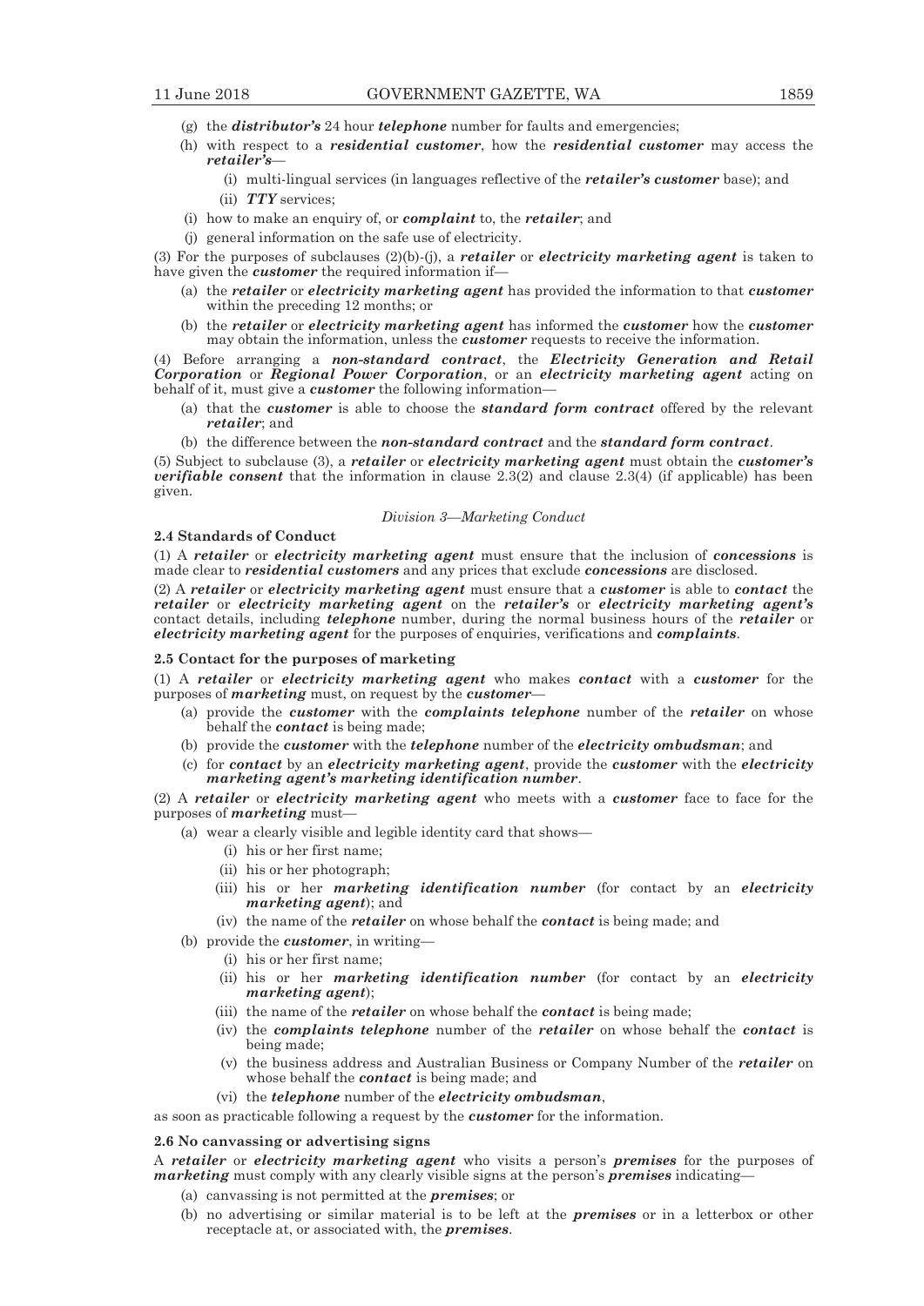(g) the ***distributor's*** 24 hour ***telephone*** number for faults and emergencies;

(h) with respect to a ***residential customer***, how the ***residential customer*** may access the ***retailer's***—

  (i) multi-lingual services (in languages reflective of the ***retailer's customer*** base); and

  (ii) ***TTY*** services;

(i) how to make an enquiry of, or ***complaint*** to, the ***retailer***; and

(j) general information on the safe use of electricity.

(3) For the purposes of subclauses (2)(b)-(j), a ***retailer*** or ***electricity marketing agent*** is taken to have given the ***customer*** the required information if—

(a) the ***retailer*** or ***electricity marketing agent*** has provided the information to that ***customer*** within the preceding 12 months; or

(b) the ***retailer*** or ***electricity marketing agent*** has informed the ***customer*** how the ***customer*** may obtain the information, unless the ***customer*** requests to receive the information.

(4) Before arranging a ***non-standard contract***, the ***Electricity Generation and Retail Corporation*** or ***Regional Power Corporation***, or an ***electricity marketing agent*** acting on behalf of it, must give a ***customer*** the following information—

(a) that the ***customer*** is able to choose the ***standard form contract*** offered by the relevant ***retailer***; and

(b) the difference between the ***non-standard contract*** and the ***standard form contract***.

(5) Subject to subclause (3), a ***retailer*** or ***electricity marketing agent*** must obtain the ***customer's verifiable consent*** that the information in clause 2.3(2) and clause 2.3(4) (if applicable) has been given.

*Division 3—Marketing Conduct*

**2.4 Standards of Conduct**

(1) A ***retailer*** or ***electricity marketing agent*** must ensure that the inclusion of ***concessions*** is made clear to ***residential customers*** and any prices that exclude ***concessions*** are disclosed.

(2) A ***retailer*** or ***electricity marketing agent*** must ensure that a ***customer*** is able to ***contact*** the ***retailer*** or ***electricity marketing agent*** on the ***retailer's*** or ***electricity marketing agent's*** contact details, including ***telephone*** number, during the normal business hours of the ***retailer*** or ***electricity marketing agent*** for the purposes of enquiries, verifications and ***complaints***.

**2.5 Contact for the purposes of marketing**

(1) A ***retailer*** or ***electricity marketing agent*** who makes ***contact*** with a ***customer*** for the purposes of ***marketing*** must, on request by the ***customer***—

(a) provide the ***customer*** with the ***complaints telephone*** number of the ***retailer*** on whose behalf the ***contact*** is being made;

(b) provide the ***customer*** with the ***telephone*** number of the ***electricity ombudsman***; and

(c) for ***contact*** by an ***electricity marketing agent***, provide the ***customer*** with the ***electricity marketing agent's marketing identification number***.

(2) A ***retailer*** or ***electricity marketing agent*** who meets with a ***customer*** face to face for the purposes of ***marketing*** must—

(a) wear a clearly visible and legible identity card that shows—

  (i) his or her first name;

  (ii) his or her photograph;

  (iii) his or her ***marketing identification number*** (for contact by an ***electricity marketing agent***); and

  (iv) the name of the ***retailer*** on whose behalf the ***contact*** is being made; and

(b) provide the ***customer***, in writing—

  (i) his or her first name;

  (ii) his or her ***marketing identification number*** (for contact by an ***electricity marketing agent***);

  (iii) the name of the ***retailer*** on whose behalf the ***contact*** is being made;

  (iv) the ***complaints telephone*** number of the ***retailer*** on whose behalf the ***contact*** is being made;

  (v) the business address and Australian Business or Company Number of the ***retailer*** on whose behalf the ***contact*** is being made; and

  (vi) the ***telephone*** number of the ***electricity ombudsman***,

as soon as practicable following a request by the ***customer*** for the information.

**2.6 No canvassing or advertising signs**

A ***retailer*** or ***electricity marketing agent*** who visits a person's ***premises*** for the purposes of ***marketing*** must comply with any clearly visible signs at the person's ***premises*** indicating—

(a) canvassing is not permitted at the ***premises***; or

(b) no advertising or similar material is to be left at the ***premises*** or in a letterbox or other receptacle at, or associated with, the ***premises***.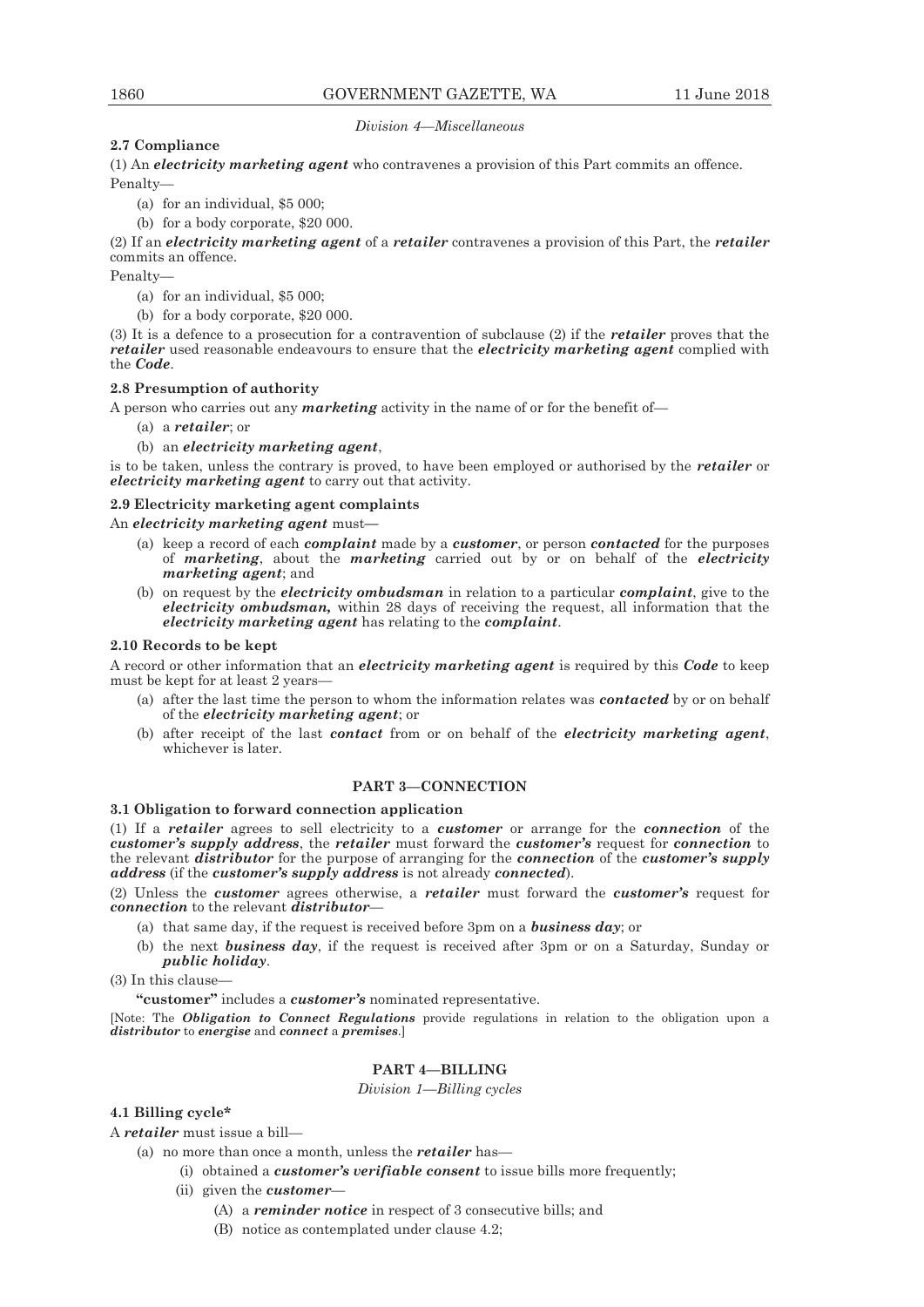*Division 4—Miscellaneous*

**2.7 Compliance**

(1) An ***electricity marketing agent*** who contravenes a provision of this Part commits an offence.

Penalty—

(a) for an individual, $5 000;

(b) for a body corporate, $20 000.

(2) If an ***electricity marketing agent*** of a ***retailer*** contravenes a provision of this Part, the ***retailer*** commits an offence.

Penalty—

(a) for an individual, $5 000;

(b) for a body corporate, $20 000.

(3) It is a defence to a prosecution for a contravention of subclause (2) if the ***retailer*** proves that the ***retailer*** used reasonable endeavours to ensure that the ***electricity marketing agent*** complied with the ***Code***.

**2.8 Presumption of authority**

A person who carries out any ***marketing*** activity in the name of or for the benefit of—

(a) a ***retailer***; or

(b) an ***electricity marketing agent***,

is to be taken, unless the contrary is proved, to have been employed or authorised by the ***retailer*** or ***electricity marketing agent*** to carry out that activity.

**2.9 Electricity marketing agent complaints**

An ***electricity marketing agent*** must—

(a) keep a record of each ***complaint*** made by a ***customer***, or person ***contacted*** for the purposes of ***marketing***, about the ***marketing*** carried out by or on behalf of the ***electricity marketing agent***; and

(b) on request by the ***electricity ombudsman*** in relation to a particular ***complaint***, give to the ***electricity ombudsman,*** within 28 days of receiving the request, all information that the ***electricity marketing agent*** has relating to the ***complaint***.

**2.10 Records to be kept**

A record or other information that an ***electricity marketing agent*** is required by this ***Code*** to keep must be kept for at least 2 years—

(a) after the last time the person to whom the information relates was ***contacted*** by or on behalf of the ***electricity marketing agent***; or

(b) after receipt of the last ***contact*** from or on behalf of the ***electricity marketing agent***, whichever is later.

## PART 3—CONNECTION

**3.1 Obligation to forward connection application**

(1) If a ***retailer*** agrees to sell electricity to a ***customer*** or arrange for the ***connection*** of the ***customer's supply address***, the ***retailer*** must forward the ***customer's*** request for ***connection*** to the relevant ***distributor*** for the purpose of arranging for the ***connection*** of the ***customer's supply address*** (if the ***customer's supply address*** is not already ***connected***).

(2) Unless the ***customer*** agrees otherwise, a ***retailer*** must forward the ***customer's*** request for ***connection*** to the relevant ***distributor***—

(a) that same day, if the request is received before 3pm on a ***business day***; or

(b) the next ***business day***, if the request is received after 3pm or on a Saturday, Sunday or ***public holiday***.

(3) In this clause—

**"customer"** includes a ***customer's*** nominated representative.

[Note: The ***Obligation to Connect Regulations*** provide regulations in relation to the obligation upon a ***distributor*** to ***energise*** and ***connect*** a ***premises***.]

## PART 4—BILLING

*Division 1—Billing cycles*

**4.1 Billing cycle***

A ***retailer*** must issue a bill—

(a) no more than once a month, unless the ***retailer*** has—

(i) obtained a ***customer's verifiable consent*** to issue bills more frequently;

(ii) given the ***customer***—

(A) a ***reminder notice*** in respect of 3 consecutive bills; and

(B) notice as contemplated under clause 4.2;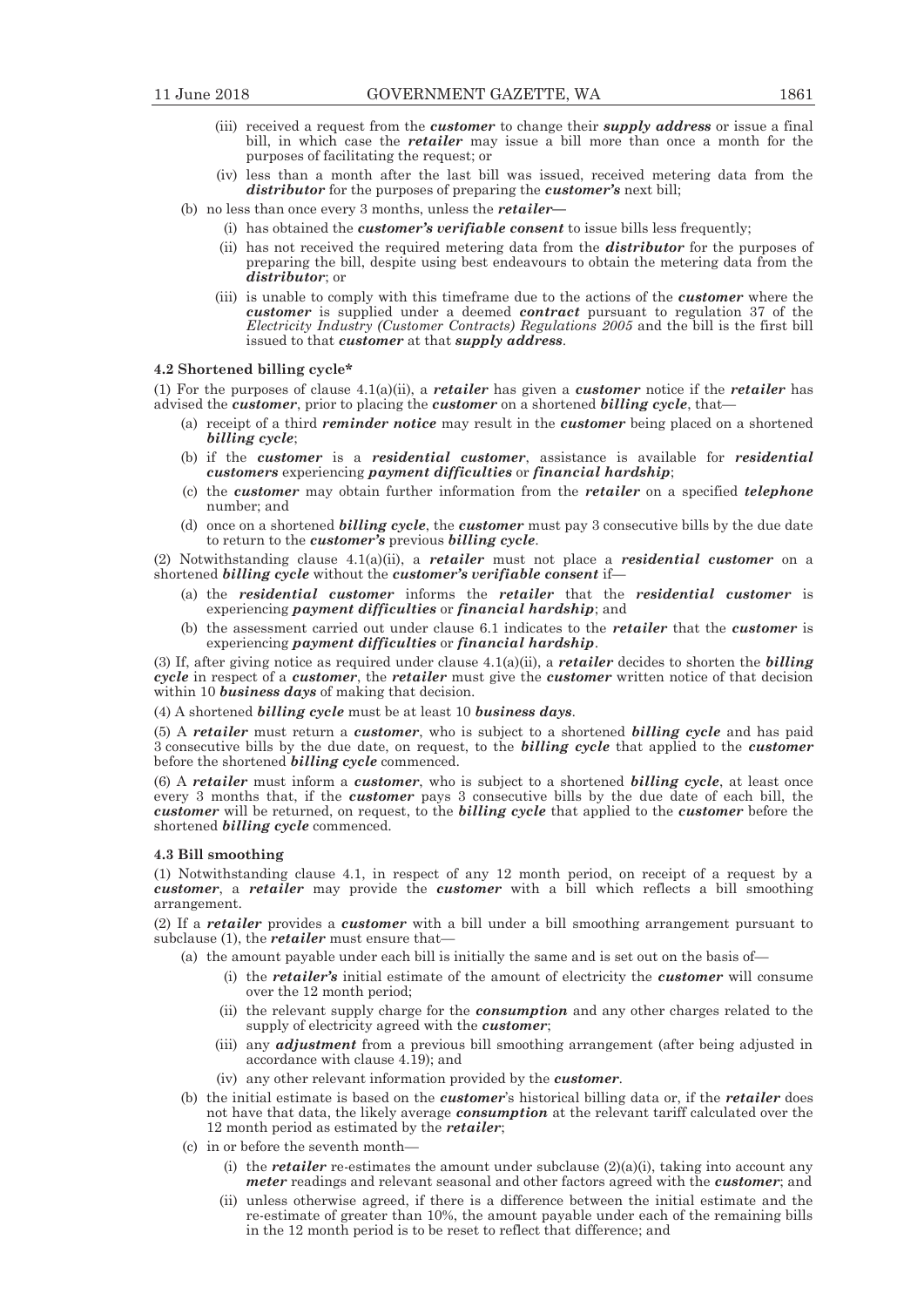- (iii) received a request from the ***customer*** to change their ***supply address*** or issue a final bill, in which case the ***retailer*** may issue a bill more than once a month for the purposes of facilitating the request; or
- (iv) less than a month after the last bill was issued, received metering data from the ***distributor*** for the purposes of preparing the ***customer's*** next bill;

(b) no less than once every 3 months, unless the ***retailer***—

- (i) has obtained the ***customer's verifiable consent*** to issue bills less frequently;
- (ii) has not received the required metering data from the ***distributor*** for the purposes of preparing the bill, despite using best endeavours to obtain the metering data from the ***distributor***; or
- (iii) is unable to comply with this timeframe due to the actions of the ***customer*** where the ***customer*** is supplied under a deemed ***contract*** pursuant to regulation 37 of the *Electricity Industry (Customer Contracts) Regulations 2005* and the bill is the first bill issued to that ***customer*** at that ***supply address***.

**4.2 Shortened billing cycle***

(1) For the purposes of clause 4.1(a)(ii), a ***retailer*** has given a ***customer*** notice if the ***retailer*** has advised the ***customer***, prior to placing the ***customer*** on a shortened ***billing cycle***, that—

- (a) receipt of a third ***reminder notice*** may result in the ***customer*** being placed on a shortened ***billing cycle***;
- (b) if the ***customer*** is a ***residential customer***, assistance is available for ***residential customers*** experiencing ***payment difficulties*** or ***financial hardship***;
- (c) the ***customer*** may obtain further information from the ***retailer*** on a specified ***telephone*** number; and
- (d) once on a shortened ***billing cycle***, the ***customer*** must pay 3 consecutive bills by the due date to return to the ***customer's*** previous ***billing cycle***.

(2) Notwithstanding clause 4.1(a)(ii), a ***retailer*** must not place a ***residential customer*** on a shortened ***billing cycle*** without the ***customer's verifiable consent*** if—

- (a) the ***residential customer*** informs the ***retailer*** that the ***residential customer*** is experiencing ***payment difficulties*** or ***financial hardship***; and
- (b) the assessment carried out under clause 6.1 indicates to the ***retailer*** that the ***customer*** is experiencing ***payment difficulties*** or ***financial hardship***.

(3) If, after giving notice as required under clause 4.1(a)(ii), a ***retailer*** decides to shorten the ***billing cycle*** in respect of a ***customer***, the ***retailer*** must give the ***customer*** written notice of that decision within 10 ***business days*** of making that decision.

(4) A shortened ***billing cycle*** must be at least 10 ***business days***.

(5) A ***retailer*** must return a ***customer***, who is subject to a shortened ***billing cycle*** and has paid 3 consecutive bills by the due date, on request, to the ***billing cycle*** that applied to the ***customer*** before the shortened ***billing cycle*** commenced.

(6) A ***retailer*** must inform a ***customer***, who is subject to a shortened ***billing cycle***, at least once every 3 months that, if the ***customer*** pays 3 consecutive bills by the due date of each bill, the ***customer*** will be returned, on request, to the ***billing cycle*** that applied to the ***customer*** before the shortened ***billing cycle*** commenced.

**4.3 Bill smoothing**

(1) Notwithstanding clause 4.1, in respect of any 12 month period, on receipt of a request by a ***customer***, a ***retailer*** may provide the ***customer*** with a bill which reflects a bill smoothing arrangement.

(2) If a ***retailer*** provides a ***customer*** with a bill under a bill smoothing arrangement pursuant to subclause (1), the ***retailer*** must ensure that—

(a) the amount payable under each bill is initially the same and is set out on the basis of—

- (i) the ***retailer's*** initial estimate of the amount of electricity the ***customer*** will consume over the 12 month period;
- (ii) the relevant supply charge for the ***consumption*** and any other charges related to the supply of electricity agreed with the ***customer***;
- (iii) any ***adjustment*** from a previous bill smoothing arrangement (after being adjusted in accordance with clause 4.19); and
- (iv) any other relevant information provided by the ***customer***.

(b) the initial estimate is based on the ***customer***'s historical billing data or, if the ***retailer*** does not have that data, the likely average ***consumption*** at the relevant tariff calculated over the 12 month period as estimated by the ***retailer***;

(c) in or before the seventh month—

- (i) the ***retailer*** re-estimates the amount under subclause (2)(a)(i), taking into account any ***meter*** readings and relevant seasonal and other factors agreed with the ***customer***; and
- (ii) unless otherwise agreed, if there is a difference between the initial estimate and the re-estimate of greater than 10%, the amount payable under each of the remaining bills in the 12 month period is to be reset to reflect that difference; and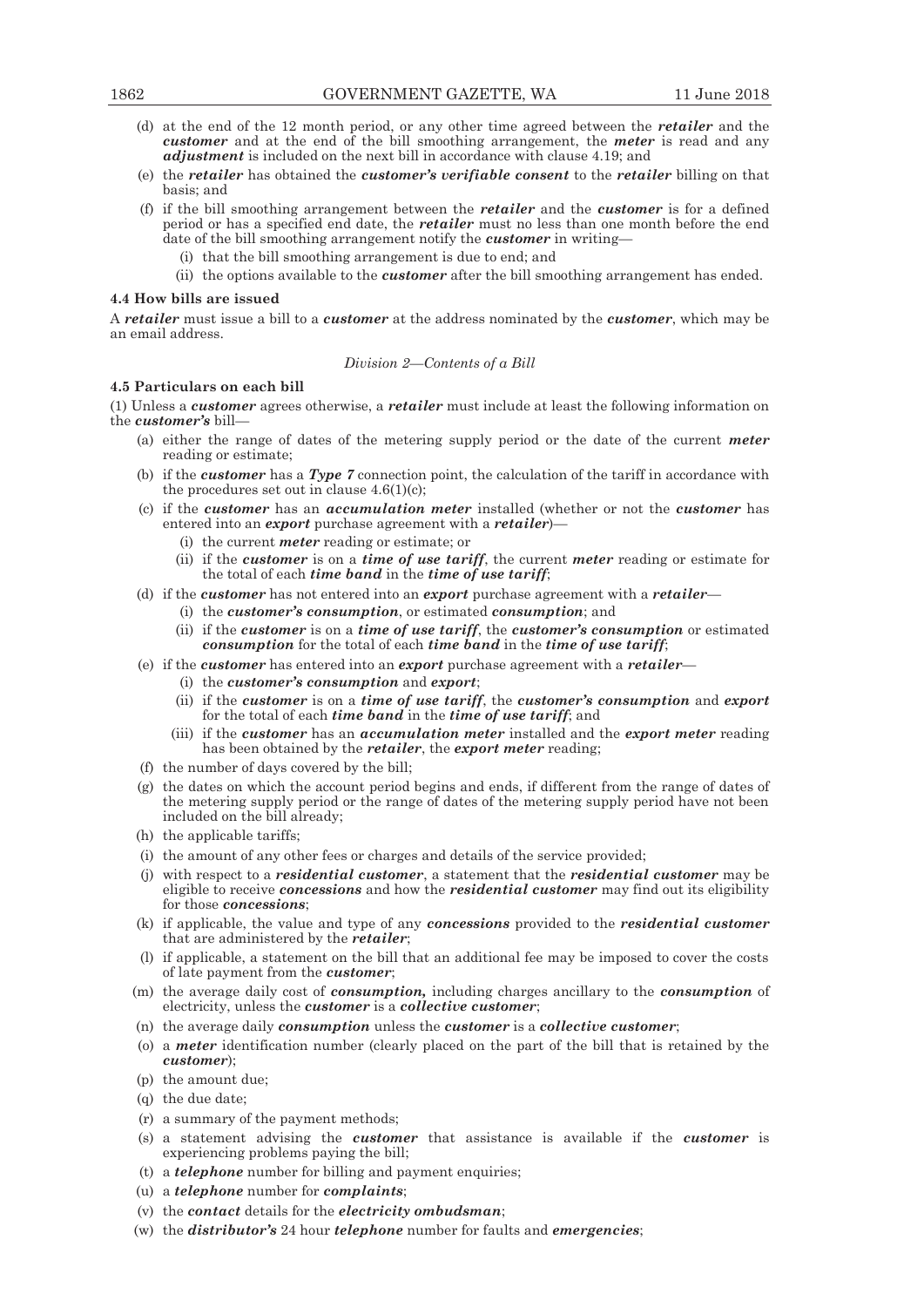(d) at the end of the 12 month period, or any other time agreed between the ***retailer*** and the ***customer*** and at the end of the bill smoothing arrangement, the ***meter*** is read and any ***adjustment*** is included on the next bill in accordance with clause 4.19; and

(e) the ***retailer*** has obtained the ***customer's verifiable consent*** to the ***retailer*** billing on that basis; and

(f) if the bill smoothing arrangement between the ***retailer*** and the ***customer*** is for a defined period or has a specified end date, the ***retailer*** must no less than one month before the end date of the bill smoothing arrangement notify the ***customer*** in writing—

 (i) that the bill smoothing arrangement is due to end; and

 (ii) the options available to the ***customer*** after the bill smoothing arrangement has ended.

**4.4 How bills are issued**

A ***retailer*** must issue a bill to a ***customer*** at the address nominated by the ***customer***, which may be an email address.

*Division 2—Contents of a Bill*

**4.5 Particulars on each bill**

(1) Unless a ***customer*** agrees otherwise, a ***retailer*** must include at least the following information on the ***customer's*** bill—

(a) either the range of dates of the metering supply period or the date of the current ***meter*** reading or estimate;

(b) if the ***customer*** has a ***Type 7*** connection point, the calculation of the tariff in accordance with the procedures set out in clause 4.6(1)(c);

(c) if the ***customer*** has an ***accumulation meter*** installed (whether or not the ***customer*** has entered into an ***export*** purchase agreement with a ***retailer***)—

 (i) the current ***meter*** reading or estimate; or

 (ii) if the ***customer*** is on a ***time of use tariff***, the current ***meter*** reading or estimate for the total of each ***time band*** in the ***time of use tariff***;

(d) if the ***customer*** has not entered into an ***export*** purchase agreement with a ***retailer***—

 (i) the ***customer's consumption***, or estimated ***consumption***; and

 (ii) if the ***customer*** is on a ***time of use tariff***, the ***customer's consumption*** or estimated ***consumption*** for the total of each ***time band*** in the ***time of use tariff***;

(e) if the ***customer*** has entered into an ***export*** purchase agreement with a ***retailer***—

 (i) the ***customer's consumption*** and ***export***;

 (ii) if the ***customer*** is on a ***time of use tariff***, the ***customer's consumption*** and ***export*** for the total of each ***time band*** in the ***time of use tariff***; and

 (iii) if the ***customer*** has an ***accumulation meter*** installed and the ***export meter*** reading has been obtained by the ***retailer***, the ***export meter*** reading;

(f) the number of days covered by the bill;

(g) the dates on which the account period begins and ends, if different from the range of dates of the metering supply period or the range of dates of the metering supply period have not been included on the bill already;

(h) the applicable tariffs;

(i) the amount of any other fees or charges and details of the service provided;

(j) with respect to a ***residential customer***, a statement that the ***residential customer*** may be eligible to receive ***concessions*** and how the ***residential customer*** may find out its eligibility for those ***concessions***;

(k) if applicable, the value and type of any ***concessions*** provided to the ***residential customer*** that are administered by the ***retailer***;

(l) if applicable, a statement on the bill that an additional fee may be imposed to cover the costs of late payment from the ***customer***;

(m) the average daily cost of ***consumption,*** including charges ancillary to the ***consumption*** of electricity, unless the ***customer*** is a ***collective customer***;

(n) the average daily ***consumption*** unless the ***customer*** is a ***collective customer***;

(o) a ***meter*** identification number (clearly placed on the part of the bill that is retained by the ***customer***);

(p) the amount due;

(q) the due date;

(r) a summary of the payment methods;

(s) a statement advising the ***customer*** that assistance is available if the ***customer*** is experiencing problems paying the bill;

(t) a ***telephone*** number for billing and payment enquiries;

(u) a ***telephone*** number for ***complaints***;

(v) the ***contact*** details for the ***electricity ombudsman***;

(w) the ***distributor's*** 24 hour ***telephone*** number for faults and ***emergencies***;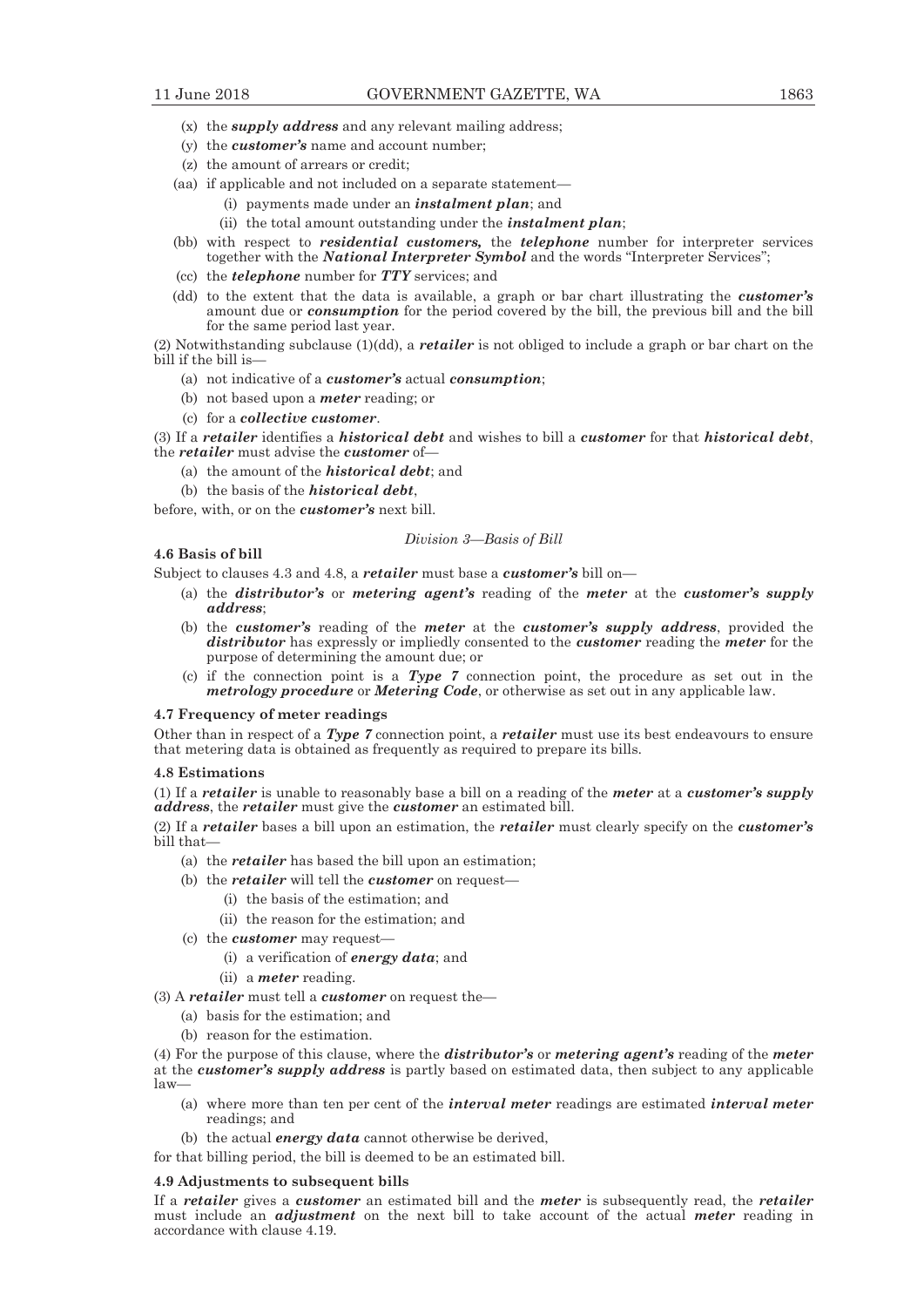(x) the ***supply address*** and any relevant mailing address;

(y) the ***customer's*** name and account number;

(z) the amount of arrears or credit;

(aa) if applicable and not included on a separate statement—

(i) payments made under an ***instalment plan***; and

(ii) the total amount outstanding under the ***instalment plan***;

(bb) with respect to ***residential customers,*** the ***telephone*** number for interpreter services together with the ***National Interpreter Symbol*** and the words "Interpreter Services";

(cc) the ***telephone*** number for ***TTY*** services; and

(dd) to the extent that the data is available, a graph or bar chart illustrating the ***customer's*** amount due or ***consumption*** for the period covered by the bill, the previous bill and the bill for the same period last year.

(2) Notwithstanding subclause (1)(dd), a ***retailer*** is not obliged to include a graph or bar chart on the bill if the bill is—

(a) not indicative of a ***customer's*** actual ***consumption***;

(b) not based upon a ***meter*** reading; or

(c) for a ***collective customer***.

(3) If a ***retailer*** identifies a ***historical debt*** and wishes to bill a ***customer*** for that ***historical debt***, the ***retailer*** must advise the ***customer*** of—

(a) the amount of the ***historical debt***; and

(b) the basis of the ***historical debt***,

before, with, or on the ***customer's*** next bill.

*Division 3—Basis of Bill*

**4.6 Basis of bill**

Subject to clauses 4.3 and 4.8, a ***retailer*** must base a ***customer's*** bill on—

(a) the ***distributor's*** or ***metering agent's*** reading of the ***meter*** at the ***customer's supply address***;

(b) the ***customer's*** reading of the ***meter*** at the ***customer's supply address***, provided the ***distributor*** has expressly or impliedly consented to the ***customer*** reading the ***meter*** for the purpose of determining the amount due; or

(c) if the connection point is a ***Type 7*** connection point, the procedure as set out in the ***metrology procedure*** or ***Metering Code***, or otherwise as set out in any applicable law.

**4.7 Frequency of meter readings**

Other than in respect of a ***Type 7*** connection point, a ***retailer*** must use its best endeavours to ensure that metering data is obtained as frequently as required to prepare its bills.

**4.8 Estimations**

(1) If a ***retailer*** is unable to reasonably base a bill on a reading of the ***meter*** at a ***customer's supply address***, the ***retailer*** must give the ***customer*** an estimated bill.

(2) If a ***retailer*** bases a bill upon an estimation, the ***retailer*** must clearly specify on the ***customer's*** bill that—

(a) the ***retailer*** has based the bill upon an estimation;

(b) the ***retailer*** will tell the ***customer*** on request—

(i) the basis of the estimation; and

(ii) the reason for the estimation; and

(c) the ***customer*** may request—

(i) a verification of ***energy data***; and

(ii) a ***meter*** reading.

(3) A ***retailer*** must tell a ***customer*** on request the—

(a) basis for the estimation; and

(b) reason for the estimation.

(4) For the purpose of this clause, where the ***distributor's*** or ***metering agent's*** reading of the ***meter*** at the ***customer's supply address*** is partly based on estimated data, then subject to any applicable law—

(a) where more than ten per cent of the ***interval meter*** readings are estimated ***interval meter*** readings; and

(b) the actual ***energy data*** cannot otherwise be derived,

for that billing period, the bill is deemed to be an estimated bill.

**4.9 Adjustments to subsequent bills**

If a ***retailer*** gives a ***customer*** an estimated bill and the ***meter*** is subsequently read, the ***retailer*** must include an ***adjustment*** on the next bill to take account of the actual ***meter*** reading in accordance with clause 4.19.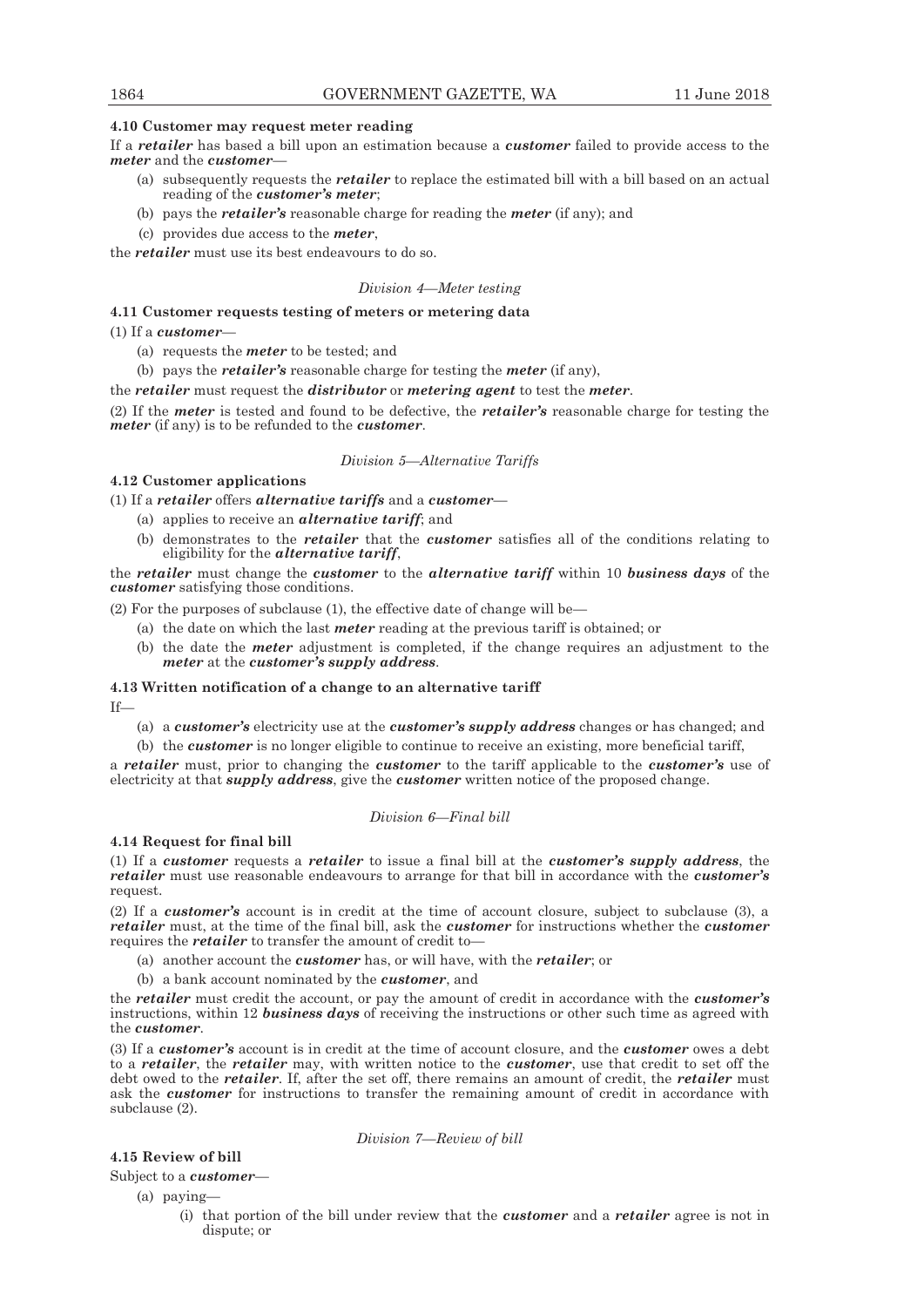#### 4.10 Customer may request meter reading

If a ***retailer*** has based a bill upon an estimation because a ***customer*** failed to provide access to the ***meter*** and the ***customer***—

(a) subsequently requests the ***retailer*** to replace the estimated bill with a bill based on an actual reading of the ***customer's meter***;

(b) pays the ***retailer's*** reasonable charge for reading the ***meter*** (if any); and

(c) provides due access to the ***meter***,

the ***retailer*** must use its best endeavours to do so.

*Division 4—Meter testing*

#### 4.11 Customer requests testing of meters or metering data

(1) If a ***customer***—

(a) requests the ***meter*** to be tested; and

(b) pays the ***retailer's*** reasonable charge for testing the ***meter*** (if any),

the ***retailer*** must request the ***distributor*** or ***metering agent*** to test the ***meter***.

(2) If the ***meter*** is tested and found to be defective, the ***retailer's*** reasonable charge for testing the ***meter*** (if any) is to be refunded to the ***customer***.

*Division 5—Alternative Tariffs*

#### 4.12 Customer applications

(1) If a ***retailer*** offers ***alternative tariffs*** and a ***customer***—

(a) applies to receive an ***alternative tariff***; and

(b) demonstrates to the ***retailer*** that the ***customer*** satisfies all of the conditions relating to eligibility for the ***alternative tariff***,

the ***retailer*** must change the ***customer*** to the ***alternative tariff*** within 10 ***business days*** of the ***customer*** satisfying those conditions.

(2) For the purposes of subclause (1), the effective date of change will be—

(a) the date on which the last ***meter*** reading at the previous tariff is obtained; or

(b) the date the ***meter*** adjustment is completed, if the change requires an adjustment to the ***meter*** at the ***customer's supply address***.

#### 4.13 Written notification of a change to an alternative tariff

If—

(a) a ***customer's*** electricity use at the ***customer's supply address*** changes or has changed; and

(b) the ***customer*** is no longer eligible to continue to receive an existing, more beneficial tariff,

a ***retailer*** must, prior to changing the ***customer*** to the tariff applicable to the ***customer's*** use of electricity at that ***supply address***, give the ***customer*** written notice of the proposed change.

*Division 6—Final bill*

#### 4.14 Request for final bill

(1) If a ***customer*** requests a ***retailer*** to issue a final bill at the ***customer's supply address***, the ***retailer*** must use reasonable endeavours to arrange for that bill in accordance with the ***customer's*** request.

(2) If a ***customer's*** account is in credit at the time of account closure, subject to subclause (3), a ***retailer*** must, at the time of the final bill, ask the ***customer*** for instructions whether the ***customer*** requires the ***retailer*** to transfer the amount of credit to—

(a) another account the ***customer*** has, or will have, with the ***retailer***; or

(b) a bank account nominated by the ***customer***, and

the ***retailer*** must credit the account, or pay the amount of credit in accordance with the ***customer's*** instructions, within 12 ***business days*** of receiving the instructions or other such time as agreed with the ***customer***.

(3) If a ***customer's*** account is in credit at the time of account closure, and the ***customer*** owes a debt to a ***retailer***, the ***retailer*** may, with written notice to the ***customer***, use that credit to set off the debt owed to the ***retailer***. If, after the set off, there remains an amount of credit, the ***retailer*** must ask the ***customer*** for instructions to transfer the remaining amount of credit in accordance with subclause (2).

*Division 7—Review of bill*

#### 4.15 Review of bill

Subject to a ***customer***—

(a) paying—

(i) that portion of the bill under review that the ***customer*** and a ***retailer*** agree is not in dispute; or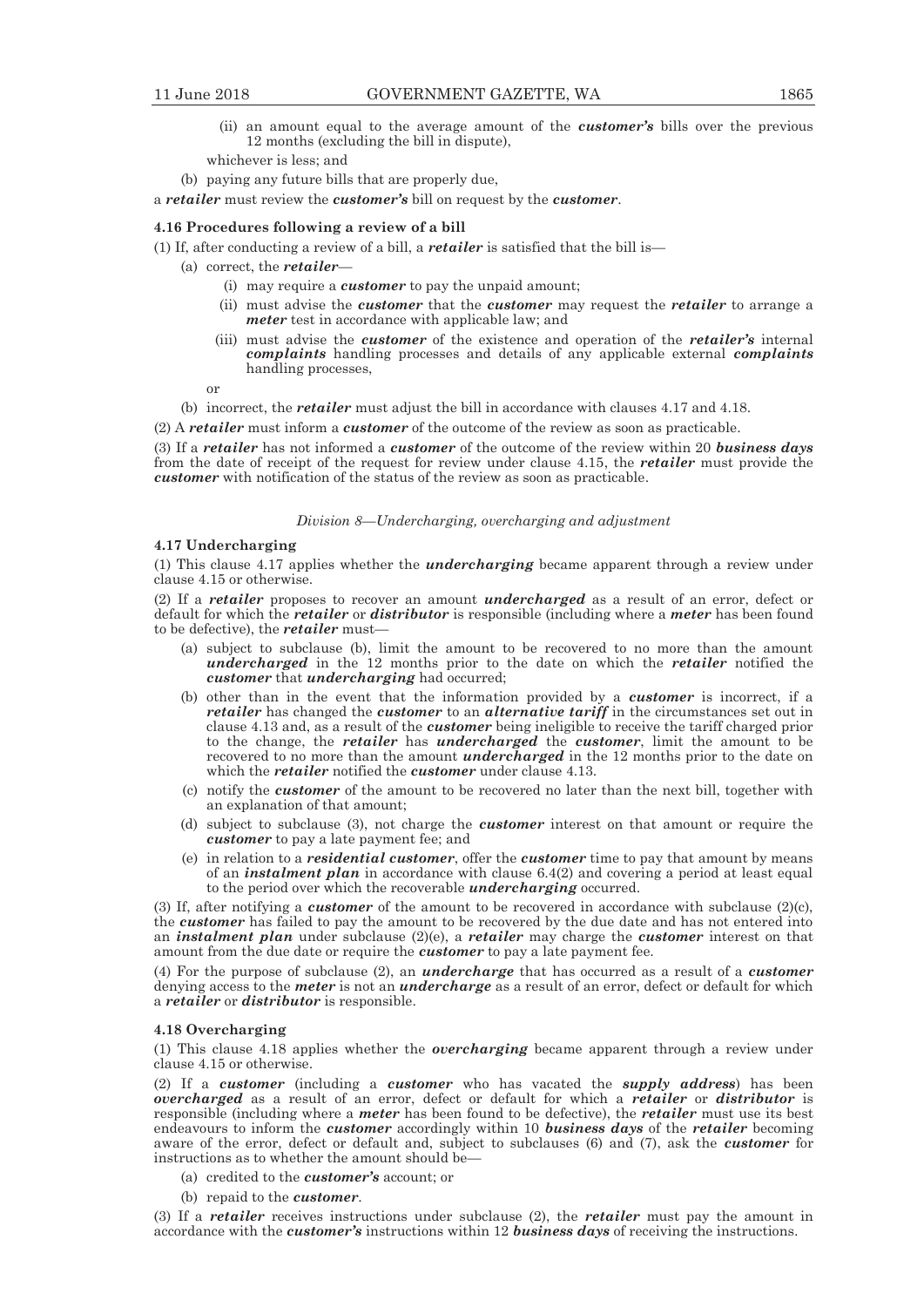(ii) an amount equal to the average amount of the ***customer's*** bills over the previous 12 months (excluding the bill in dispute),

whichever is less; and

(b) paying any future bills that are properly due,

a ***retailer*** must review the ***customer's*** bill on request by the ***customer***.

**4.16 Procedures following a review of a bill**

(1) If, after conducting a review of a bill, a ***retailer*** is satisfied that the bill is—

(a) correct, the ***retailer***—

(i) may require a ***customer*** to pay the unpaid amount;

(ii) must advise the ***customer*** that the ***customer*** may request the ***retailer*** to arrange a ***meter*** test in accordance with applicable law; and

(iii) must advise the ***customer*** of the existence and operation of the ***retailer's*** internal ***complaints*** handling processes and details of any applicable external ***complaints*** handling processes,

or

(b) incorrect, the ***retailer*** must adjust the bill in accordance with clauses 4.17 and 4.18.

(2) A ***retailer*** must inform a ***customer*** of the outcome of the review as soon as practicable.

(3) If a ***retailer*** has not informed a ***customer*** of the outcome of the review within 20 ***business days*** from the date of receipt of the request for review under clause 4.15, the ***retailer*** must provide the ***customer*** with notification of the status of the review as soon as practicable.

*Division 8—Undercharging, overcharging and adjustment*

**4.17 Undercharging**

(1) This clause 4.17 applies whether the ***undercharging*** became apparent through a review under clause 4.15 or otherwise.

(2) If a ***retailer*** proposes to recover an amount ***undercharged*** as a result of an error, defect or default for which the ***retailer*** or ***distributor*** is responsible (including where a ***meter*** has been found to be defective), the ***retailer*** must—

(a) subject to subclause (b), limit the amount to be recovered to no more than the amount ***undercharged*** in the 12 months prior to the date on which the ***retailer*** notified the ***customer*** that ***undercharging*** had occurred;

(b) other than in the event that the information provided by a ***customer*** is incorrect, if a ***retailer*** has changed the ***customer*** to an ***alternative tariff*** in the circumstances set out in clause 4.13 and, as a result of the ***customer*** being ineligible to receive the tariff charged prior to the change, the ***retailer*** has ***undercharged*** the ***customer***, limit the amount to be recovered to no more than the amount ***undercharged*** in the 12 months prior to the date on which the ***retailer*** notified the ***customer*** under clause 4.13.

(c) notify the ***customer*** of the amount to be recovered no later than the next bill, together with an explanation of that amount;

(d) subject to subclause (3), not charge the ***customer*** interest on that amount or require the ***customer*** to pay a late payment fee; and

(e) in relation to a ***residential customer***, offer the ***customer*** time to pay that amount by means of an ***instalment plan*** in accordance with clause 6.4(2) and covering a period at least equal to the period over which the recoverable ***undercharging*** occurred.

(3) If, after notifying a ***customer*** of the amount to be recovered in accordance with subclause (2)(c), the ***customer*** has failed to pay the amount to be recovered by the due date and has not entered into an ***instalment plan*** under subclause (2)(e), a ***retailer*** may charge the ***customer*** interest on that amount from the due date or require the ***customer*** to pay a late payment fee.

(4) For the purpose of subclause (2), an ***undercharge*** that has occurred as a result of a ***customer*** denying access to the ***meter*** is not an ***undercharge*** as a result of an error, defect or default for which a ***retailer*** or ***distributor*** is responsible.

**4.18 Overcharging**

(1) This clause 4.18 applies whether the ***overcharging*** became apparent through a review under clause 4.15 or otherwise.

(2) If a ***customer*** (including a ***customer*** who has vacated the ***supply address***) has been ***overcharged*** as a result of an error, defect or default for which a ***retailer*** or ***distributor*** is responsible (including where a ***meter*** has been found to be defective), the ***retailer*** must use its best endeavours to inform the ***customer*** accordingly within 10 ***business days*** of the ***retailer*** becoming aware of the error, defect or default and, subject to subclauses (6) and (7), ask the ***customer*** for instructions as to whether the amount should be—

(a) credited to the ***customer's*** account; or

(b) repaid to the ***customer***.

(3) If a ***retailer*** receives instructions under subclause (2), the ***retailer*** must pay the amount in accordance with the ***customer's*** instructions within 12 ***business days*** of receiving the instructions.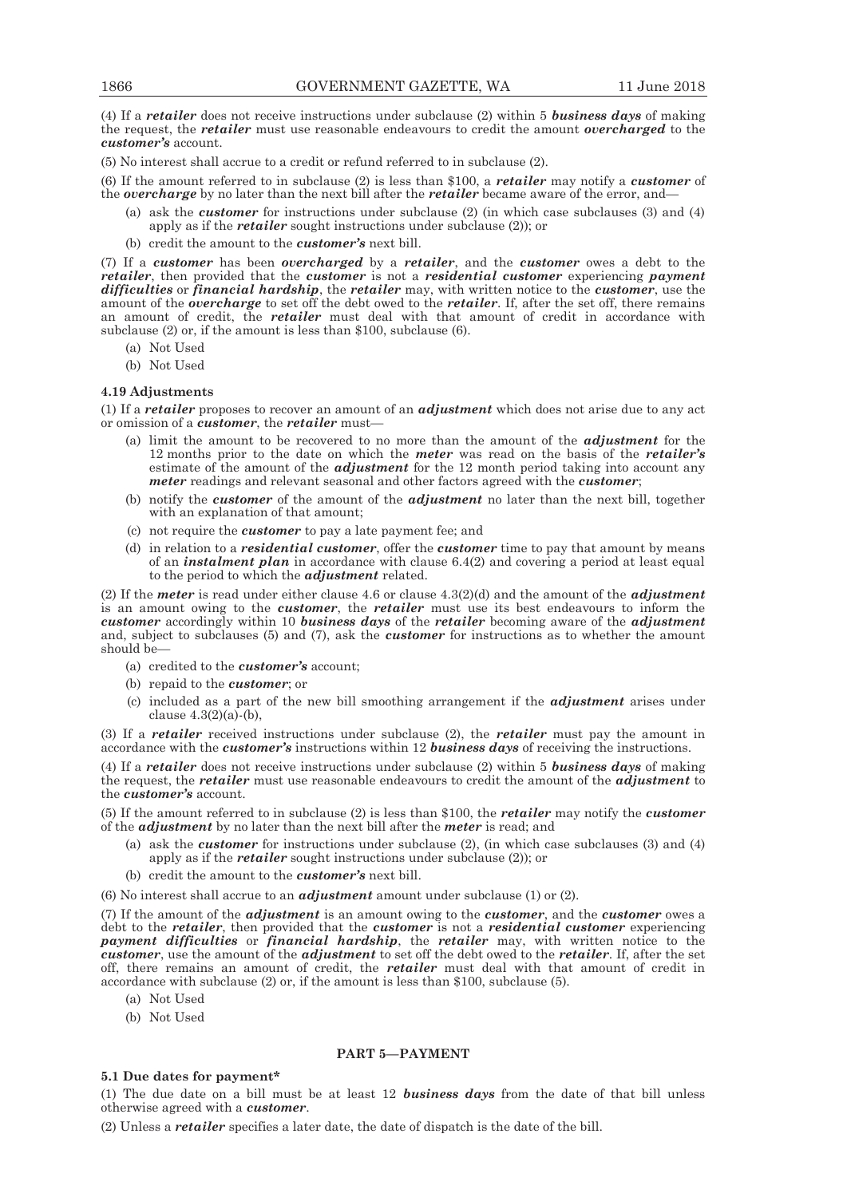(4) If a ***retailer*** does not receive instructions under subclause (2) within 5 ***business days*** of making the request, the ***retailer*** must use reasonable endeavours to credit the amount ***overcharged*** to the ***customer's*** account.

(5) No interest shall accrue to a credit or refund referred to in subclause (2).

(6) If the amount referred to in subclause (2) is less than $100, a ***retailer*** may notify a ***customer*** of the ***overcharge*** by no later than the next bill after the ***retailer*** became aware of the error, and—

- (a) ask the ***customer*** for instructions under subclause (2) (in which case subclauses (3) and (4) apply as if the ***retailer*** sought instructions under subclause (2)); or
- (b) credit the amount to the ***customer's*** next bill.

(7) If a ***customer*** has been ***overcharged*** by a ***retailer***, and the ***customer*** owes a debt to the ***retailer***, then provided that the ***customer*** is not a ***residential customer*** experiencing ***payment difficulties*** or ***financial hardship***, the ***retailer*** may, with written notice to the ***customer***, use the amount of the ***overcharge*** to set off the debt owed to the ***retailer***. If, after the set off, there remains an amount of credit, the ***retailer*** must deal with that amount of credit in accordance with subclause (2) or, if the amount is less than $100, subclause (6).

- (a) Not Used
- (b) Not Used

**4.19 Adjustments**

(1) If a ***retailer*** proposes to recover an amount of an ***adjustment*** which does not arise due to any act or omission of a ***customer***, the ***retailer*** must—

- (a) limit the amount to be recovered to no more than the amount of the ***adjustment*** for the 12 months prior to the date on which the ***meter*** was read on the basis of the ***retailer's*** estimate of the amount of the ***adjustment*** for the 12 month period taking into account any ***meter*** readings and relevant seasonal and other factors agreed with the ***customer***;
- (b) notify the ***customer*** of the amount of the ***adjustment*** no later than the next bill, together with an explanation of that amount;
- (c) not require the ***customer*** to pay a late payment fee; and
- (d) in relation to a ***residential customer***, offer the ***customer*** time to pay that amount by means of an ***instalment plan*** in accordance with clause 6.4(2) and covering a period at least equal to the period to which the ***adjustment*** related.

(2) If the ***meter*** is read under either clause 4.6 or clause 4.3(2)(d) and the amount of the ***adjustment*** is an amount owing to the ***customer***, the ***retailer*** must use its best endeavours to inform the ***customer*** accordingly within 10 ***business days*** of the ***retailer*** becoming aware of the ***adjustment*** and, subject to subclauses (5) and (7), ask the ***customer*** for instructions as to whether the amount should be—

- (a) credited to the ***customer's*** account;
- (b) repaid to the ***customer***; or
- (c) included as a part of the new bill smoothing arrangement if the ***adjustment*** arises under clause 4.3(2)(a)-(b),

(3) If a ***retailer*** received instructions under subclause (2), the ***retailer*** must pay the amount in accordance with the ***customer's*** instructions within 12 ***business days*** of receiving the instructions.

(4) If a ***retailer*** does not receive instructions under subclause (2) within 5 ***business days*** of making the request, the ***retailer*** must use reasonable endeavours to credit the amount of the ***adjustment*** to the ***customer's*** account.

(5) If the amount referred to in subclause (2) is less than $100, the ***retailer*** may notify the ***customer*** of the ***adjustment*** by no later than the next bill after the ***meter*** is read; and

- (a) ask the ***customer*** for instructions under subclause (2), (in which case subclauses (3) and (4) apply as if the ***retailer*** sought instructions under subclause (2)); or
- (b) credit the amount to the ***customer's*** next bill.

(6) No interest shall accrue to an ***adjustment*** amount under subclause (1) or (2).

(7) If the amount of the ***adjustment*** is an amount owing to the ***customer***, and the ***customer*** owes a debt to the ***retailer***, then provided that the ***customer*** is not a ***residential customer*** experiencing ***payment difficulties*** or ***financial hardship***, the ***retailer*** may, with written notice to the ***customer***, use the amount of the ***adjustment*** to set off the debt owed to the ***retailer***. If, after the set off, there remains an amount of credit, the ***retailer*** must deal with that amount of credit in accordance with subclause (2) or, if the amount is less than $100, subclause (5).

- (a) Not Used
- (b) Not Used

## PART 5—PAYMENT

**5.1 Due dates for payment***

(1) The due date on a bill must be at least 12 ***business days*** from the date of that bill unless otherwise agreed with a ***customer***.

(2) Unless a ***retailer*** specifies a later date, the date of dispatch is the date of the bill.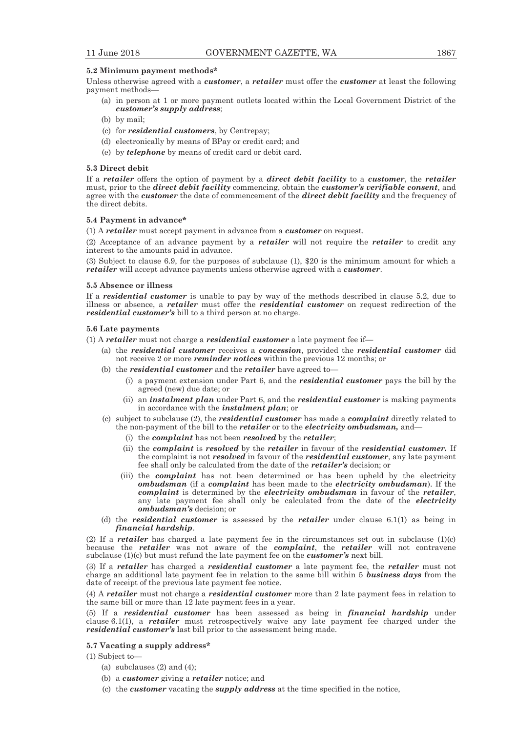#### 5.2 Minimum payment methods*

Unless otherwise agreed with a ***customer***, a ***retailer*** must offer the ***customer*** at least the following payment methods—

(a) in person at 1 or more payment outlets located within the Local Government District of the ***customer's supply address***;

(b) by mail;

(c) for ***residential customers***, by Centrepay;

(d) electronically by means of BPay or credit card; and

(e) by ***telephone*** by means of credit card or debit card.

#### 5.3 Direct debit

If a ***retailer*** offers the option of payment by a ***direct debit facility*** to a ***customer***, the ***retailer*** must, prior to the ***direct debit facility*** commencing, obtain the ***customer's verifiable consent***, and agree with the ***customer*** the date of commencement of the ***direct debit facility*** and the frequency of the direct debits.

#### 5.4 Payment in advance*

(1) A ***retailer*** must accept payment in advance from a ***customer*** on request.

(2) Acceptance of an advance payment by a ***retailer*** will not require the ***retailer*** to credit any interest to the amounts paid in advance.

(3) Subject to clause 6.9, for the purposes of subclause (1), $20 is the minimum amount for which a ***retailer*** will accept advance payments unless otherwise agreed with a ***customer***.

#### 5.5 Absence or illness

If a ***residential customer*** is unable to pay by way of the methods described in clause 5.2, due to illness or absence, a ***retailer*** must offer the ***residential customer*** on request redirection of the ***residential customer's*** bill to a third person at no charge.

#### 5.6 Late payments

(1) A ***retailer*** must not charge a ***residential customer*** a late payment fee if—

(a) the ***residential customer*** receives a ***concession***, provided the ***residential customer*** did not receive 2 or more ***reminder notices*** within the previous 12 months; or

(b) the ***residential customer*** and the ***retailer*** have agreed to—

(i) a payment extension under Part 6, and the ***residential customer*** pays the bill by the agreed (new) due date; or

(ii) an ***instalment plan*** under Part 6, and the ***residential customer*** is making payments in accordance with the ***instalment plan***; or

(c) subject to subclause (2), the ***residential customer*** has made a ***complaint*** directly related to the non-payment of the bill to the ***retailer*** or to the ***electricity ombudsman,*** and—

(i) the ***complaint*** has not been ***resolved*** by the ***retailer***;

(ii) the ***complaint*** is ***resolved*** by the ***retailer*** in favour of the ***residential customer***. If the complaint is not ***resolved*** in favour of the ***residential customer***, any late payment fee shall only be calculated from the date of the ***retailer's*** decision; or

(iii) the ***complaint*** has not been determined or has been upheld by the electricity ***ombudsman*** (if a ***complaint*** has been made to the ***electricity ombudsman***). If the ***complaint*** is determined by the ***electricity ombudsman*** in favour of the ***retailer***, any late payment fee shall only be calculated from the date of the ***electricity ombudsman's*** decision; or

(d) the ***residential customer*** is assessed by the ***retailer*** under clause 6.1(1) as being in ***financial hardship***.

(2) If a ***retailer*** has charged a late payment fee in the circumstances set out in subclause (1)(c) because the ***retailer*** was not aware of the ***complaint***, the ***retailer*** will not contravene subclause (1)(c) but must refund the late payment fee on the ***customer's*** next bill.

(3) If a ***retailer*** has charged a ***residential customer*** a late payment fee, the ***retailer*** must not charge an additional late payment fee in relation to the same bill within 5 ***business days*** from the date of receipt of the previous late payment fee notice.

(4) A ***retailer*** must not charge a ***residential customer*** more than 2 late payment fees in relation to the same bill or more than 12 late payment fees in a year.

(5) If a ***residential customer*** has been assessed as being in ***financial hardship*** under clause 6.1(1), a ***retailer*** must retrospectively waive any late payment fee charged under the ***residential customer's*** last bill prior to the assessment being made.

#### 5.7 Vacating a supply address*

(1) Subject to—

(a) subclauses (2) and (4);

(b) a ***customer*** giving a ***retailer*** notice; and

(c) the ***customer*** vacating the ***supply address*** at the time specified in the notice,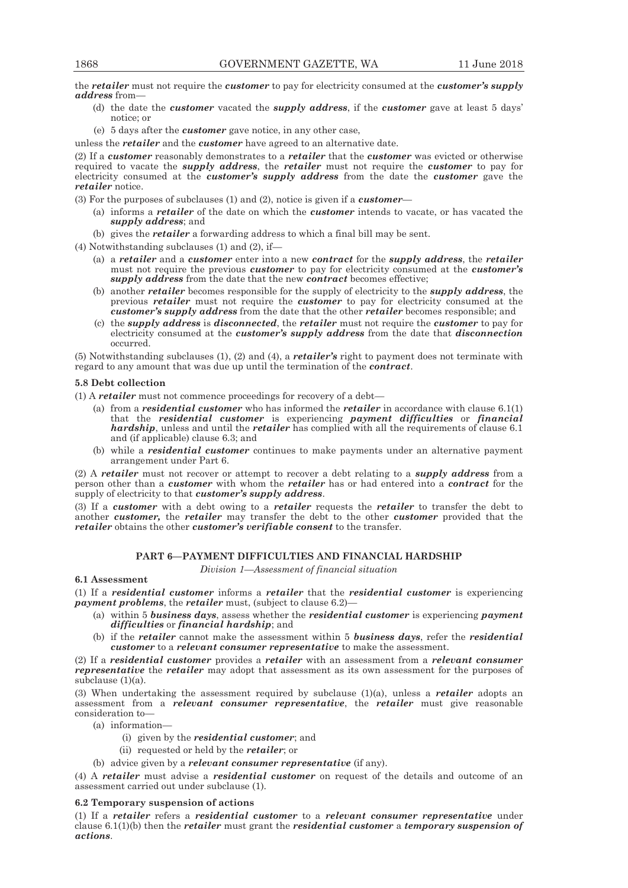the ***retailer*** must not require the ***customer*** to pay for electricity consumed at the ***customer's supply address*** from—

(d) the date the ***customer*** vacated the ***supply address***, if the ***customer*** gave at least 5 days' notice; or

(e) 5 days after the ***customer*** gave notice, in any other case,

unless the ***retailer*** and the ***customer*** have agreed to an alternative date.

(2) If a ***customer*** reasonably demonstrates to a ***retailer*** that the ***customer*** was evicted or otherwise required to vacate the ***supply address***, the ***retailer*** must not require the ***customer*** to pay for electricity consumed at the ***customer's supply address*** from the date the ***customer*** gave the ***retailer*** notice.

(3) For the purposes of subclauses (1) and (2), notice is given if a ***customer***—

(a) informs a ***retailer*** of the date on which the ***customer*** intends to vacate, or has vacated the ***supply address***; and

(b) gives the ***retailer*** a forwarding address to which a final bill may be sent.

(4) Notwithstanding subclauses (1) and (2), if—

(a) a ***retailer*** and a ***customer*** enter into a new ***contract*** for the ***supply address***, the ***retailer*** must not require the previous ***customer*** to pay for electricity consumed at the ***customer's supply address*** from the date that the new ***contract*** becomes effective;

(b) another ***retailer*** becomes responsible for the supply of electricity to the ***supply address***, the previous ***retailer*** must not require the ***customer*** to pay for electricity consumed at the ***customer's supply address*** from the date that the other ***retailer*** becomes responsible; and

(c) the ***supply address*** is ***disconnected***, the ***retailer*** must not require the ***customer*** to pay for electricity consumed at the ***customer's supply address*** from the date that ***disconnection*** occurred.

(5) Notwithstanding subclauses (1), (2) and (4), a ***retailer's*** right to payment does not terminate with regard to any amount that was due up until the termination of the ***contract***.

**5.8 Debt collection**

(1) A ***retailer*** must not commence proceedings for recovery of a debt—

(a) from a ***residential customer*** who has informed the ***retailer*** in accordance with clause 6.1(1) that the ***residential customer*** is experiencing ***payment difficulties*** or ***financial hardship***, unless and until the ***retailer*** has complied with all the requirements of clause 6.1 and (if applicable) clause 6.3; and

(b) while a ***residential customer*** continues to make payments under an alternative payment arrangement under Part 6.

(2) A ***retailer*** must not recover or attempt to recover a debt relating to a ***supply address*** from a person other than a ***customer*** with whom the ***retailer*** has or had entered into a ***contract*** for the supply of electricity to that ***customer's supply address***.

(3) If a ***customer*** with a debt owing to a ***retailer*** requests the ***retailer*** to transfer the debt to another ***customer,*** the ***retailer*** may transfer the debt to the other ***customer*** provided that the ***retailer*** obtains the other ***customer's verifiable consent*** to the transfer.

## PART 6—PAYMENT DIFFICULTIES AND FINANCIAL HARDSHIP

*Division 1—Assessment of financial situation*

**6.1 Assessment**

(1) If a ***residential customer*** informs a ***retailer*** that the ***residential customer*** is experiencing ***payment problems***, the ***retailer*** must, (subject to clause 6.2)—

(a) within 5 ***business days***, assess whether the ***residential customer*** is experiencing ***payment difficulties*** or ***financial hardship***; and

(b) if the ***retailer*** cannot make the assessment within 5 ***business days***, refer the ***residential customer*** to a ***relevant consumer representative*** to make the assessment.

(2) If a ***residential customer*** provides a ***retailer*** with an assessment from a ***relevant consumer representative*** the ***retailer*** may adopt that assessment as its own assessment for the purposes of subclause (1)(a).

(3) When undertaking the assessment required by subclause (1)(a), unless a ***retailer*** adopts an assessment from a ***relevant consumer representative***, the ***retailer*** must give reasonable consideration to—

(a) information—

(i) given by the ***residential customer***; and

(ii) requested or held by the ***retailer***; or

(b) advice given by a ***relevant consumer representative*** (if any).

(4) A ***retailer*** must advise a ***residential customer*** on request of the details and outcome of an assessment carried out under subclause (1).

**6.2 Temporary suspension of actions**

(1) If a ***retailer*** refers a ***residential customer*** to a ***relevant consumer representative*** under clause 6.1(1)(b) then the ***retailer*** must grant the ***residential customer*** a ***temporary suspension of actions***.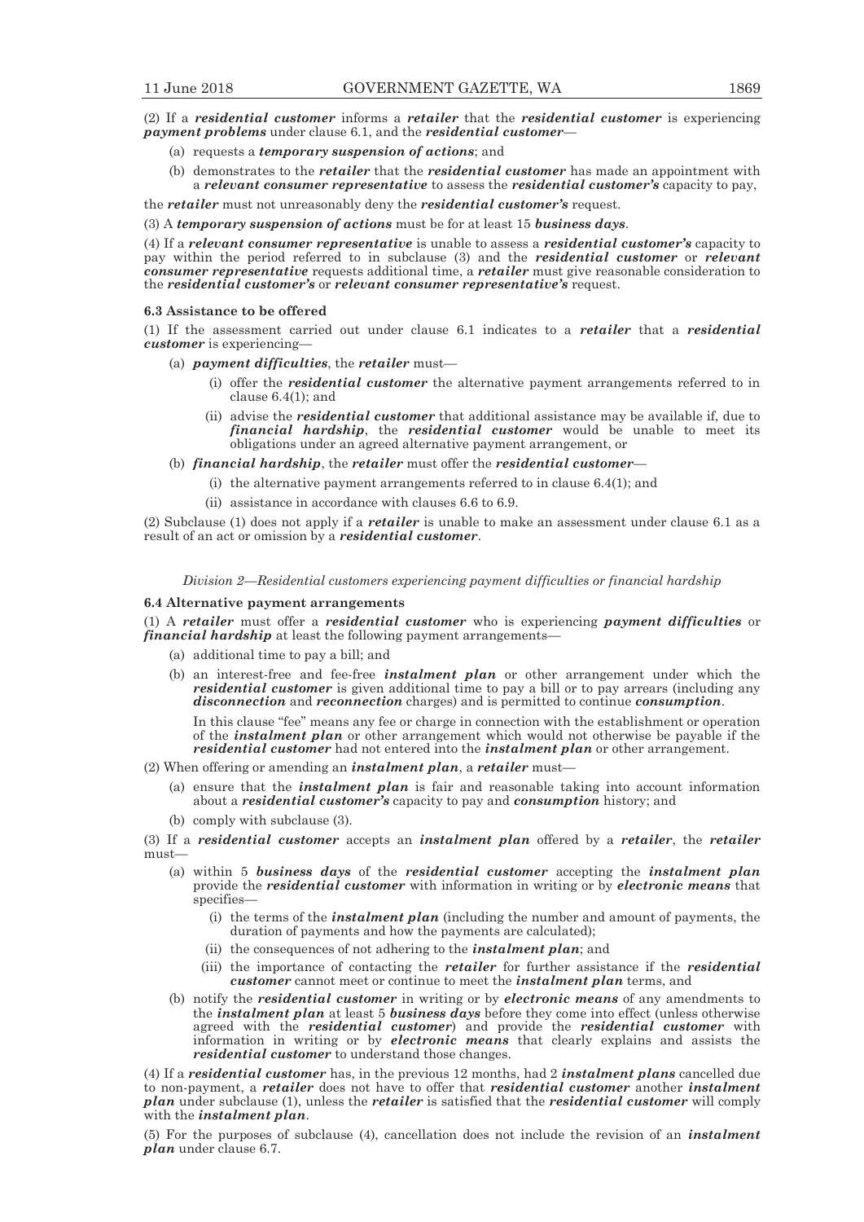(2) If a ***residential customer*** informs a ***retailer*** that the ***residential customer*** is experiencing ***payment problems*** under clause 6.1, and the ***residential customer***—

- (a) requests a ***temporary suspension of actions***; and
- (b) demonstrates to the ***retailer*** that the ***residential customer*** has made an appointment with a ***relevant consumer representative*** to assess the ***residential customer's*** capacity to pay,

the ***retailer*** must not unreasonably deny the ***residential customer's*** request.

(3) A ***temporary suspension of actions*** must be for at least 15 ***business days***.

(4) If a ***relevant consumer representative*** is unable to assess a ***residential customer's*** capacity to pay within the period referred to in subclause (3) and the ***residential customer*** or ***relevant consumer representative*** requests additional time, a ***retailer*** must give reasonable consideration to the ***residential customer's*** or ***relevant consumer representative's*** request.

**6.3 Assistance to be offered**

(1) If the assessment carried out under clause 6.1 indicates to a ***retailer*** that a ***residential customer*** is experiencing—

- (a) ***payment difficulties***, the ***retailer*** must—
  - (i) offer the ***residential customer*** the alternative payment arrangements referred to in clause 6.4(1); and
  - (ii) advise the ***residential customer*** that additional assistance may be available if, due to ***financial hardship***, the ***residential customer*** would be unable to meet its obligations under an agreed alternative payment arrangement, or
- (b) ***financial hardship***, the ***retailer*** must offer the ***residential customer***—
  - (i) the alternative payment arrangements referred to in clause 6.4(1); and
  - (ii) assistance in accordance with clauses 6.6 to 6.9.

(2) Subclause (1) does not apply if a ***retailer*** is unable to make an assessment under clause 6.1 as a result of an act or omission by a ***residential customer***.

*Division 2—Residential customers experiencing payment difficulties or financial hardship*

**6.4 Alternative payment arrangements**

(1) A ***retailer*** must offer a ***residential customer*** who is experiencing ***payment difficulties*** or ***financial hardship*** at least the following payment arrangements—

- (a) additional time to pay a bill; and
- (b) an interest-free and fee-free ***instalment plan*** or other arrangement under which the ***residential customer*** is given additional time to pay a bill or to pay arrears (including any ***disconnection*** and ***reconnection*** charges) and is permitted to continue ***consumption***.

  In this clause "fee" means any fee or charge in connection with the establishment or operation of the ***instalment plan*** or other arrangement which would not otherwise be payable if the ***residential customer*** had not entered into the ***instalment plan*** or other arrangement.

(2) When offering or amending an ***instalment plan***, a ***retailer*** must—

- (a) ensure that the ***instalment plan*** is fair and reasonable taking into account information about a ***residential customer's*** capacity to pay and ***consumption*** history; and
- (b) comply with subclause (3).

(3) If a ***residential customer*** accepts an ***instalment plan*** offered by a ***retailer***, the ***retailer*** must—

- (a) within 5 ***business days*** of the ***residential customer*** accepting the ***instalment plan*** provide the ***residential customer*** with information in writing or by ***electronic means*** that specifies—
  - (i) the terms of the ***instalment plan*** (including the number and amount of payments, the duration of payments and how the payments are calculated);
  - (ii) the consequences of not adhering to the ***instalment plan***; and
  - (iii) the importance of contacting the ***retailer*** for further assistance if the ***residential customer*** cannot meet or continue to meet the ***instalment plan*** terms, and
- (b) notify the ***residential customer*** in writing or by ***electronic means*** of any amendments to the ***instalment plan*** at least 5 ***business days*** before they come into effect (unless otherwise agreed with the ***residential customer***) and provide the ***residential customer*** with information in writing or by ***electronic means*** that clearly explains and assists the ***residential customer*** to understand those changes.

(4) If a ***residential customer*** has, in the previous 12 months, had 2 ***instalment plans*** cancelled due to non-payment, a ***retailer*** does not have to offer that ***residential customer*** another ***instalment plan*** under subclause (1), unless the ***retailer*** is satisfied that the ***residential customer*** will comply with the ***instalment plan***.

(5) For the purposes of subclause (4), cancellation does not include the revision of an ***instalment plan*** under clause 6.7.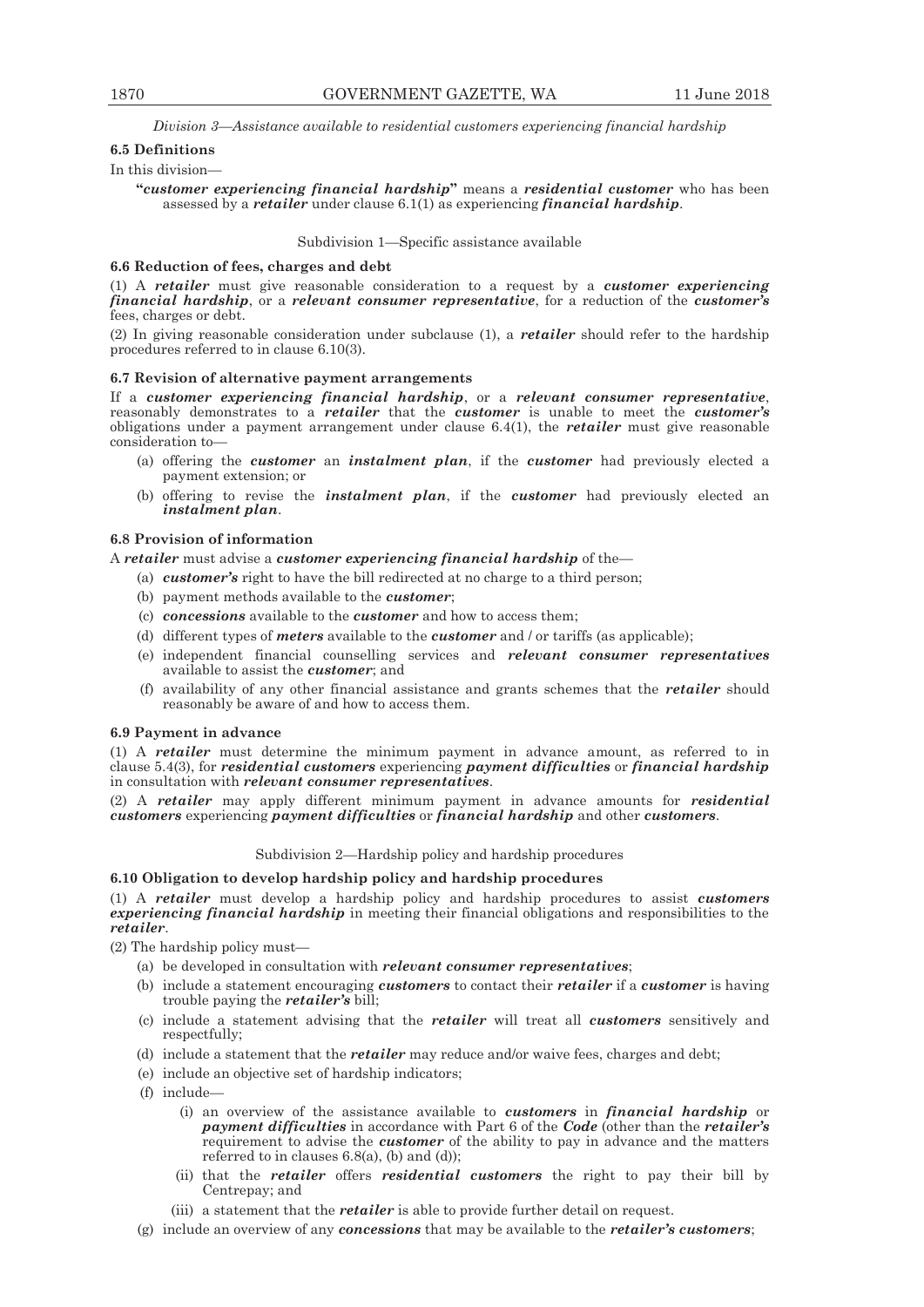*Division 3—Assistance available to residential customers experiencing financial hardship*

**6.5 Definitions**

In this division—

"***customer experiencing financial hardship***" means a ***residential customer*** who has been assessed by a ***retailer*** under clause 6.1(1) as experiencing ***financial hardship***.

Subdivision 1—Specific assistance available

**6.6 Reduction of fees, charges and debt**

(1) A ***retailer*** must give reasonable consideration to a request by a ***customer experiencing financial hardship***, or a ***relevant consumer representative***, for a reduction of the ***customer's*** fees, charges or debt.

(2) In giving reasonable consideration under subclause (1), a ***retailer*** should refer to the hardship procedures referred to in clause 6.10(3).

**6.7 Revision of alternative payment arrangements**

If a ***customer experiencing financial hardship***, or a ***relevant consumer representative***, reasonably demonstrates to a ***retailer*** that the ***customer*** is unable to meet the ***customer's*** obligations under a payment arrangement under clause 6.4(1), the ***retailer*** must give reasonable consideration to—

(a) offering the ***customer*** an ***instalment plan***, if the ***customer*** had previously elected a payment extension; or

(b) offering to revise the ***instalment plan***, if the ***customer*** had previously elected an ***instalment plan***.

**6.8 Provision of information**

A ***retailer*** must advise a ***customer experiencing financial hardship*** of the—

(a) ***customer's*** right to have the bill redirected at no charge to a third person;

(b) payment methods available to the ***customer***;

(c) ***concessions*** available to the ***customer*** and how to access them;

(d) different types of ***meters*** available to the ***customer*** and / or tariffs (as applicable);

(e) independent financial counselling services and ***relevant consumer representatives*** available to assist the ***customer***; and

(f) availability of any other financial assistance and grants schemes that the ***retailer*** should reasonably be aware of and how to access them.

**6.9 Payment in advance**

(1) A ***retailer*** must determine the minimum payment in advance amount, as referred to in clause 5.4(3), for ***residential customers*** experiencing ***payment difficulties*** or ***financial hardship*** in consultation with ***relevant consumer representatives***.

(2) A ***retailer*** may apply different minimum payment in advance amounts for ***residential customers*** experiencing ***payment difficulties*** or ***financial hardship*** and other ***customers***.

Subdivision 2—Hardship policy and hardship procedures

**6.10 Obligation to develop hardship policy and hardship procedures**

(1) A ***retailer*** must develop a hardship policy and hardship procedures to assist ***customers experiencing financial hardship*** in meeting their financial obligations and responsibilities to the ***retailer***.

(2) The hardship policy must—

(a) be developed in consultation with ***relevant consumer representatives***;

(b) include a statement encouraging ***customers*** to contact their ***retailer*** if a ***customer*** is having trouble paying the ***retailer's*** bill;

(c) include a statement advising that the ***retailer*** will treat all ***customers*** sensitively and respectfully;

(d) include a statement that the ***retailer*** may reduce and/or waive fees, charges and debt;

(e) include an objective set of hardship indicators;

(f) include—

(i) an overview of the assistance available to ***customers*** in ***financial hardship*** or ***payment difficulties*** in accordance with Part 6 of the ***Code*** (other than the ***retailer's*** requirement to advise the ***customer*** of the ability to pay in advance and the matters referred to in clauses 6.8(a), (b) and (d));

(ii) that the ***retailer*** offers ***residential customers*** the right to pay their bill by Centrepay; and

(iii) a statement that the ***retailer*** is able to provide further detail on request.

(g) include an overview of any ***concessions*** that may be available to the ***retailer's customers***;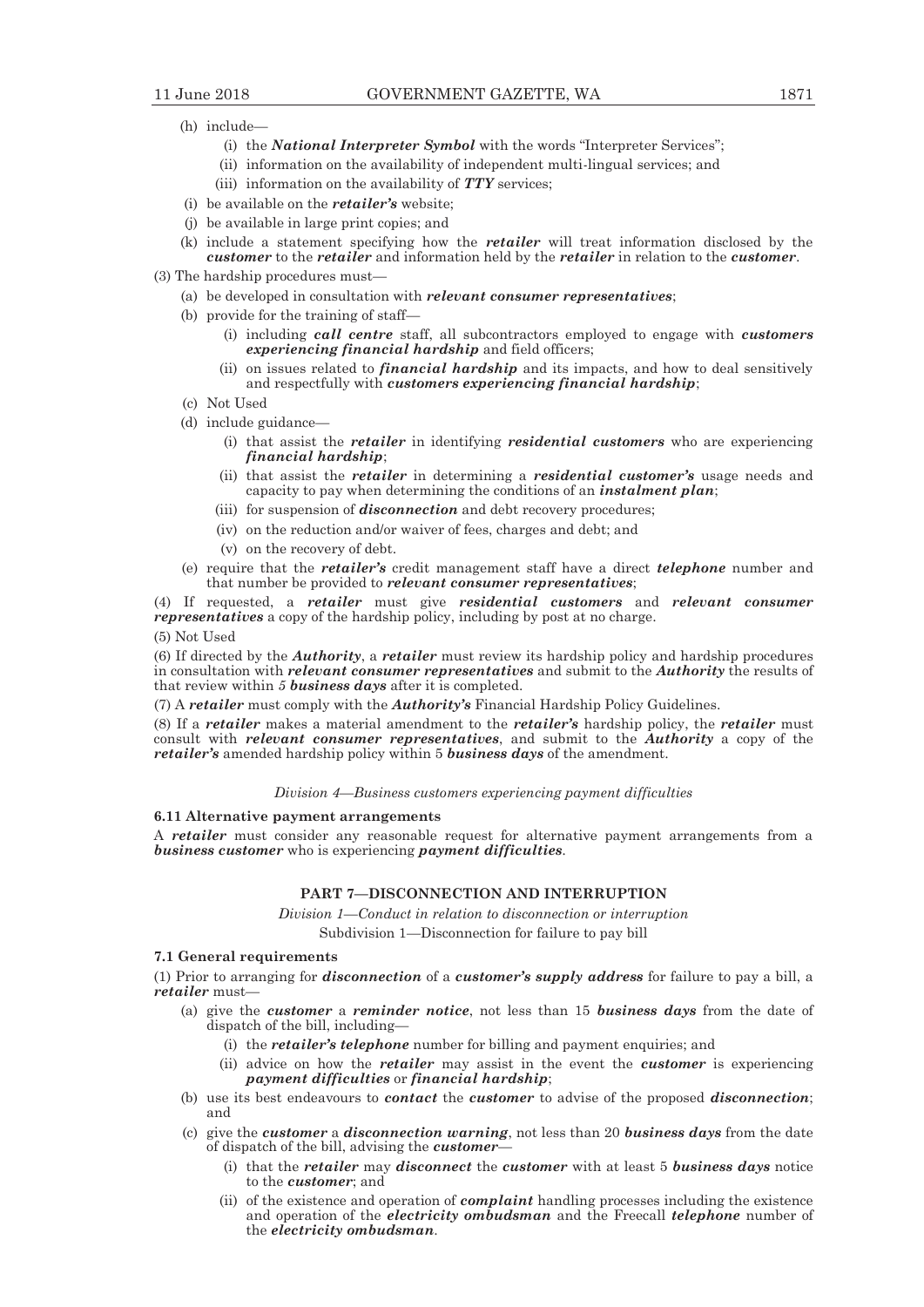(h) include—

(i) the ***National Interpreter Symbol*** with the words "Interpreter Services";

(ii) information on the availability of independent multi-lingual services; and

(iii) information on the availability of ***TTY*** services;

(i) be available on the ***retailer's*** website;

(j) be available in large print copies; and

(k) include a statement specifying how the ***retailer*** will treat information disclosed by the ***customer*** to the ***retailer*** and information held by the ***retailer*** in relation to the ***customer***.

(3) The hardship procedures must—

(a) be developed in consultation with ***relevant consumer representatives***;

(b) provide for the training of staff—

(i) including ***call centre*** staff, all subcontractors employed to engage with ***customers experiencing financial hardship*** and field officers;

(ii) on issues related to ***financial hardship*** and its impacts, and how to deal sensitively and respectfully with ***customers experiencing financial hardship***;

(c) Not Used

(d) include guidance—

(i) that assist the ***retailer*** in identifying ***residential customers*** who are experiencing ***financial hardship***;

(ii) that assist the ***retailer*** in determining a ***residential customer's*** usage needs and capacity to pay when determining the conditions of an ***instalment plan***;

(iii) for suspension of ***disconnection*** and debt recovery procedures;

(iv) on the reduction and/or waiver of fees, charges and debt; and

(v) on the recovery of debt.

(e) require that the ***retailer's*** credit management staff have a direct ***telephone*** number and that number be provided to ***relevant consumer representatives***;

(4) If requested, a ***retailer*** must give ***residential customers*** and ***relevant consumer representatives*** a copy of the hardship policy, including by post at no charge.

(5) Not Used

(6) If directed by the ***Authority***, a ***retailer*** must review its hardship policy and hardship procedures in consultation with ***relevant consumer representatives*** and submit to the ***Authority*** the results of that review within *5* ***business days*** after it is completed.

(7) A ***retailer*** must comply with the ***Authority's*** Financial Hardship Policy Guidelines.

(8) If a ***retailer*** makes a material amendment to the ***retailer's*** hardship policy, the ***retailer*** must consult with ***relevant consumer representatives***, and submit to the ***Authority*** a copy of the ***retailer's*** amended hardship policy within 5 ***business days*** of the amendment.

*Division 4—Business customers experiencing payment difficulties*

**6.11 Alternative payment arrangements**

A ***retailer*** must consider any reasonable request for alternative payment arrangements from a ***business customer*** who is experiencing ***payment difficulties***.

## PART 7—DISCONNECTION AND INTERRUPTION

*Division 1—Conduct in relation to disconnection or interruption*

Subdivision 1—Disconnection for failure to pay bill

**7.1 General requirements**

(1) Prior to arranging for ***disconnection*** of a ***customer's supply address*** for failure to pay a bill, a ***retailer*** must—

(a) give the ***customer*** a ***reminder notice***, not less than 15 ***business days*** from the date of dispatch of the bill, including—

(i) the ***retailer's telephone*** number for billing and payment enquiries; and

(ii) advice on how the ***retailer*** may assist in the event the ***customer*** is experiencing ***payment difficulties*** or ***financial hardship***;

(b) use its best endeavours to ***contact*** the ***customer*** to advise of the proposed ***disconnection***; and

(c) give the ***customer*** a ***disconnection warning***, not less than 20 ***business days*** from the date of dispatch of the bill, advising the ***customer***—

(i) that the ***retailer*** may ***disconnect*** the ***customer*** with at least 5 ***business days*** notice to the ***customer***; and

(ii) of the existence and operation of ***complaint*** handling processes including the existence and operation of the ***electricity ombudsman*** and the Freecall ***telephone*** number of the ***electricity ombudsman***.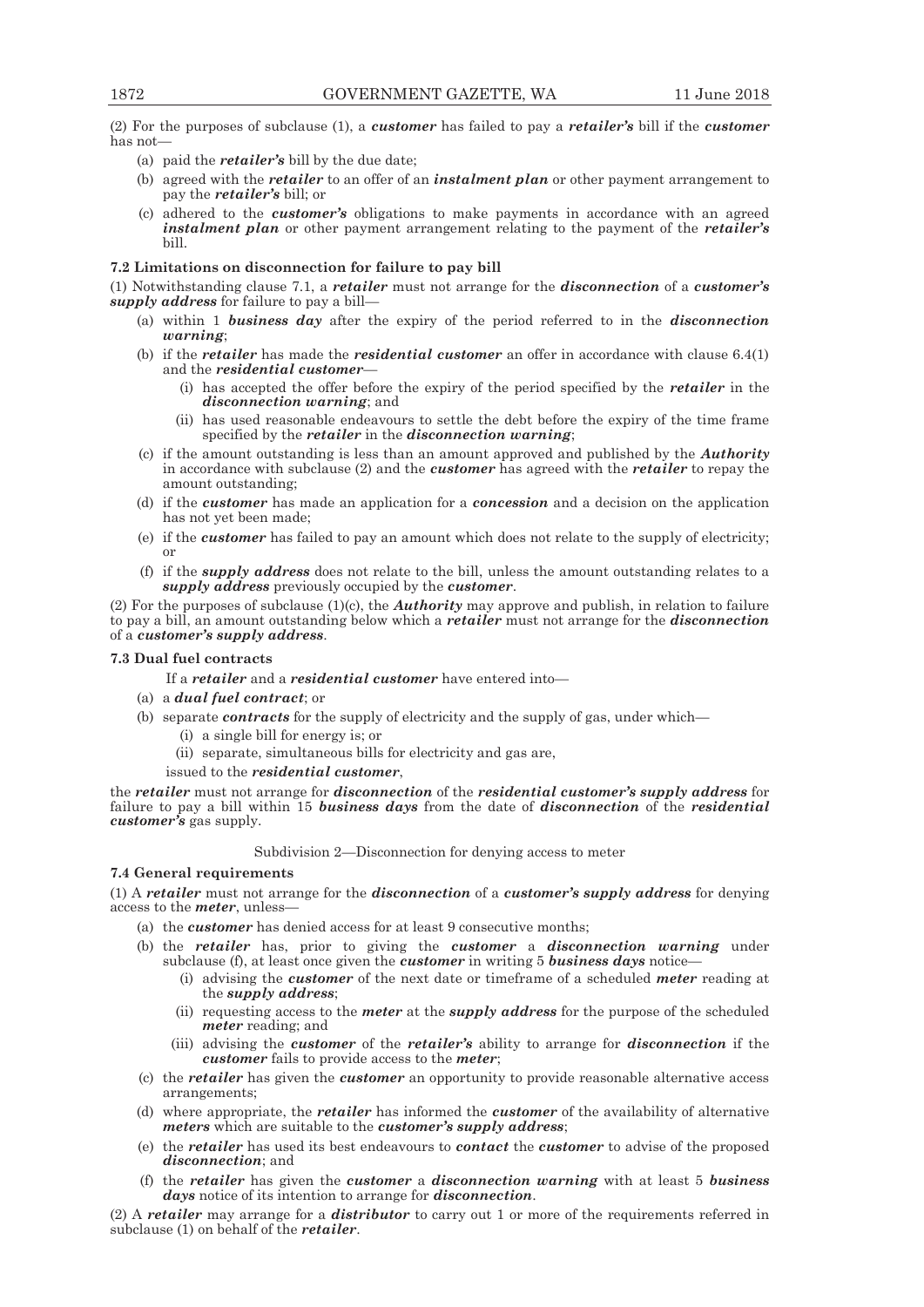(2) For the purposes of subclause (1), a ***customer*** has failed to pay a ***retailer's*** bill if the ***customer*** has not—

- (a) paid the ***retailer's*** bill by the due date;
- (b) agreed with the ***retailer*** to an offer of an ***instalment plan*** or other payment arrangement to pay the ***retailer's*** bill; or
- (c) adhered to the ***customer's*** obligations to make payments in accordance with an agreed ***instalment plan*** or other payment arrangement relating to the payment of the ***retailer's*** bill.

**7.2 Limitations on disconnection for failure to pay bill**

(1) Notwithstanding clause 7.1, a ***retailer*** must not arrange for the ***disconnection*** of a ***customer's supply address*** for failure to pay a bill—

- (a) within 1 ***business day*** after the expiry of the period referred to in the ***disconnection warning***;
- (b) if the ***retailer*** has made the ***residential customer*** an offer in accordance with clause 6.4(1) and the ***residential customer***—
  - (i) has accepted the offer before the expiry of the period specified by the ***retailer*** in the ***disconnection warning***; and
  - (ii) has used reasonable endeavours to settle the debt before the expiry of the time frame specified by the ***retailer*** in the ***disconnection warning***;
- (c) if the amount outstanding is less than an amount approved and published by the ***Authority*** in accordance with subclause (2) and the ***customer*** has agreed with the ***retailer*** to repay the amount outstanding;
- (d) if the ***customer*** has made an application for a ***concession*** and a decision on the application has not yet been made;
- (e) if the ***customer*** has failed to pay an amount which does not relate to the supply of electricity; or
- (f) if the ***supply address*** does not relate to the bill, unless the amount outstanding relates to a ***supply address*** previously occupied by the ***customer***.

(2) For the purposes of subclause (1)(c), the ***Authority*** may approve and publish, in relation to failure to pay a bill, an amount outstanding below which a ***retailer*** must not arrange for the ***disconnection*** of a ***customer's supply address***.

**7.3 Dual fuel contracts**

If a ***retailer*** and a ***residential customer*** have entered into—

- (a) a ***dual fuel contract***; or
- (b) separate ***contracts*** for the supply of electricity and the supply of gas, under which—
  - (i) a single bill for energy is; or
  - (ii) separate, simultaneous bills for electricity and gas are,

  issued to the ***residential customer***,

the ***retailer*** must not arrange for ***disconnection*** of the ***residential customer's supply address*** for failure to pay a bill within 15 ***business days*** from the date of ***disconnection*** of the ***residential customer's*** gas supply.

Subdivision 2—Disconnection for denying access to meter

**7.4 General requirements**

(1) A ***retailer*** must not arrange for the ***disconnection*** of a ***customer's supply address*** for denying access to the ***meter***, unless—

- (a) the ***customer*** has denied access for at least 9 consecutive months;
- (b) the ***retailer*** has, prior to giving the ***customer*** a ***disconnection warning*** under subclause (f), at least once given the ***customer*** in writing 5 ***business days*** notice—
  - (i) advising the ***customer*** of the next date or timeframe of a scheduled ***meter*** reading at the ***supply address***;
  - (ii) requesting access to the ***meter*** at the ***supply address*** for the purpose of the scheduled ***meter*** reading; and
  - (iii) advising the ***customer*** of the ***retailer's*** ability to arrange for ***disconnection*** if the ***customer*** fails to provide access to the ***meter***;
- (c) the ***retailer*** has given the ***customer*** an opportunity to provide reasonable alternative access arrangements;
- (d) where appropriate, the ***retailer*** has informed the ***customer*** of the availability of alternative ***meters*** which are suitable to the ***customer's supply address***;
- (e) the ***retailer*** has used its best endeavours to ***contact*** the ***customer*** to advise of the proposed ***disconnection***; and
- (f) the ***retailer*** has given the ***customer*** a ***disconnection warning*** with at least 5 ***business days*** notice of its intention to arrange for ***disconnection***.

(2) A ***retailer*** may arrange for a ***distributor*** to carry out 1 or more of the requirements referred in subclause (1) on behalf of the ***retailer***.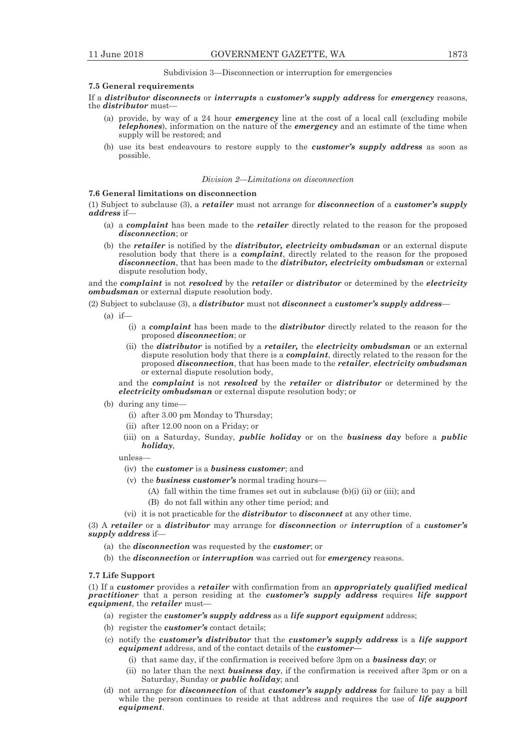Subdivision 3—Disconnection or interruption for emergencies

**7.5 General requirements**

If a ***distributor disconnects*** or ***interrupts*** a ***customer's supply address*** for ***emergency*** reasons, the ***distributor*** must—

(a) provide, by way of a 24 hour ***emergency*** line at the cost of a local call (excluding mobile ***telephones***), information on the nature of the ***emergency*** and an estimate of the time when supply will be restored; and

(b) use its best endeavours to restore supply to the ***customer's supply address*** as soon as possible.

*Division 2—Limitations on disconnection*

**7.6 General limitations on disconnection**

(1) Subject to subclause (3), a ***retailer*** must not arrange for ***disconnection*** of a ***customer's supply address*** if—

(a) a ***complaint*** has been made to the ***retailer*** directly related to the reason for the proposed ***disconnection***; or

(b) the ***retailer*** is notified by the ***distributor, electricity ombudsman*** or an external dispute resolution body that there is a ***complaint***, directly related to the reason for the proposed ***disconnection***, that has been made to the ***distributor, electricity ombudsman*** or external dispute resolution body,

and the ***complaint*** is not ***resolved*** by the ***retailer*** or ***distributor*** or determined by the ***electricity ombudsman*** or external dispute resolution body.

(2) Subject to subclause (3), a ***distributor*** must not ***disconnect*** a ***customer's supply address***—

(a) if—

(i) a ***complaint*** has been made to the ***distributor*** directly related to the reason for the proposed ***disconnection***; or

(ii) the ***distributor*** is notified by a ***retailer,*** the ***electricity ombudsman*** or an external dispute resolution body that there is a ***complaint***, directly related to the reason for the proposed ***disconnection***, that has been made to the ***retailer***, ***electricity ombudsman*** or external dispute resolution body,

and the ***complaint*** is not ***resolved*** by the ***retailer*** or ***distributor*** or determined by the ***electricity ombudsman*** or external dispute resolution body; or

(b) during any time—

(i) after 3.00 pm Monday to Thursday;

(ii) after 12.00 noon on a Friday; or

(iii) on a Saturday, Sunday, ***public holiday*** or on the ***business day*** before a ***public holiday***,

unless—

(iv) the ***customer*** is a ***business customer***; and

(v) the ***business customer's*** normal trading hours—

(A) fall within the time frames set out in subclause (b)(i) (ii) or (iii); and

(B) do not fall within any other time period; and

(vi) it is not practicable for the ***distributor*** to ***disconnect*** at any other time.

(3) A ***retailer*** or a ***distributor*** may arrange for ***disconnection*** *or* ***interruption*** of a ***customer's supply address*** if—

(a) the ***disconnection*** was requested by the ***customer***; or

(b) the ***disconnection*** or ***interruption*** was carried out for ***emergency*** reasons.

**7.7 Life Support**

(1) If a ***customer*** provides a ***retailer*** with confirmation from an ***appropriately qualified medical practitioner*** that a person residing at the ***customer's supply address*** requires ***life support equipment***, the ***retailer*** must—

(a) register the ***customer's supply address*** as a ***life support equipment*** address;

(b) register the ***customer's*** contact details;

(c) notify the ***customer's distributor*** that the ***customer's supply address*** is a ***life support equipment*** address, and of the contact details of the ***customer—***

(i) that same day, if the confirmation is received before 3pm on a ***business day***; or

(ii) no later than the next ***business day***, if the confirmation is received after 3pm or on a Saturday, Sunday or ***public holiday***; and

(d) not arrange for ***disconnection*** of that ***customer's supply address*** for failure to pay a bill while the person continues to reside at that address and requires the use of ***life support equipment***.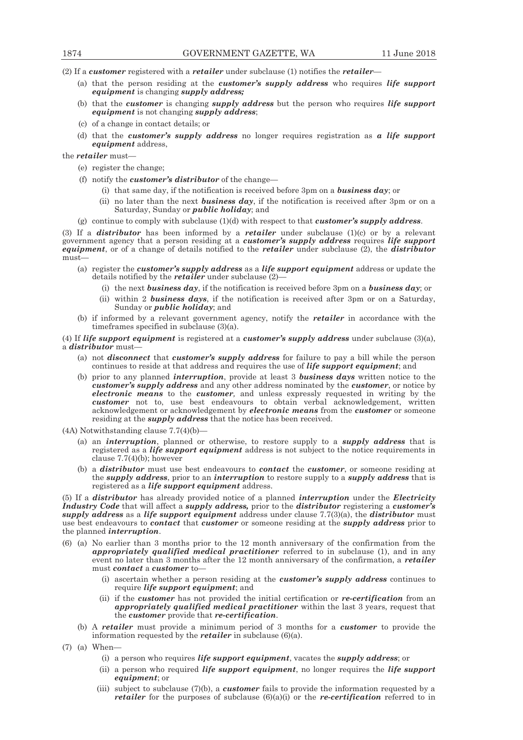(2) If a ***customer*** registered with a ***retailer*** under subclause (1) notifies the ***retailer***—

(a) that the person residing at the ***customer's supply address*** who requires ***life support equipment*** is changing ***supply address;***

(b) that the ***customer*** is changing ***supply address*** but the person who requires ***life support equipment*** is not changing ***supply address***;

(c) of a change in contact details; or

(d) that the ***customer's supply address*** no longer requires registration as ***a life support equipment*** address,

the ***retailer*** must—

(e) register the change;

(f) notify the ***customer's distributor*** of the change—

(i) that same day, if the notification is received before 3pm on a ***business day***; or

(ii) no later than the next ***business day***, if the notification is received after 3pm or on a Saturday, Sunday or ***public holiday***; and

(g) continue to comply with subclause (1)(d) with respect to that ***customer's supply address***.

(3) If a ***distributor*** has been informed by a ***retailer*** under subclause (1)(c) or by a relevant government agency that a person residing at a ***customer's supply address*** requires ***life support equipment***, or of a change of details notified to the ***retailer*** under subclause (2), the ***distributor*** must—

(a) register the ***customer's supply address*** as a ***life support equipment*** address or update the details notified by the ***retailer*** under subclause (2)—

(i) the next ***business day***, if the notification is received before 3pm on a ***business day***; or

(ii) within 2 ***business days***, if the notification is received after 3pm or on a Saturday, Sunday or ***public holiday***; and

(b) if informed by a relevant government agency, notify the ***retailer*** in accordance with the timeframes specified in subclause (3)(a).

(4) If ***life support equipment*** is registered at a ***customer's supply address*** under subclause (3)(a), a ***distributor*** must—

(a) not ***disconnect*** that ***customer's supply address*** for failure to pay a bill while the person continues to reside at that address and requires the use of ***life support equipment***; and

(b) prior to any planned ***interruption***, provide at least 3 ***business days*** written notice to the ***customer's supply address*** and any other address nominated by the ***customer***, or notice by ***electronic means*** to the ***customer,*** and unless expressly requested in writing by the ***customer*** not to, use best endeavours to obtain verbal acknowledgement, written acknowledgement or acknowledgement by ***electronic means*** from the ***customer*** or someone residing at the ***supply address*** that the notice has been received.

(4A) Notwithstanding clause 7.7(4)(b)—

(a) an ***interruption***, planned or otherwise, to restore supply to a ***supply address*** that is registered as a ***life support equipment*** address is not subject to the notice requirements in clause 7.7(4)(b); however

(b) a ***distributor*** must use best endeavours to ***contact*** the ***customer***, or someone residing at the ***supply address***, prior to an ***interruption*** to restore supply to a ***supply address*** that is registered as a ***life support equipment*** address.

(5) If a ***distributor*** has already provided notice of a planned ***interruption*** under the ***Electricity Industry Code*** that will affect a ***supply address,*** prior to the ***distributor*** registering a ***customer's supply address*** as a ***life support equipment*** address under clause 7.7(3)(a), the ***distributor*** must use best endeavours to ***contact*** that ***customer*** or someone residing at the ***supply address*** prior to the planned ***interruption***.

(6) (a) No earlier than 3 months prior to the 12 month anniversary of the confirmation from the ***appropriately qualified medical practitioner*** referred to in subclause (1), and in any event no later than 3 months after the 12 month anniversary of the confirmation, a ***retailer*** must ***contact*** a ***customer*** to—

(i) ascertain whether a person residing at the ***customer's supply address*** continues to require ***life support equipment***; and

(ii) if the ***customer*** has not provided the initial certification or ***re-certification*** from an ***appropriately qualified medical practitioner*** within the last 3 years, request that the ***customer*** provide that ***re-certification***.

(b) A ***retailer*** must provide a minimum period of 3 months for a ***customer*** to provide the information requested by the ***retailer*** in subclause (6)(a).

(7) (a) When—

(i) a person who requires ***life support equipment***, vacates the ***supply address***; or

(ii) a person who required ***life support equipment***, no longer requires the ***life support equipment***; or

(iii) subject to subclause (7)(b), a ***customer*** fails to provide the information requested by a ***retailer*** for the purposes of subclause (6)(a)(i) or the ***re-certification*** referred to in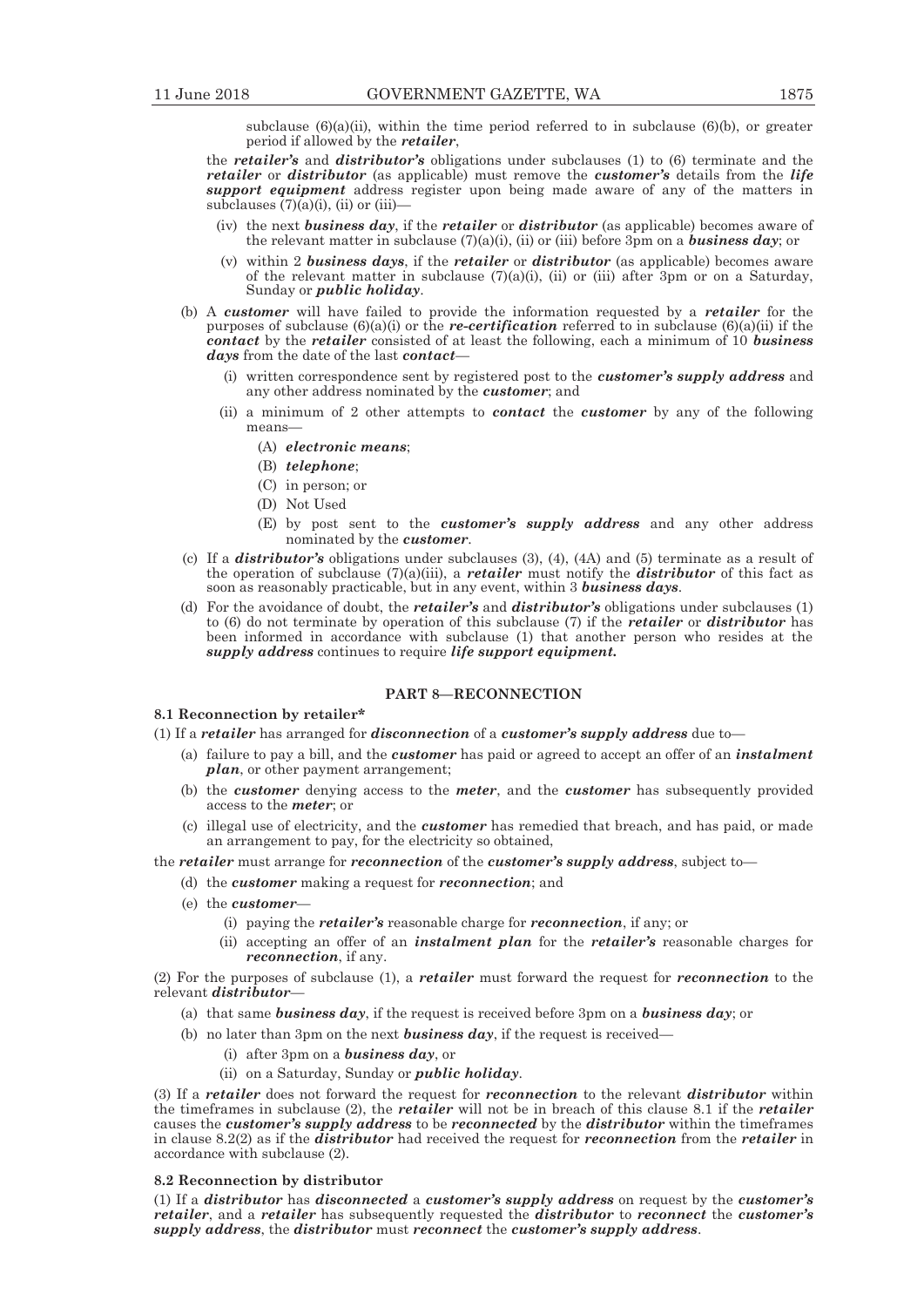subclause (6)(a)(ii), within the time period referred to in subclause (6)(b), or greater period if allowed by the ***retailer***,

the ***retailer's*** and ***distributor's*** obligations under subclauses (1) to (6) terminate and the ***retailer*** or ***distributor*** (as applicable) must remove the ***customer's*** details from the ***life support equipment*** address register upon being made aware of any of the matters in subclauses (7)(a)(i), (ii) or (iii)—

- (iv) the next ***business day***, if the ***retailer*** or ***distributor*** (as applicable) becomes aware of the relevant matter in subclause (7)(a)(i), (ii) or (iii) before 3pm on a ***business day***; or
- (v) within 2 ***business days***, if the ***retailer*** or ***distributor*** (as applicable) becomes aware of the relevant matter in subclause (7)(a)(i), (ii) or (iii) after 3pm or on a Saturday, Sunday or ***public holiday***.

(b) A ***customer*** will have failed to provide the information requested by a ***retailer*** for the purposes of subclause (6)(a)(i) or the ***re-certification*** referred to in subclause (6)(a)(ii) if the ***contact*** by the ***retailer*** consisted of at least the following, each a minimum of 10 ***business days*** from the date of the last ***contact***—

- (i) written correspondence sent by registered post to the ***customer's supply address*** and any other address nominated by the ***customer***; and
- (ii) a minimum of 2 other attempts to ***contact*** the ***customer*** by any of the following means—
  - (A) ***electronic means***;
  - (B) ***telephone***;
  - (C) in person; or
  - (D) Not Used
  - (E) by post sent to the ***customer's supply address*** and any other address nominated by the ***customer***.

(c) If a ***distributor's*** obligations under subclauses (3), (4), (4A) and (5) terminate as a result of the operation of subclause (7)(a)(iii), a ***retailer*** must notify the ***distributor*** of this fact as soon as reasonably practicable, but in any event, within 3 ***business days***.

(d) For the avoidance of doubt, the ***retailer's*** and ***distributor's*** obligations under subclauses (1) to (6) do not terminate by operation of this subclause (7) if the ***retailer*** or ***distributor*** has been informed in accordance with subclause (1) that another person who resides at the ***supply address*** continues to require ***life support equipment.***

## PART 8—RECONNECTION

### 8.1 Reconnection by retailer*

(1) If a ***retailer*** has arranged for ***disconnection*** of a ***customer's supply address*** due to—

- (a) failure to pay a bill, and the ***customer*** has paid or agreed to accept an offer of an ***instalment plan***, or other payment arrangement;
- (b) the ***customer*** denying access to the ***meter***, and the ***customer*** has subsequently provided access to the ***meter***; or
- (c) illegal use of electricity, and the ***customer*** has remedied that breach, and has paid, or made an arrangement to pay, for the electricity so obtained,

the ***retailer*** must arrange for ***reconnection*** of the ***customer's supply address***, subject to—

- (d) the ***customer*** making a request for ***reconnection***; and
- (e) the ***customer***—
  - (i) paying the ***retailer's*** reasonable charge for ***reconnection***, if any; or
  - (ii) accepting an offer of an ***instalment plan*** for the ***retailer's*** reasonable charges for ***reconnection***, if any.

(2) For the purposes of subclause (1), a ***retailer*** must forward the request for ***reconnection*** to the relevant ***distributor***—

- (a) that same ***business day***, if the request is received before 3pm on a ***business day***; or
- (b) no later than 3pm on the next ***business day***, if the request is received—
  - (i) after 3pm on a ***business day***, or
  - (ii) on a Saturday, Sunday or ***public holiday***.

(3) If a ***retailer*** does not forward the request for ***reconnection*** to the relevant ***distributor*** within the timeframes in subclause (2), the ***retailer*** will not be in breach of this clause 8.1 if the ***retailer*** causes the ***customer's supply address*** to be ***reconnected*** by the ***distributor*** within the timeframes in clause 8.2(2) as if the ***distributor*** had received the request for ***reconnection*** from the ***retailer*** in accordance with subclause (2).

### 8.2 Reconnection by distributor

(1) If a ***distributor*** has ***disconnected*** a ***customer's supply address*** on request by the ***customer's retailer***, and a ***retailer*** has subsequently requested the ***distributor*** to ***reconnect*** the ***customer's supply address***, the ***distributor*** must ***reconnect*** the ***customer's supply address***.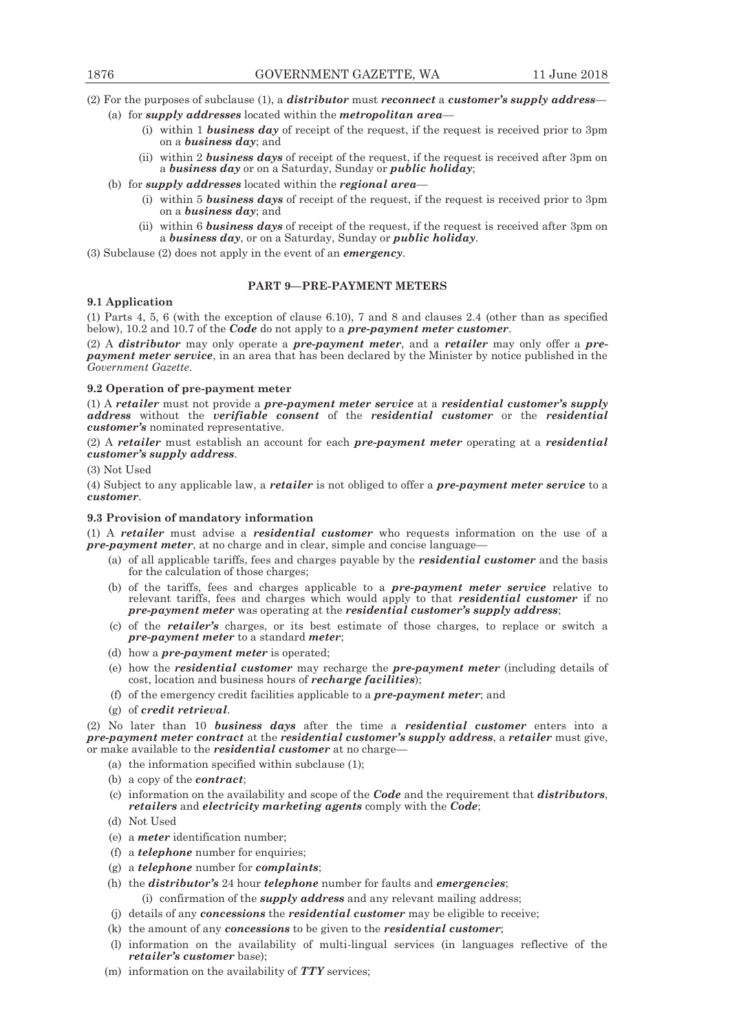(2) For the purposes of subclause (1), a ***distributor*** must ***reconnect*** a ***customer's supply address***—

- (a) for ***supply addresses*** located within the ***metropolitan area***—
  - (i) within 1 ***business day*** of receipt of the request, if the request is received prior to 3pm on a ***business day***; and
  - (ii) within 2 ***business days*** of receipt of the request, if the request is received after 3pm on a ***business day*** or on a Saturday, Sunday or ***public holiday***;
- (b) for ***supply addresses*** located within the ***regional area***—
  - (i) within 5 ***business days*** of receipt of the request, if the request is received prior to 3pm on a ***business day***; and
  - (ii) within 6 ***business days*** of receipt of the request, if the request is received after 3pm on a ***business day***, or on a Saturday, Sunday or ***public holiday***.

(3) Subclause (2) does not apply in the event of an ***emergency***.

## PART 9—PRE-PAYMENT METERS

### 9.1 Application

(1) Parts 4, 5, 6 (with the exception of clause 6.10), 7 and 8 and clauses 2.4 (other than as specified below), 10.2 and 10.7 of the ***Code*** do not apply to a ***pre-payment meter customer***.

(2) A ***distributor*** may only operate a ***pre-payment meter***, and a ***retailer*** may only offer a ***pre-payment meter service***, in an area that has been declared by the Minister by notice published in the *Government Gazette*.

### 9.2 Operation of pre-payment meter

(1) A ***retailer*** must not provide a ***pre-payment meter service*** at a ***residential customer's supply address*** without the ***verifiable consent*** of the ***residential customer*** or the ***residential customer's*** nominated representative.

(2) A ***retailer*** must establish an account for each ***pre-payment meter*** operating at a ***residential customer's supply address***.

(3) Not Used

(4) Subject to any applicable law, a ***retailer*** is not obliged to offer a ***pre-payment meter service*** to a ***customer***.

### 9.3 Provision of mandatory information

(1) A ***retailer*** must advise a ***residential customer*** who requests information on the use of a ***pre-payment meter***, at no charge and in clear, simple and concise language—

- (a) of all applicable tariffs, fees and charges payable by the ***residential customer*** and the basis for the calculation of those charges;
- (b) of the tariffs, fees and charges applicable to a ***pre-payment meter service*** relative to relevant tariffs, fees and charges which would apply to that ***residential customer*** if no ***pre-payment meter*** was operating at the ***residential customer's supply address***;
- (c) of the ***retailer's*** charges, or its best estimate of those charges, to replace or switch a ***pre-payment meter*** to a standard ***meter***;
- (d) how a ***pre-payment meter*** is operated;
- (e) how the ***residential customer*** may recharge the ***pre-payment meter*** (including details of cost, location and business hours of ***recharge facilities***);
- (f) of the emergency credit facilities applicable to a ***pre-payment meter***; and
- (g) of ***credit retrieval***.

(2) No later than 10 ***business days*** after the time a ***residential customer*** enters into a ***pre-payment meter contract*** at the ***residential customer's supply address***, a ***retailer*** must give, or make available to the ***residential customer*** at no charge—

- (a) the information specified within subclause (1);
- (b) a copy of the ***contract***;
- (c) information on the availability and scope of the ***Code*** and the requirement that ***distributors***, ***retailers*** and ***electricity marketing agents*** comply with the ***Code***;
- (d) Not Used
- (e) a ***meter*** identification number;
- (f) a ***telephone*** number for enquiries;
- (g) a ***telephone*** number for ***complaints***;
- (h) the ***distributor's*** 24 hour ***telephone*** number for faults and ***emergencies***;
- (i) confirmation of the ***supply address*** and any relevant mailing address;
- (j) details of any ***concessions*** the ***residential customer*** may be eligible to receive;
- (k) the amount of any ***concessions*** to be given to the ***residential customer***;
- (l) information on the availability of multi-lingual services (in languages reflective of the ***retailer's customer*** base);
- (m) information on the availability of ***TTY*** services;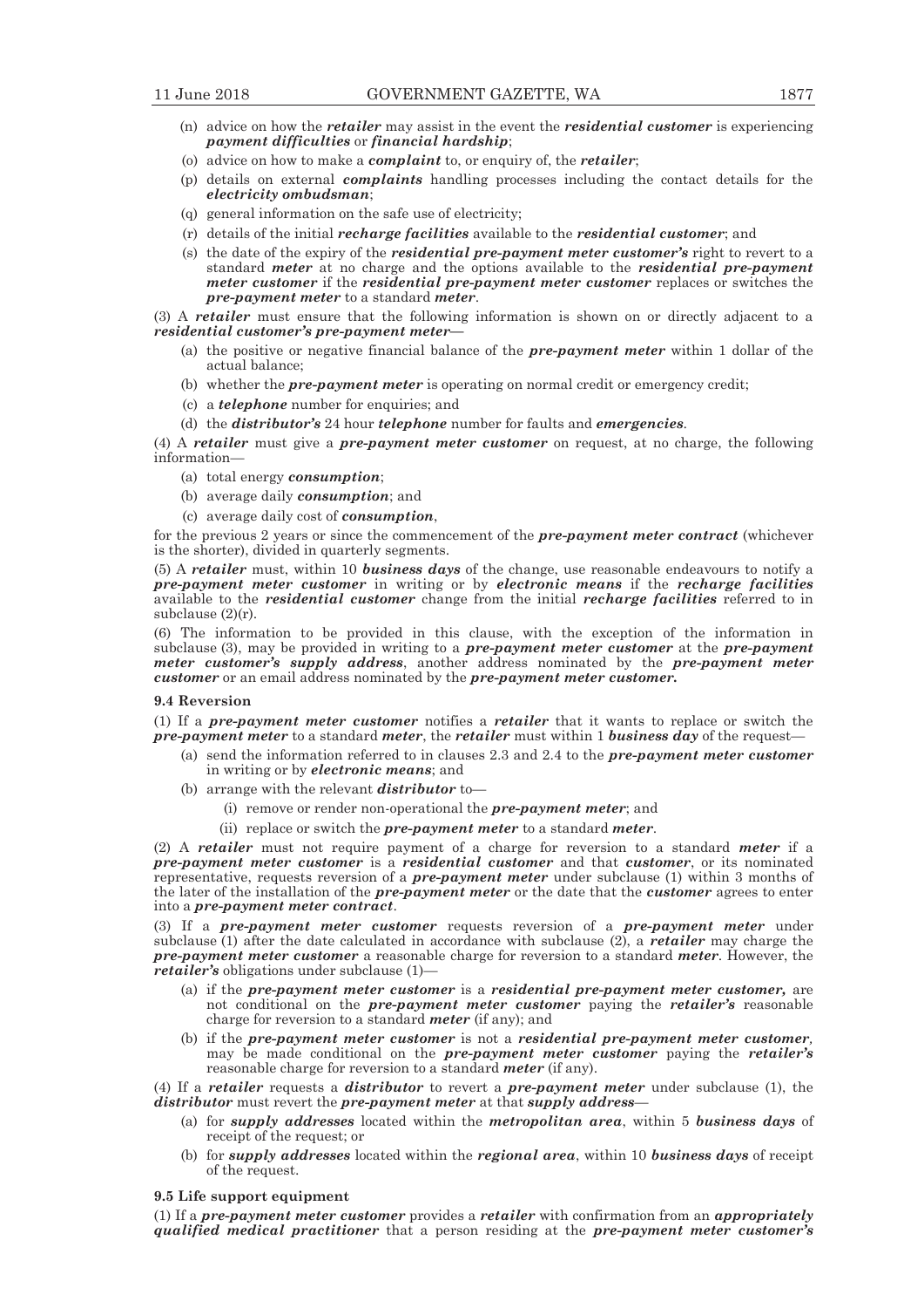(n) advice on how the ***retailer*** may assist in the event the ***residential customer*** is experiencing ***payment difficulties*** or ***financial hardship***;

(o) advice on how to make a ***complaint*** to, or enquiry of, the ***retailer***;

(p) details on external ***complaints*** handling processes including the contact details for the ***electricity ombudsman***;

(q) general information on the safe use of electricity;

(r) details of the initial ***recharge facilities*** available to the ***residential customer***; and

(s) the date of the expiry of the ***residential pre-payment meter customer's*** right to revert to a standard ***meter*** at no charge and the options available to the ***residential pre-payment meter customer*** if the ***residential pre-payment meter customer*** replaces or switches the ***pre-payment meter*** to a standard ***meter***.

(3) A ***retailer*** must ensure that the following information is shown on or directly adjacent to a ***residential customer's pre-payment meter***—

(a) the positive or negative financial balance of the ***pre-payment meter*** within 1 dollar of the actual balance;

(b) whether the ***pre-payment meter*** is operating on normal credit or emergency credit;

(c) a ***telephone*** number for enquiries; and

(d) the ***distributor's*** 24 hour ***telephone*** number for faults and ***emergencies***.

(4) A ***retailer*** must give a ***pre-payment meter customer*** on request, at no charge, the following information—

(a) total energy ***consumption***;

(b) average daily ***consumption***; and

(c) average daily cost of ***consumption***,

for the previous 2 years or since the commencement of the ***pre-payment meter contract*** (whichever is the shorter), divided in quarterly segments.

(5) A ***retailer*** must, within 10 ***business days*** of the change, use reasonable endeavours to notify a ***pre-payment meter customer*** in writing or by ***electronic means*** if the ***recharge facilities*** available to the ***residential customer*** change from the initial ***recharge facilities*** referred to in subclause (2)(r).

(6) The information to be provided in this clause, with the exception of the information in subclause (3), may be provided in writing to a ***pre-payment meter customer*** at the ***pre-payment meter customer's supply address***, another address nominated by the ***pre-payment meter customer*** or an email address nominated by the ***pre-payment meter customer.***

**9.4 Reversion**

(1) If a ***pre-payment meter customer*** notifies a ***retailer*** that it wants to replace or switch the ***pre-payment meter*** to a standard ***meter***, the ***retailer*** must within 1 ***business day*** of the request—

(a) send the information referred to in clauses 2.3 and 2.4 to the ***pre-payment meter customer*** in writing or by ***electronic means***; and

(b) arrange with the relevant ***distributor*** to—

(i) remove or render non-operational the ***pre-payment meter***; and

(ii) replace or switch the ***pre-payment meter*** to a standard ***meter***.

(2) A ***retailer*** must not require payment of a charge for reversion to a standard ***meter*** if a ***pre-payment meter customer*** is a ***residential customer*** and that ***customer***, or its nominated representative, requests reversion of a ***pre-payment meter*** under subclause (1) within 3 months of the later of the installation of the ***pre-payment meter*** or the date that the ***customer*** agrees to enter into a ***pre-payment meter contract***.

(3) If a ***pre-payment meter customer*** requests reversion of a ***pre-payment meter*** under subclause (1) after the date calculated in accordance with subclause (2), a ***retailer*** may charge the ***pre-payment meter customer*** a reasonable charge for reversion to a standard ***meter***. However, the ***retailer's*** obligations under subclause (1)—

(a) if the ***pre-payment meter customer*** is a ***residential pre-payment meter customer,*** are not conditional on the ***pre-payment meter customer*** paying the ***retailer's*** reasonable charge for reversion to a standard ***meter*** (if any); and

(b) if the ***pre-payment meter customer*** is not a ***residential pre-payment meter customer,*** may be made conditional on the ***pre-payment meter customer*** paying the ***retailer's*** reasonable charge for reversion to a standard ***meter*** (if any).

(4) If a ***retailer*** requests a ***distributor*** to revert a ***pre-payment meter*** under subclause (1), the ***distributor*** must revert the ***pre-payment meter*** at that ***supply address***—

(a) for ***supply addresses*** located within the ***metropolitan area***, within 5 ***business days*** of receipt of the request; or

(b) for ***supply addresses*** located within the ***regional area***, within 10 ***business days*** of receipt of the request.

**9.5 Life support equipment**

(1) If a ***pre-payment meter customer*** provides a ***retailer*** with confirmation from an ***appropriately qualified medical practitioner*** that a person residing at the ***pre-payment meter customer's***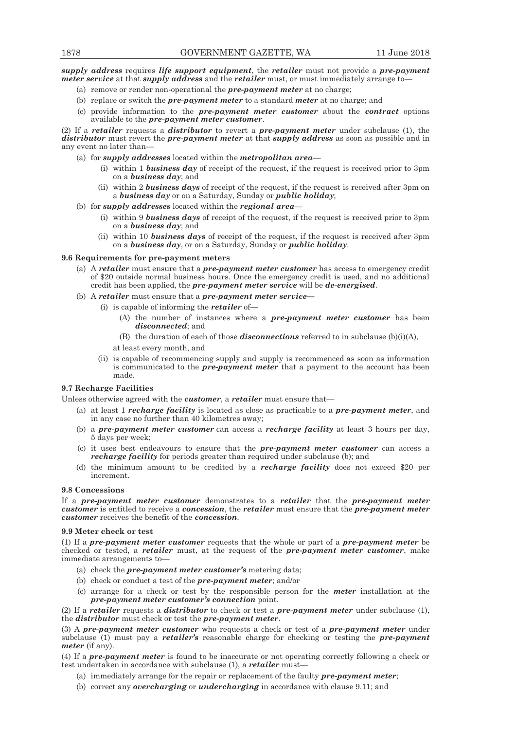***supply address*** requires ***life support equipment***, the ***retailer*** must not provide a ***pre-payment meter service*** at that ***supply address*** and the ***retailer*** must, or must immediately arrange to—

(a) remove or render non-operational the ***pre-payment meter*** at no charge;

(b) replace or switch the ***pre-payment meter*** to a standard ***meter*** at no charge; and

(c) provide information to the ***pre-payment meter customer*** about the ***contract*** options available to the ***pre-payment meter customer***.

(2) If a ***retailer*** requests a ***distributor*** to revert a ***pre-payment meter*** under subclause (1), the ***distributor*** must revert the ***pre-payment meter*** at that ***supply address*** as soon as possible and in any event no later than—

(a) for ***supply addresses*** located within the ***metropolitan area***—

(i) within 1 ***business day*** of receipt of the request, if the request is received prior to 3pm on a ***business day***; and

(ii) within 2 ***business days*** of receipt of the request, if the request is received after 3pm on a ***business day*** or on a Saturday, Sunday or ***public holiday***;

(b) for ***supply addresses*** located within the ***regional area***—

(i) within 9 ***business days*** of receipt of the request, if the request is received prior to 3pm on a ***business day***; and

(ii) within 10 ***business days*** of receipt of the request, if the request is received after 3pm on a ***business day***, or on a Saturday, Sunday or ***public holiday***.

**9.6 Requirements for pre-payment meters**

(a) A ***retailer*** must ensure that a ***pre-payment meter customer*** has access to emergency credit of $20 outside normal business hours. Once the emergency credit is used, and no additional credit has been applied, the ***pre-payment meter service*** will be ***de-energised***.

(b) A ***retailer*** must ensure that a ***pre-payment meter service***—

(i) is capable of informing the ***retailer*** of—

(A) the number of instances where a ***pre-payment meter customer*** has been ***disconnected***; and

(B) the duration of each of those ***disconnections*** referred to in subclause (b)(i)(A),

at least every month, and

(ii) is capable of recommencing supply and supply is recommenced as soon as information is communicated to the ***pre-payment meter*** that a payment to the account has been made.

**9.7 Recharge Facilities**

Unless otherwise agreed with the ***customer***, a ***retailer*** must ensure that—

(a) at least 1 ***recharge facility*** is located as close as practicable to a ***pre-payment meter***, and in any case no further than 40 kilometres away;

(b) a ***pre-payment meter customer*** can access a ***recharge facility*** at least 3 hours per day, 5 days per week;

(c) it uses best endeavours to ensure that the ***pre-payment meter customer*** can access a ***recharge facility*** for periods greater than required under subclause (b); and

(d) the minimum amount to be credited by a ***recharge facility*** does not exceed $20 per increment.

**9.8 Concessions**

If a ***pre-payment meter customer*** demonstrates to a ***retailer*** that the ***pre-payment meter customer*** is entitled to receive a ***concession***, the ***retailer*** must ensure that the ***pre-payment meter customer*** receives the benefit of the ***concession***.

**9.9 Meter check or test**

(1) If a ***pre-payment meter customer*** requests that the whole or part of a ***pre-payment meter*** be checked or tested, a ***retailer*** must, at the request of the ***pre-payment meter customer***, make immediate arrangements to—

(a) check the ***pre-payment meter customer's*** metering data;

(b) check or conduct a test of the ***pre-payment meter***; and/or

(c) arrange for a check or test by the responsible person for the ***meter*** installation at the ***pre-payment meter customer's connection*** point.

(2) If a ***retailer*** requests a ***distributor*** to check or test a ***pre-payment meter*** under subclause (1), the ***distributor*** must check or test the ***pre-payment meter***.

(3) A ***pre-payment meter customer*** who requests a check or test of a ***pre-payment meter*** under subclause (1) must pay a ***retailer's*** reasonable charge for checking or testing the ***pre-payment meter*** (if any).

(4) If a ***pre-payment meter*** is found to be inaccurate or not operating correctly following a check or test undertaken in accordance with subclause (1), a ***retailer*** must—

(a) immediately arrange for the repair or replacement of the faulty ***pre-payment meter***;

(b) correct any ***overcharging*** or ***undercharging*** in accordance with clause 9.11; and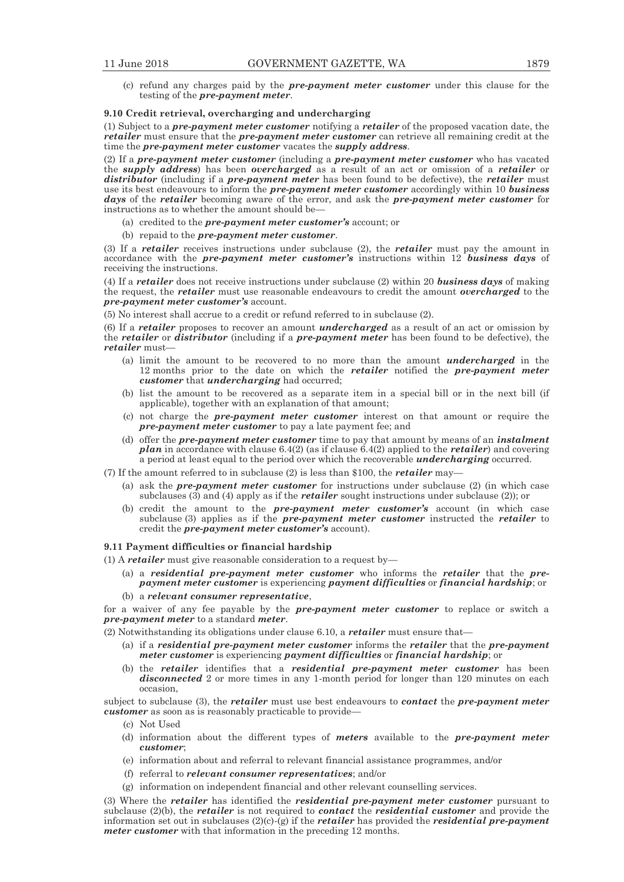(c) refund any charges paid by the ***pre-payment meter customer*** under this clause for the testing of the ***pre-payment meter***.

**9.10 Credit retrieval, overcharging and undercharging**

(1) Subject to a ***pre-payment meter customer*** notifying a ***retailer*** of the proposed vacation date, the ***retailer*** must ensure that the ***pre-payment meter customer*** can retrieve all remaining credit at the time the ***pre-payment meter customer*** vacates the ***supply address***.

(2) If a ***pre-payment meter customer*** (including a ***pre-payment meter customer*** who has vacated the ***supply address***) has been ***overcharged*** as a result of an act or omission of a ***retailer*** or ***distributor*** (including if a ***pre-payment meter*** has been found to be defective), the ***retailer*** must use its best endeavours to inform the ***pre-payment meter customer*** accordingly within 10 ***business days*** of the ***retailer*** becoming aware of the error, and ask the ***pre-payment meter customer*** for instructions as to whether the amount should be—

- (a) credited to the ***pre-payment meter customer's*** account; or
- (b) repaid to the ***pre-payment meter customer***.

(3) If a ***retailer*** receives instructions under subclause (2), the ***retailer*** must pay the amount in accordance with the ***pre-payment meter customer's*** instructions within 12 ***business days*** of receiving the instructions.

(4) If a ***retailer*** does not receive instructions under subclause (2) within 20 ***business days*** of making the request, the ***retailer*** must use reasonable endeavours to credit the amount ***overcharged*** to the ***pre-payment meter customer's*** account.

(5) No interest shall accrue to a credit or refund referred to in subclause (2).

(6) If a ***retailer*** proposes to recover an amount ***undercharged*** as a result of an act or omission by the ***retailer*** or ***distributor*** (including if a ***pre-payment meter*** has been found to be defective), the ***retailer*** must—

- (a) limit the amount to be recovered to no more than the amount ***undercharged*** in the 12 months prior to the date on which the ***retailer*** notified the ***pre-payment meter customer*** that ***undercharging*** had occurred;
- (b) list the amount to be recovered as a separate item in a special bill or in the next bill (if applicable), together with an explanation of that amount;
- (c) not charge the ***pre-payment meter customer*** interest on that amount or require the ***pre-payment meter customer*** to pay a late payment fee; and
- (d) offer the ***pre-payment meter customer*** time to pay that amount by means of an ***instalment plan*** in accordance with clause 6.4(2) (as if clause 6.4(2) applied to the ***retailer***) and covering a period at least equal to the period over which the recoverable ***undercharging*** occurred.

(7) If the amount referred to in subclause (2) is less than $100, the ***retailer*** may—

- (a) ask the ***pre-payment meter customer*** for instructions under subclause (2) (in which case subclauses (3) and (4) apply as if the ***retailer*** sought instructions under subclause (2)); or
- (b) credit the amount to the ***pre-payment meter customer's*** account (in which case subclause (3) applies as if the ***pre-payment meter customer*** instructed the ***retailer*** to credit the ***pre-payment meter customer's*** account).

**9.11 Payment difficulties or financial hardship**

(1) A ***retailer*** must give reasonable consideration to a request by—

- (a) a ***residential pre-payment meter customer*** who informs the ***retailer*** that the ***pre-payment meter customer*** is experiencing ***payment difficulties*** or ***financial hardship***; or
- (b) a ***relevant consumer representative***,

for a waiver of any fee payable by the ***pre-payment meter customer*** to replace or switch a ***pre-payment meter*** to a standard ***meter***.

(2) Notwithstanding its obligations under clause 6.10, a ***retailer*** must ensure that—

- (a) if a ***residential pre-payment meter customer*** informs the ***retailer*** that the ***pre-payment meter customer*** is experiencing ***payment difficulties*** or ***financial hardship***; or
- (b) the ***retailer*** identifies that a ***residential pre-payment meter customer*** has been ***disconnected*** 2 or more times in any 1-month period for longer than 120 minutes on each occasion,

subject to subclause (3), the ***retailer*** must use best endeavours to ***contact*** the ***pre-payment meter customer*** as soon as is reasonably practicable to provide—

- (c) Not Used
- (d) information about the different types of ***meters*** available to the ***pre-payment meter customer***;
- (e) information about and referral to relevant financial assistance programmes, and/or
- (f) referral to ***relevant consumer representatives***; and/or
- (g) information on independent financial and other relevant counselling services.

(3) Where the ***retailer*** has identified the ***residential pre-payment meter customer*** pursuant to subclause (2)(b), the ***retailer*** is not required to ***contact*** the ***residential customer*** and provide the information set out in subclauses (2)(c)-(g) if the ***retailer*** has provided the ***residential pre-payment meter customer*** with that information in the preceding 12 months.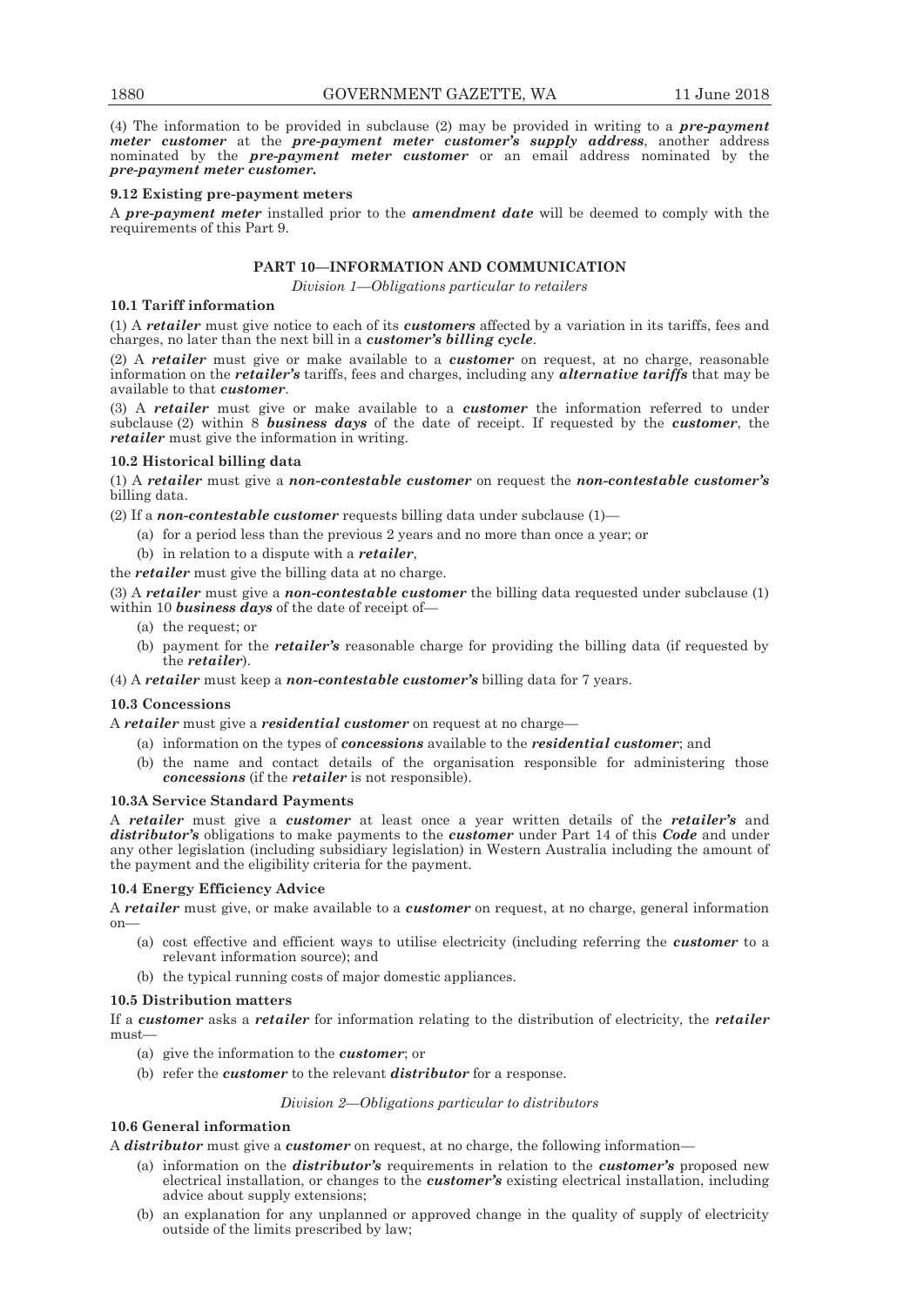(4) The information to be provided in subclause (2) may be provided in writing to a ***pre-payment meter customer*** at the ***pre-payment meter customer's supply address***, another address nominated by the ***pre-payment meter customer*** or an email address nominated by the ***pre-payment meter customer.***

**9.12 Existing pre-payment meters**

A ***pre-payment meter*** installed prior to the ***amendment date*** will be deemed to comply with the requirements of this Part 9.

## PART 10—INFORMATION AND COMMUNICATION

*Division 1—Obligations particular to retailers*

**10.1 Tariff information**

(1) A ***retailer*** must give notice to each of its ***customers*** affected by a variation in its tariffs, fees and charges, no later than the next bill in a ***customer's billing cycle***.

(2) A ***retailer*** must give or make available to a ***customer*** on request, at no charge, reasonable information on the ***retailer's*** tariffs, fees and charges, including any ***alternative tariffs*** that may be available to that ***customer***.

(3) A ***retailer*** must give or make available to a ***customer*** the information referred to under subclause (2) within 8 ***business days*** of the date of receipt. If requested by the ***customer***, the ***retailer*** must give the information in writing.

**10.2 Historical billing data**

(1) A ***retailer*** must give a ***non-contestable customer*** on request the ***non-contestable customer's*** billing data.

(2) If a ***non-contestable customer*** requests billing data under subclause (1)—

(a) for a period less than the previous 2 years and no more than once a year; or

(b) in relation to a dispute with a ***retailer***,

the ***retailer*** must give the billing data at no charge.

(3) A ***retailer*** must give a ***non-contestable customer*** the billing data requested under subclause (1) within 10 ***business days*** of the date of receipt of—

(a) the request; or

(b) payment for the ***retailer's*** reasonable charge for providing the billing data (if requested by the ***retailer***).

(4) A ***retailer*** must keep a ***non-contestable customer's*** billing data for 7 years.

**10.3 Concessions**

A ***retailer*** must give a ***residential customer*** on request at no charge—

(a) information on the types of ***concessions*** available to the ***residential customer***; and

(b) the name and contact details of the organisation responsible for administering those ***concessions*** (if the ***retailer*** is not responsible).

**10.3A Service Standard Payments**

A ***retailer*** must give a ***customer*** at least once a year written details of the ***retailer's*** and ***distributor's*** obligations to make payments to the ***customer*** under Part 14 of this ***Code*** and under any other legislation (including subsidiary legislation) in Western Australia including the amount of the payment and the eligibility criteria for the payment.

**10.4 Energy Efficiency Advice**

A ***retailer*** must give, or make available to a ***customer*** on request, at no charge, general information on—

(a) cost effective and efficient ways to utilise electricity (including referring the ***customer*** to a relevant information source); and

(b) the typical running costs of major domestic appliances.

**10.5 Distribution matters**

If a ***customer*** asks a ***retailer*** for information relating to the distribution of electricity, the ***retailer*** must—

(a) give the information to the ***customer***; or

(b) refer the ***customer*** to the relevant ***distributor*** for a response.

*Division 2—Obligations particular to distributors*

**10.6 General information**

A ***distributor*** must give a ***customer*** on request, at no charge, the following information—

(a) information on the ***distributor's*** requirements in relation to the ***customer's*** proposed new electrical installation, or changes to the ***customer's*** existing electrical installation, including advice about supply extensions;

(b) an explanation for any unplanned or approved change in the quality of supply of electricity outside of the limits prescribed by law;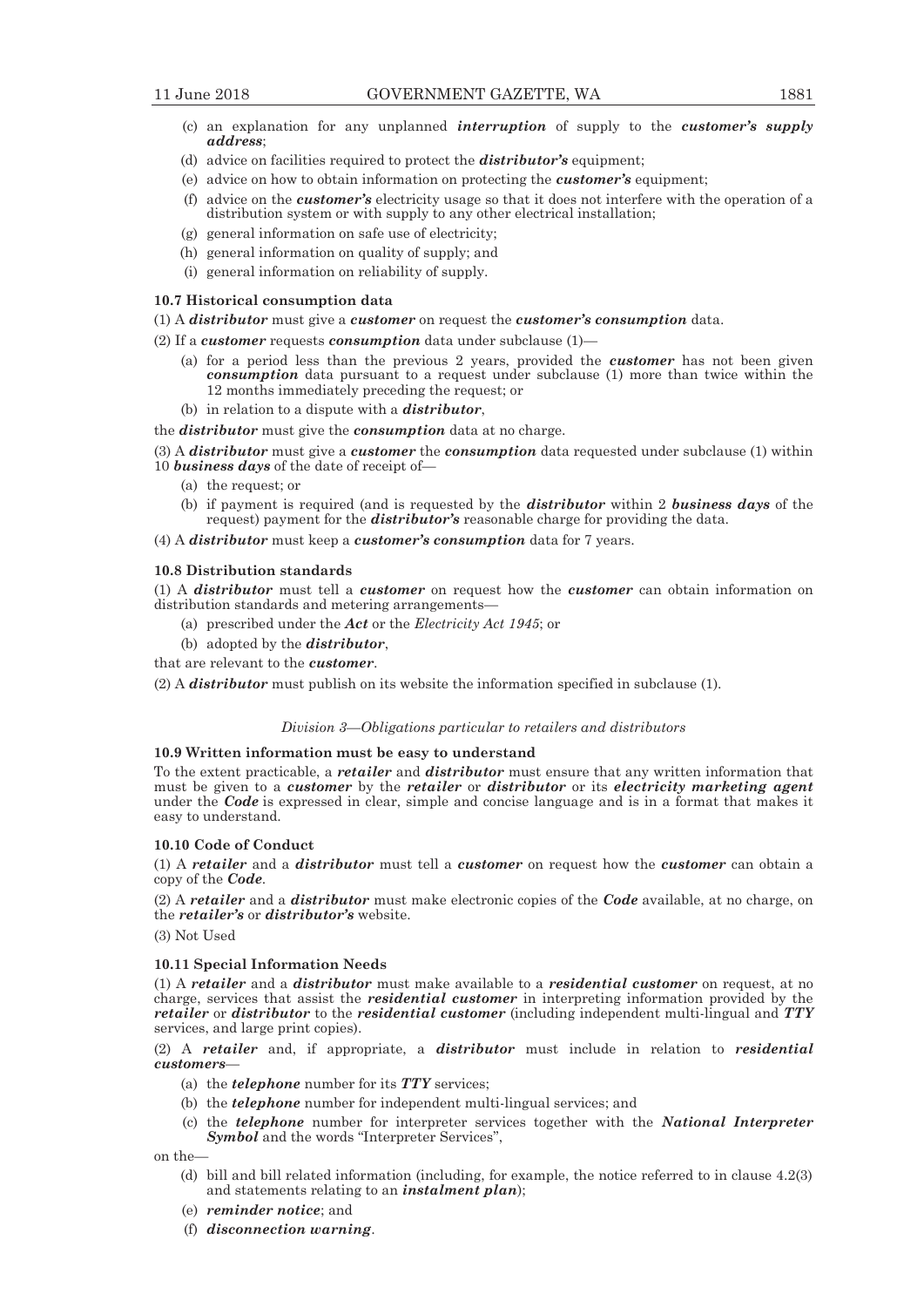(c) an explanation for any unplanned ***interruption*** of supply to the ***customer's supply address***;

(d) advice on facilities required to protect the ***distributor's*** equipment;

(e) advice on how to obtain information on protecting the ***customer's*** equipment;

(f) advice on the ***customer's*** electricity usage so that it does not interfere with the operation of a distribution system or with supply to any other electrical installation;

(g) general information on safe use of electricity;

(h) general information on quality of supply; and

(i) general information on reliability of supply.

**10.7 Historical consumption data**

(1) A ***distributor*** must give a ***customer*** on request the ***customer's consumption*** data.

(2) If a ***customer*** requests ***consumption*** data under subclause (1)—

(a) for a period less than the previous 2 years, provided the ***customer*** has not been given ***consumption*** data pursuant to a request under subclause (1) more than twice within the 12 months immediately preceding the request; or

(b) in relation to a dispute with a ***distributor***,

the ***distributor*** must give the ***consumption*** data at no charge.

(3) A ***distributor*** must give a ***customer*** the ***consumption*** data requested under subclause (1) within 10 ***business days*** of the date of receipt of—

(a) the request; or

(b) if payment is required (and is requested by the ***distributor*** within 2 ***business days*** of the request) payment for the ***distributor's*** reasonable charge for providing the data.

(4) A ***distributor*** must keep a ***customer's consumption*** data for 7 years.

**10.8 Distribution standards**

(1) A ***distributor*** must tell a ***customer*** on request how the ***customer*** can obtain information on distribution standards and metering arrangements—

(a) prescribed under the ***Act*** or the *Electricity Act 1945*; or

(b) adopted by the ***distributor***,

that are relevant to the ***customer***.

(2) A ***distributor*** must publish on its website the information specified in subclause (1).

*Division 3—Obligations particular to retailers and distributors*

**10.9 Written information must be easy to understand**

To the extent practicable, a ***retailer*** and ***distributor*** must ensure that any written information that must be given to a ***customer*** by the ***retailer*** or ***distributor*** or its ***electricity marketing agent*** under the ***Code*** is expressed in clear, simple and concise language and is in a format that makes it easy to understand.

**10.10 Code of Conduct**

(1) A ***retailer*** and a ***distributor*** must tell a ***customer*** on request how the ***customer*** can obtain a copy of the ***Code***.

(2) A ***retailer*** and a ***distributor*** must make electronic copies of the ***Code*** available, at no charge, on the ***retailer's*** or ***distributor's*** website.

(3) Not Used

**10.11 Special Information Needs**

(1) A ***retailer*** and a ***distributor*** must make available to a ***residential customer*** on request, at no charge, services that assist the ***residential customer*** in interpreting information provided by the ***retailer*** or ***distributor*** to the ***residential customer*** (including independent multi-lingual and ***TTY*** services, and large print copies).

(2) A ***retailer*** and, if appropriate, a ***distributor*** must include in relation to ***residential customers***—

(a) the ***telephone*** number for its ***TTY*** services;

(b) the ***telephone*** number for independent multi-lingual services; and

(c) the ***telephone*** number for interpreter services together with the ***National Interpreter Symbol*** and the words "Interpreter Services",

on the—

(d) bill and bill related information (including, for example, the notice referred to in clause 4.2(3) and statements relating to an ***instalment plan***);

(e) ***reminder notice***; and

(f) ***disconnection warning***.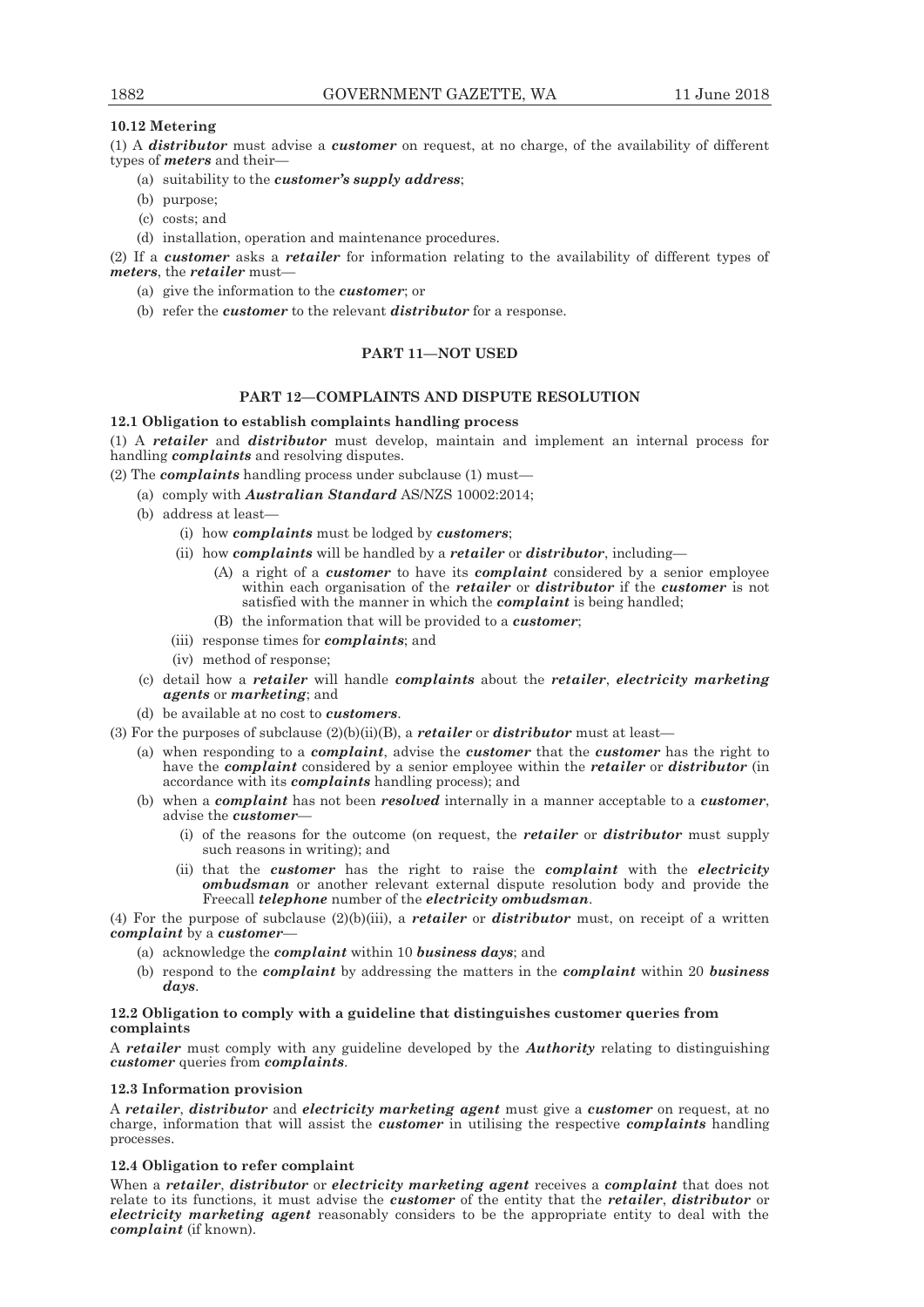**10.12 Metering**

(1) A ***distributor*** must advise a ***customer*** on request, at no charge, of the availability of different types of ***meters*** and their—

- (a) suitability to the ***customer's supply address***;
- (b) purpose;
- (c) costs; and
- (d) installation, operation and maintenance procedures.

(2) If a ***customer*** asks a ***retailer*** for information relating to the availability of different types of ***meters***, the ***retailer*** must—

- (a) give the information to the ***customer***; or
- (b) refer the ***customer*** to the relevant ***distributor*** for a response.

## PART 11—NOT USED

## PART 12—COMPLAINTS AND DISPUTE RESOLUTION

**12.1 Obligation to establish complaints handling process**

(1) A ***retailer*** and ***distributor*** must develop, maintain and implement an internal process for handling ***complaints*** and resolving disputes.

(2) The ***complaints*** handling process under subclause (1) must—

- (a) comply with ***Australian Standard*** AS/NZS 10002:2014;
- (b) address at least—
  - (i) how ***complaints*** must be lodged by ***customers***;
  - (ii) how ***complaints*** will be handled by a ***retailer*** or ***distributor***, including—
    - (A) a right of a ***customer*** to have its ***complaint*** considered by a senior employee within each organisation of the ***retailer*** or ***distributor*** if the ***customer*** is not satisfied with the manner in which the ***complaint*** is being handled;
    - (B) the information that will be provided to a ***customer***;
  - (iii) response times for ***complaints***; and
  - (iv) method of response;
- (c) detail how a ***retailer*** will handle ***complaints*** about the ***retailer***, ***electricity marketing agents*** or ***marketing***; and
- (d) be available at no cost to ***customers***.

(3) For the purposes of subclause (2)(b)(ii)(B), a ***retailer*** or ***distributor*** must at least—

- (a) when responding to a ***complaint***, advise the ***customer*** that the ***customer*** has the right to have the ***complaint*** considered by a senior employee within the ***retailer*** or ***distributor*** (in accordance with its ***complaints*** handling process); and
- (b) when a ***complaint*** has not been ***resolved*** internally in a manner acceptable to a ***customer***, advise the ***customer***—
  - (i) of the reasons for the outcome (on request, the ***retailer*** or ***distributor*** must supply such reasons in writing); and
  - (ii) that the ***customer*** has the right to raise the ***complaint*** with the ***electricity ombudsman*** or another relevant external dispute resolution body and provide the Freecall ***telephone*** number of the ***electricity ombudsman***.

(4) For the purpose of subclause (2)(b)(iii), a ***retailer*** or ***distributor*** must, on receipt of a written ***complaint*** by a ***customer***—

- (a) acknowledge the ***complaint*** within 10 ***business days***; and
- (b) respond to the ***complaint*** by addressing the matters in the ***complaint*** within 20 ***business days***.

**12.2 Obligation to comply with a guideline that distinguishes customer queries from complaints**

A ***retailer*** must comply with any guideline developed by the ***Authority*** relating to distinguishing ***customer*** queries from ***complaints***.

**12.3 Information provision**

A ***retailer***, ***distributor*** and ***electricity marketing agent*** must give a ***customer*** on request, at no charge, information that will assist the ***customer*** in utilising the respective ***complaints*** handling processes.

**12.4 Obligation to refer complaint**

When a ***retailer***, ***distributor*** or ***electricity marketing agent*** receives a ***complaint*** that does not relate to its functions, it must advise the ***customer*** of the entity that the ***retailer***, ***distributor*** or ***electricity marketing agent*** reasonably considers to be the appropriate entity to deal with the ***complaint*** (if known).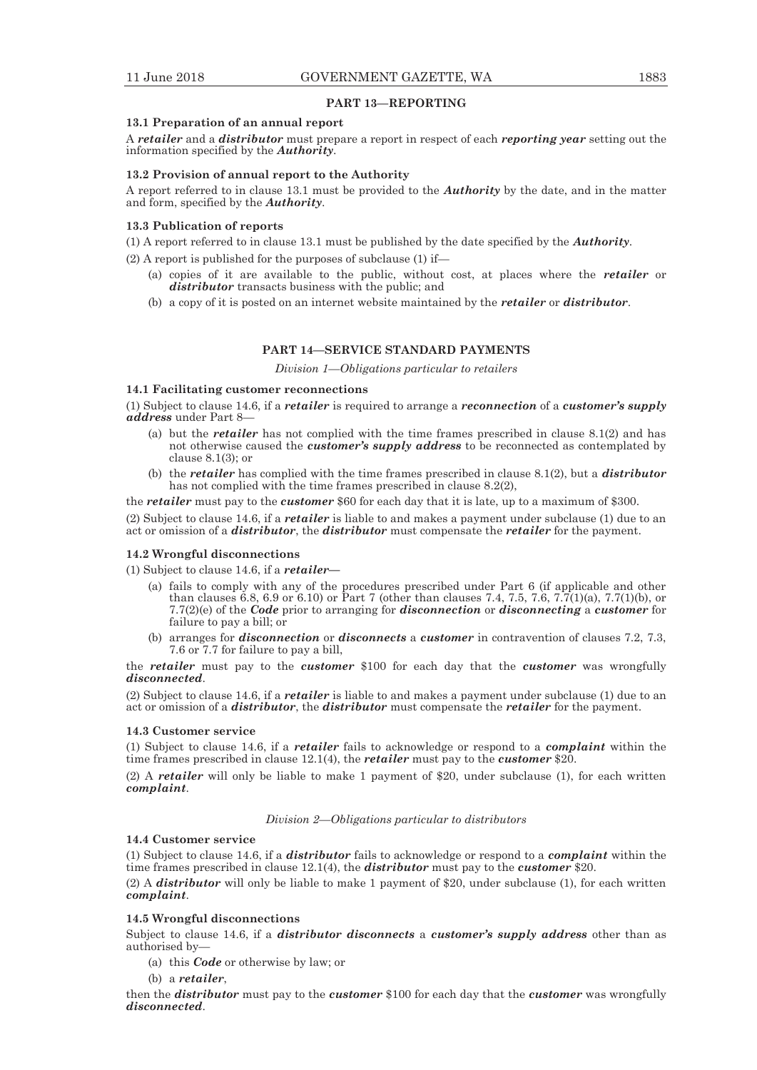## PART 13—REPORTING

**13.1 Preparation of an annual report**

A ***retailer*** and a ***distributor*** must prepare a report in respect of each ***reporting year*** setting out the information specified by the ***Authority***.

**13.2 Provision of annual report to the Authority**

A report referred to in clause 13.1 must be provided to the ***Authority*** by the date, and in the matter and form, specified by the ***Authority***.

**13.3 Publication of reports**

(1) A report referred to in clause 13.1 must be published by the date specified by the ***Authority***.

(2) A report is published for the purposes of subclause (1) if—

- (a) copies of it are available to the public, without cost, at places where the ***retailer*** or ***distributor*** transacts business with the public; and
- (b) a copy of it is posted on an internet website maintained by the ***retailer*** or ***distributor***.

## PART 14—SERVICE STANDARD PAYMENTS

*Division 1—Obligations particular to retailers*

**14.1 Facilitating customer reconnections**

(1) Subject to clause 14.6, if a ***retailer*** is required to arrange a ***reconnection*** of a ***customer's supply address*** under Part 8—

- (a) but the ***retailer*** has not complied with the time frames prescribed in clause 8.1(2) and has not otherwise caused the ***customer's supply address*** to be reconnected as contemplated by clause 8.1(3); or
- (b) the ***retailer*** has complied with the time frames prescribed in clause 8.1(2), but a ***distributor*** has not complied with the time frames prescribed in clause 8.2(2),

the ***retailer*** must pay to the ***customer*** $60 for each day that it is late, up to a maximum of $300.

(2) Subject to clause 14.6, if a ***retailer*** is liable to and makes a payment under subclause (1) due to an act or omission of a ***distributor***, the ***distributor*** must compensate the ***retailer*** for the payment.

**14.2 Wrongful disconnections**

(1) Subject to clause 14.6, if a ***retailer***—

- (a) fails to comply with any of the procedures prescribed under Part 6 (if applicable and other than clauses 6.8, 6.9 or 6.10) or Part 7 (other than clauses 7.4, 7.5, 7.6, 7.7(1)(a), 7.7(1)(b), or 7.7(2)(e) of the ***Code*** prior to arranging for ***disconnection*** or ***disconnecting*** a ***customer*** for failure to pay a bill; or
- (b) arranges for ***disconnection*** or ***disconnects*** a ***customer*** in contravention of clauses 7.2, 7.3, 7.6 or 7.7 for failure to pay a bill,

the ***retailer*** must pay to the ***customer*** $100 for each day that the ***customer*** was wrongfully ***disconnected***.

(2) Subject to clause 14.6, if a ***retailer*** is liable to and makes a payment under subclause (1) due to an act or omission of a ***distributor***, the ***distributor*** must compensate the ***retailer*** for the payment.

**14.3 Customer service**

(1) Subject to clause 14.6, if a ***retailer*** fails to acknowledge or respond to a ***complaint*** within the time frames prescribed in clause 12.1(4), the ***retailer*** must pay to the ***customer*** $20.

(2) A ***retailer*** will only be liable to make 1 payment of $20, under subclause (1), for each written ***complaint***.

*Division 2—Obligations particular to distributors*

**14.4 Customer service**

(1) Subject to clause 14.6, if a ***distributor*** fails to acknowledge or respond to a ***complaint*** within the time frames prescribed in clause 12.1(4), the ***distributor*** must pay to the ***customer*** $20.

(2) A ***distributor*** will only be liable to make 1 payment of $20, under subclause (1), for each written ***complaint***.

**14.5 Wrongful disconnections**

Subject to clause 14.6, if a ***distributor disconnects*** a ***customer's supply address*** other than as authorised by—

- (a) this ***Code*** or otherwise by law; or
- (b) a ***retailer***,

then the ***distributor*** must pay to the ***customer*** $100 for each day that the ***customer*** was wrongfully ***disconnected***.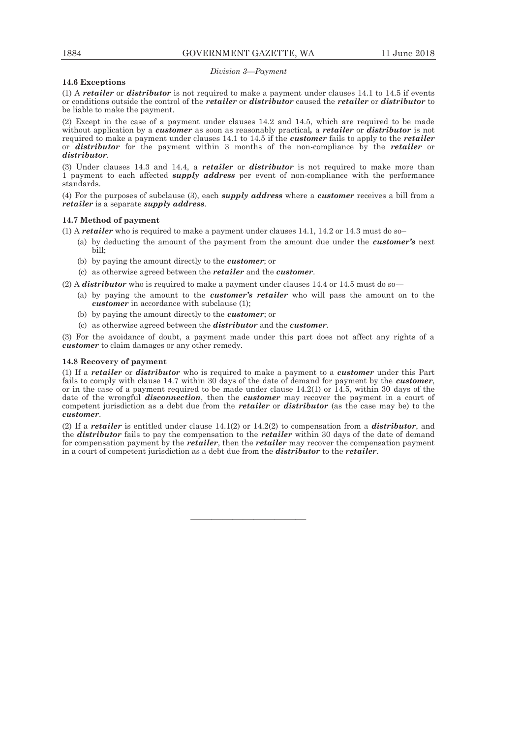*Division 3—Payment*

**14.6 Exceptions**

(1) A ***retailer*** or ***distributor*** is not required to make a payment under clauses 14.1 to 14.5 if events or conditions outside the control of the ***retailer*** or ***distributor*** caused the ***retailer*** or ***distributor*** to be liable to make the payment.

(2) Except in the case of a payment under clauses 14.2 and 14.5, which are required to be made without application by a ***customer*** as soon as reasonably practical**,** a ***retailer*** or ***distributor*** is not required to make a payment under clauses 14.1 to 14.5 if the ***customer*** fails to apply to the ***retailer*** or ***distributor*** for the payment within 3 months of the non-compliance by the ***retailer*** or ***distributor***.

(3) Under clauses 14.3 and 14.4, a ***retailer*** or ***distributor*** is not required to make more than 1 payment to each affected ***supply address*** per event of non-compliance with the performance standards.

(4) For the purposes of subclause (3), each ***supply address*** where a ***customer*** receives a bill from a ***retailer*** is a separate ***supply address***.

**14.7 Method of payment**

(1) A ***retailer*** who is required to make a payment under clauses 14.1, 14.2 or 14.3 must do so–

- (a) by deducting the amount of the payment from the amount due under the ***customer's*** next bill;
- (b) by paying the amount directly to the ***customer***; or
- (c) as otherwise agreed between the ***retailer*** and the ***customer***.

(2) A ***distributor*** who is required to make a payment under clauses 14.4 or 14.5 must do so—

- (a) by paying the amount to the ***customer's retailer*** who will pass the amount on to the ***customer*** in accordance with subclause (1);
- (b) by paying the amount directly to the ***customer***; or
- (c) as otherwise agreed between the ***distributor*** and the ***customer***.

(3) For the avoidance of doubt, a payment made under this part does not affect any rights of a ***customer*** to claim damages or any other remedy.

**14.8 Recovery of payment**

(1) If a ***retailer*** or ***distributor*** who is required to make a payment to a ***customer*** under this Part fails to comply with clause 14.7 within 30 days of the date of demand for payment by the ***customer***, or in the case of a payment required to be made under clause 14.2(1) or 14.5, within 30 days of the date of the wrongful ***disconnection***, then the ***customer*** may recover the payment in a court of competent jurisdiction as a debt due from the ***retailer*** or ***distributor*** (as the case may be) to the ***customer***.

(2) If a ***retailer*** is entitled under clause 14.1(2) or 14.2(2) to compensation from a ***distributor***, and the ***distributor*** fails to pay the compensation to the ***retailer*** within 30 days of the date of demand for compensation payment by the ***retailer***, then the ***retailer*** may recover the compensation payment in a court of competent jurisdiction as a debt due from the ***distributor*** to the ***retailer***.

———————————